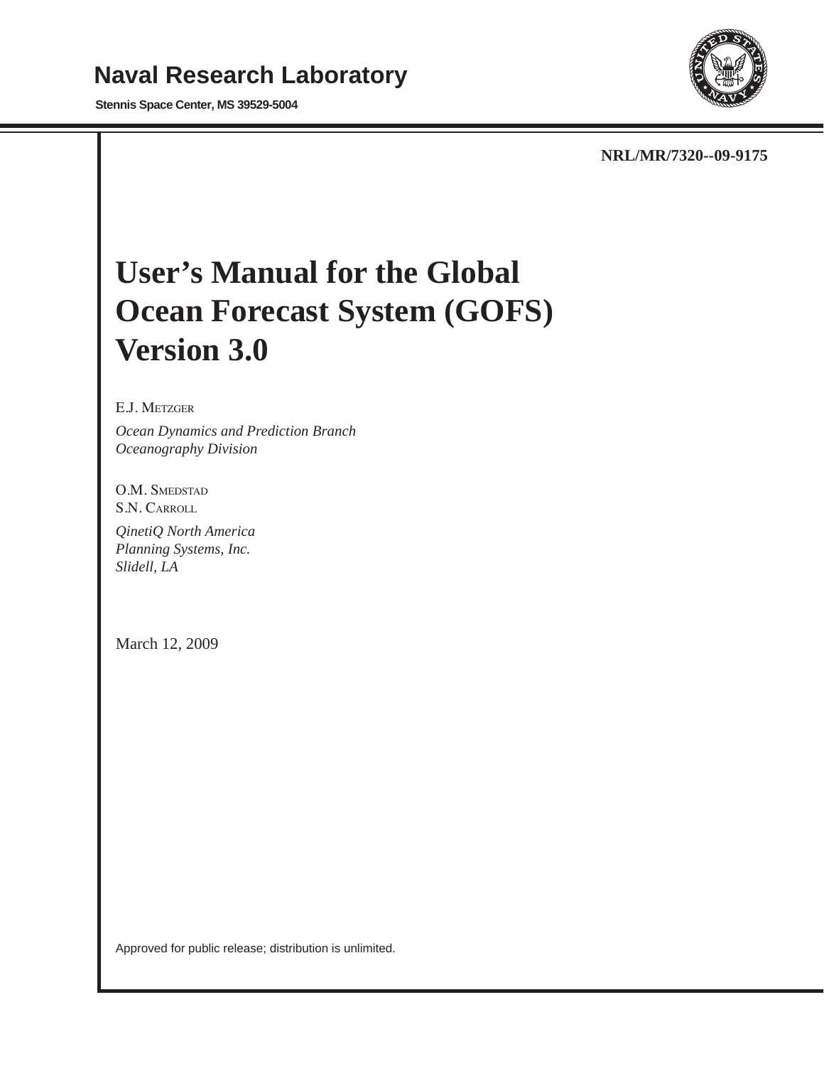# Naval Research Laboratory

**Stennis Space Center, MS 39529-5004**

**NRL/MR/7320--09-9175**

# User's Manual for the Global Ocean Forecast System (GOFS) Version 3.0

E.J. Metzger

*Ocean Dynamics and Prediction Branch*
*Oceanography Division*

O.M. Smedstad
S.N. Carroll

*QinetiQ North America*
*Planning Systems, Inc.*
*Slidell, LA*

March 12, 2009

Approved for public release; distribution is unlimited.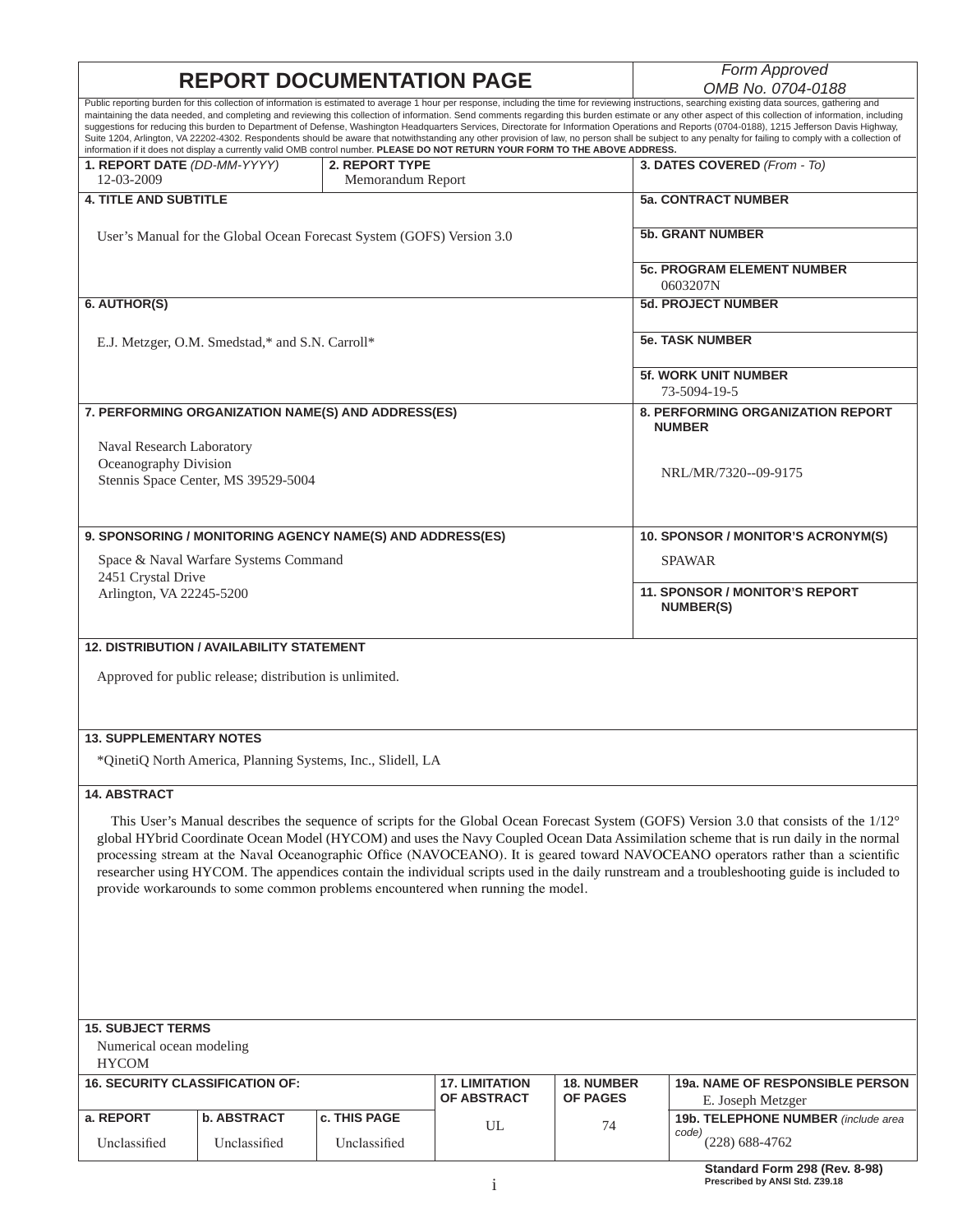# REPORT DOCUMENTATION PAGE

*Form Approved*
*OMB No. 0704-0188*

Public reporting burden for this collection of information is estimated to average 1 hour per response, including the time for reviewing instructions, searching existing data sources, gathering and maintaining the data needed, and completing and reviewing this collection of information. Send comments regarding this burden estimate or any other aspect of this collection of information, including suggestions for reducing this burden to Department of Defense, Washington Headquarters Services, Directorate for Information Operations and Reports (0704-0188), 1215 Jefferson Davis Highway, Suite 1204, Arlington, VA 22202-4302. Respondents should be aware that notwithstanding any other provision of law, no person shall be subject to any penalty for failing to comply with a collection of information if it does not display a currently valid OMB control number. **PLEASE DO NOT RETURN YOUR FORM TO THE ABOVE ADDRESS.**

**1. REPORT DATE** *(DD-MM-YYYY)*
12-03-2009

**2. REPORT TYPE**
Memorandum Report

**3. DATES COVERED** *(From - To)*

**4. TITLE AND SUBTITLE**
User's Manual for the Global Ocean Forecast System (GOFS) Version 3.0

**5a. CONTRACT NUMBER**

**5b. GRANT NUMBER**

**5c. PROGRAM ELEMENT NUMBER**
0603207N

**6. AUTHOR(S)**
E.J. Metzger, O.M. Smedstad,* and S.N. Carroll*

**5d. PROJECT NUMBER**

**5e. TASK NUMBER**

**5f. WORK UNIT NUMBER**
73-5094-19-5

**7. PERFORMING ORGANIZATION NAME(S) AND ADDRESS(ES)**
Naval Research Laboratory
Oceanography Division
Stennis Space Center, MS 39529-5004

**8. PERFORMING ORGANIZATION REPORT NUMBER**
NRL/MR/7320--09-9175

**9. SPONSORING / MONITORING AGENCY NAME(S) AND ADDRESS(ES)**
Space & Naval Warfare Systems Command
2451 Crystal Drive
Arlington, VA 22245-5200

**10. SPONSOR / MONITOR'S ACRONYM(S)**
SPAWAR

**11. SPONSOR / MONITOR'S REPORT NUMBER(S)**

**12. DISTRIBUTION / AVAILABILITY STATEMENT**
Approved for public release; distribution is unlimited.

**13. SUPPLEMENTARY NOTES**
*QinetiQ North America, Planning Systems, Inc., Slidell, LA

**14. ABSTRACT**
This User's Manual describes the sequence of scripts for the Global Ocean Forecast System (GOFS) Version 3.0 that consists of the 1/12° global HYbrid Coordinate Ocean Model (HYCOM) and uses the Navy Coupled Ocean Data Assimilation scheme that is run daily in the normal processing stream at the Naval Oceanographic Office (NAVOCEANO). It is geared toward NAVOCEANO operators rather than a scientific researcher using HYCOM. The appendices contain the individual scripts used in the daily runstream and a troubleshooting guide is included to provide workarounds to some common problems encountered when running the model.

**15. SUBJECT TERMS**
Numerical ocean modeling
HYCOM

| 16. SECURITY CLASSIFICATION OF: | | | 17. LIMITATION OF ABSTRACT | 18. NUMBER OF PAGES | 19a. NAME OF RESPONSIBLE PERSON |
|---|---|---|---|---|---|
| **a. REPORT** | **b. ABSTRACT** | **c. THIS PAGE** | | | E. Joseph Metzger |
| Unclassified | Unclassified | Unclassified | UL | 74 | **19b. TELEPHONE NUMBER** *(include area code)* (228) 688-4762 |

**Standard Form 298 (Rev. 8-98)**
**Prescribed by ANSI Std. Z39.18**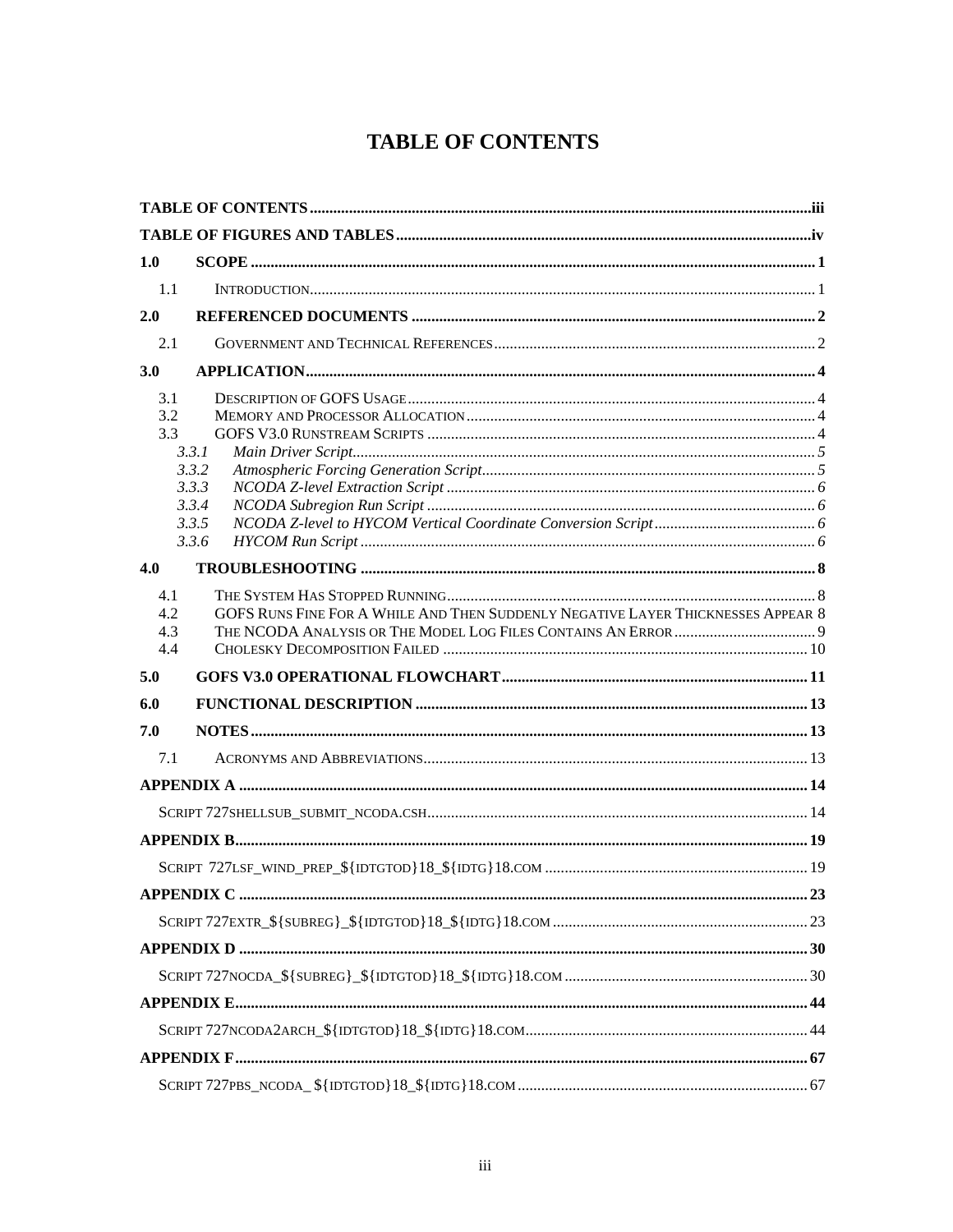# TABLE OF CONTENTS

**TABLE OF CONTENTS** ..... iii

**TABLE OF FIGURES AND TABLES** ..... iv

**1.0 SCOPE** ..... 1

- 1.1 INTRODUCTION ..... 1

**2.0 REFERENCED DOCUMENTS** ..... 2

- 2.1 GOVERNMENT AND TECHNICAL REFERENCES ..... 2

**3.0 APPLICATION** ..... 4

- 3.1 DESCRIPTION OF GOFS USAGE ..... 4
- 3.2 MEMORY AND PROCESSOR ALLOCATION ..... 4
- 3.3 GOFS V3.0 RUNSTREAM SCRIPTS ..... 4
  - *3.3.1 Main Driver Script* ..... 5
  - *3.3.2 Atmospheric Forcing Generation Script* ..... 5
  - *3.3.3 NCODA Z-level Extraction Script* ..... 6
  - *3.3.4 NCODA Subregion Run Script* ..... 6
  - *3.3.5 NCODA Z-level to HYCOM Vertical Coordinate Conversion Script* ..... 6
  - *3.3.6 HYCOM Run Script* ..... 6

**4.0 TROUBLESHOOTING** ..... 8

- 4.1 THE SYSTEM HAS STOPPED RUNNING ..... 8
- 4.2 GOFS RUNS FINE FOR A WHILE AND THEN SUDDENLY NEGATIVE LAYER THICKNESSES APPEAR ..... 8
- 4.3 THE NCODA ANALYSIS OR THE MODEL LOG FILES CONTAINS AN ERROR ..... 9
- 4.4 CHOLESKY DECOMPOSITION FAILED ..... 10

**5.0 GOFS V3.0 OPERATIONAL FLOWCHART** ..... 11

**6.0 FUNCTIONAL DESCRIPTION** ..... 13

**7.0 NOTES** ..... 13

- 7.1 ACRONYMS AND ABBREVIATIONS ..... 13

**APPENDIX A** ..... 14

- SCRIPT 727SHELLSUB_SUBMIT_NCODA.CSH ..... 14

**APPENDIX B** ..... 19

- SCRIPT 727LSF_WIND_PREP_${IDTGTOD}18_${IDTG}18.COM ..... 19

**APPENDIX C** ..... 23

- SCRIPT 727EXTR_${SUBREG}_${IDTGTOD}18_${IDTG}18.COM ..... 23

**APPENDIX D** ..... 30

- SCRIPT 727NOCDA_${SUBREG}_${IDTGTOD}18_${IDTG}18.COM ..... 30

**APPENDIX E** ..... 44

- SCRIPT 727NCODA2ARCH_${IDTGTOD}18_${IDTG}18.COM ..... 44

**APPENDIX F** ..... 67

- SCRIPT 727PBS_NCODA_ ${IDTGTOD}18_${IDTG}18.COM ..... 67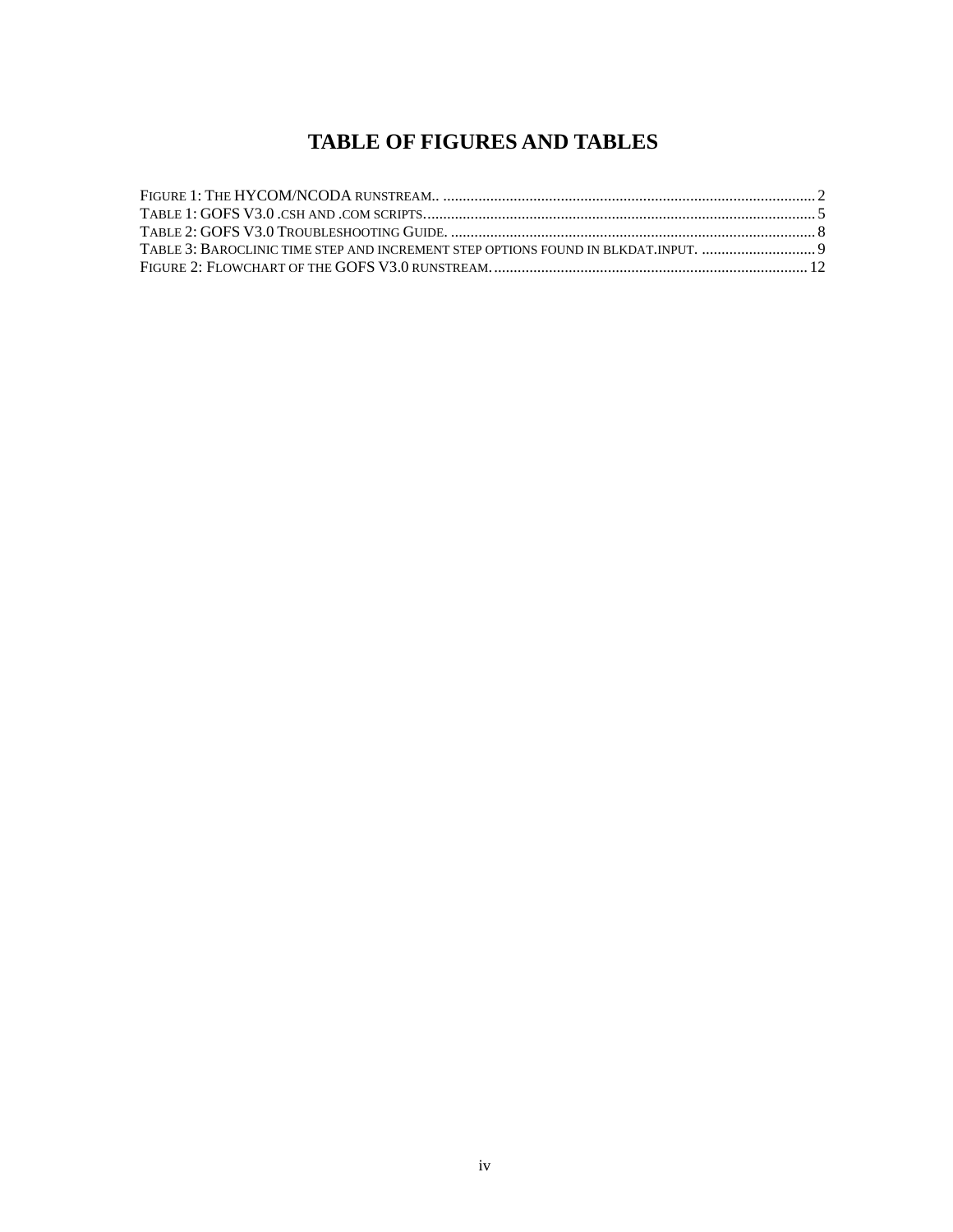# TABLE OF FIGURES AND TABLES

FIGURE 1: THE HYCOM/NCODA RUNSTREAM.. .......... 2
TABLE 1: GOFS V3.0 .CSH AND .COM SCRIPTS.......... 5
TABLE 2: GOFS V3.0 TROUBLESHOOTING GUIDE. .......... 8
TABLE 3: BAROCLINIC TIME STEP AND INCREMENT STEP OPTIONS FOUND IN BLKDAT.INPUT. .......... 9
FIGURE 2: FLOWCHART OF THE GOFS V3.0 RUNSTREAM.......... 12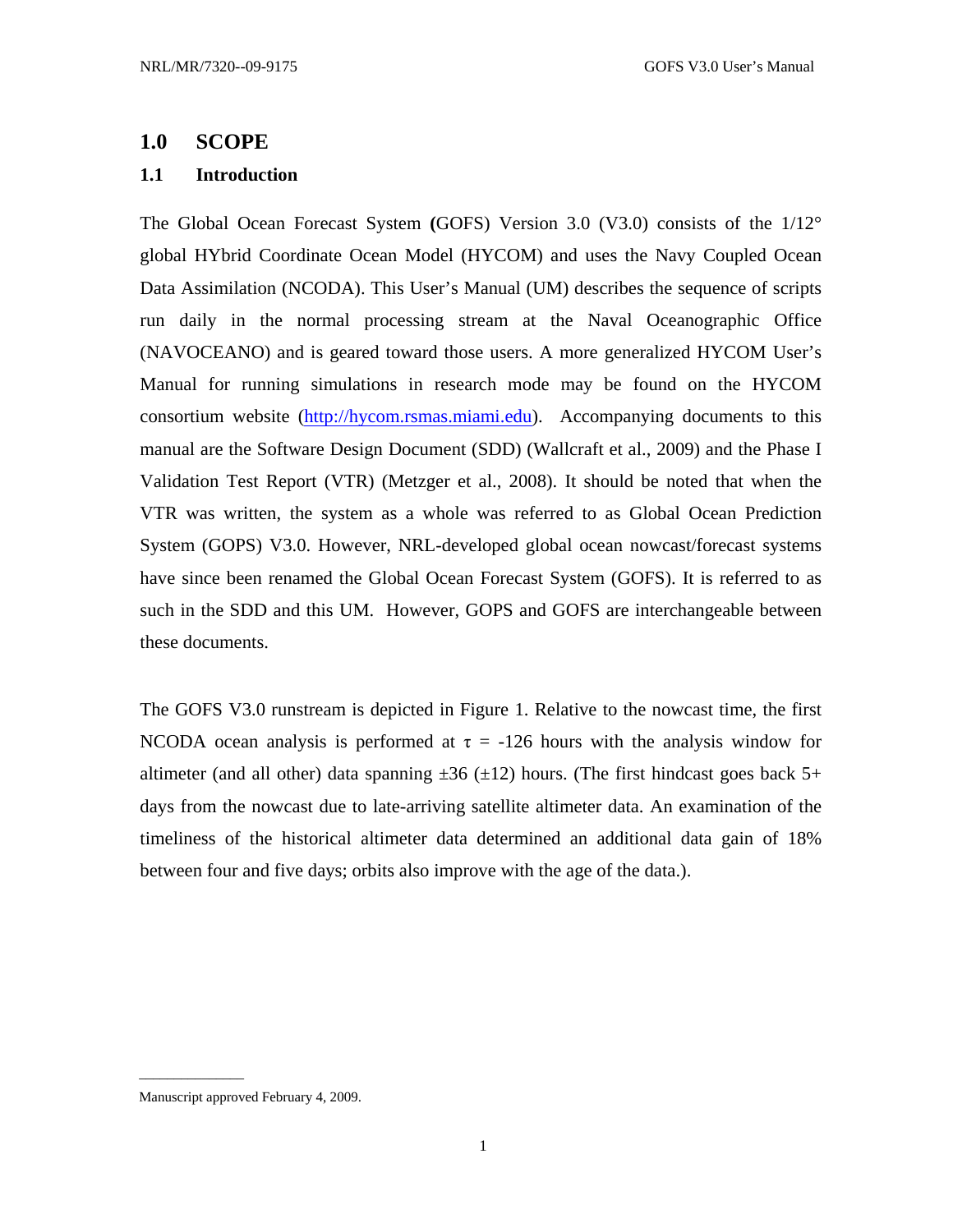# 1.0 SCOPE

## 1.1 Introduction

The Global Ocean Forecast System (GOFS) Version 3.0 (V3.0) consists of the 1/12° global HYbrid Coordinate Ocean Model (HYCOM) and uses the Navy Coupled Ocean Data Assimilation (NCODA). This User's Manual (UM) describes the sequence of scripts run daily in the normal processing stream at the Naval Oceanographic Office (NAVOCEANO) and is geared toward those users. A more generalized HYCOM User's Manual for running simulations in research mode may be found on the HYCOM consortium website (http://hycom.rsmas.miami.edu). Accompanying documents to this manual are the Software Design Document (SDD) (Wallcraft et al., 2009) and the Phase I Validation Test Report (VTR) (Metzger et al., 2008). It should be noted that when the VTR was written, the system as a whole was referred to as Global Ocean Prediction System (GOPS) V3.0. However, NRL-developed global ocean nowcast/forecast systems have since been renamed the Global Ocean Forecast System (GOFS). It is referred to as such in the SDD and this UM. However, GOPS and GOFS are interchangeable between these documents.

The GOFS V3.0 runstream is depicted in Figure 1. Relative to the nowcast time, the first NCODA ocean analysis is performed at $\tau$ = -126 hours with the analysis window for altimeter (and all other) data spanning ±36 (±12) hours. (The first hindcast goes back 5+ days from the nowcast due to late-arriving satellite altimeter data. An examination of the timeliness of the historical altimeter data determined an additional data gain of 18% between four and five days; orbits also improve with the age of the data.).

Manuscript approved February 4, 2009.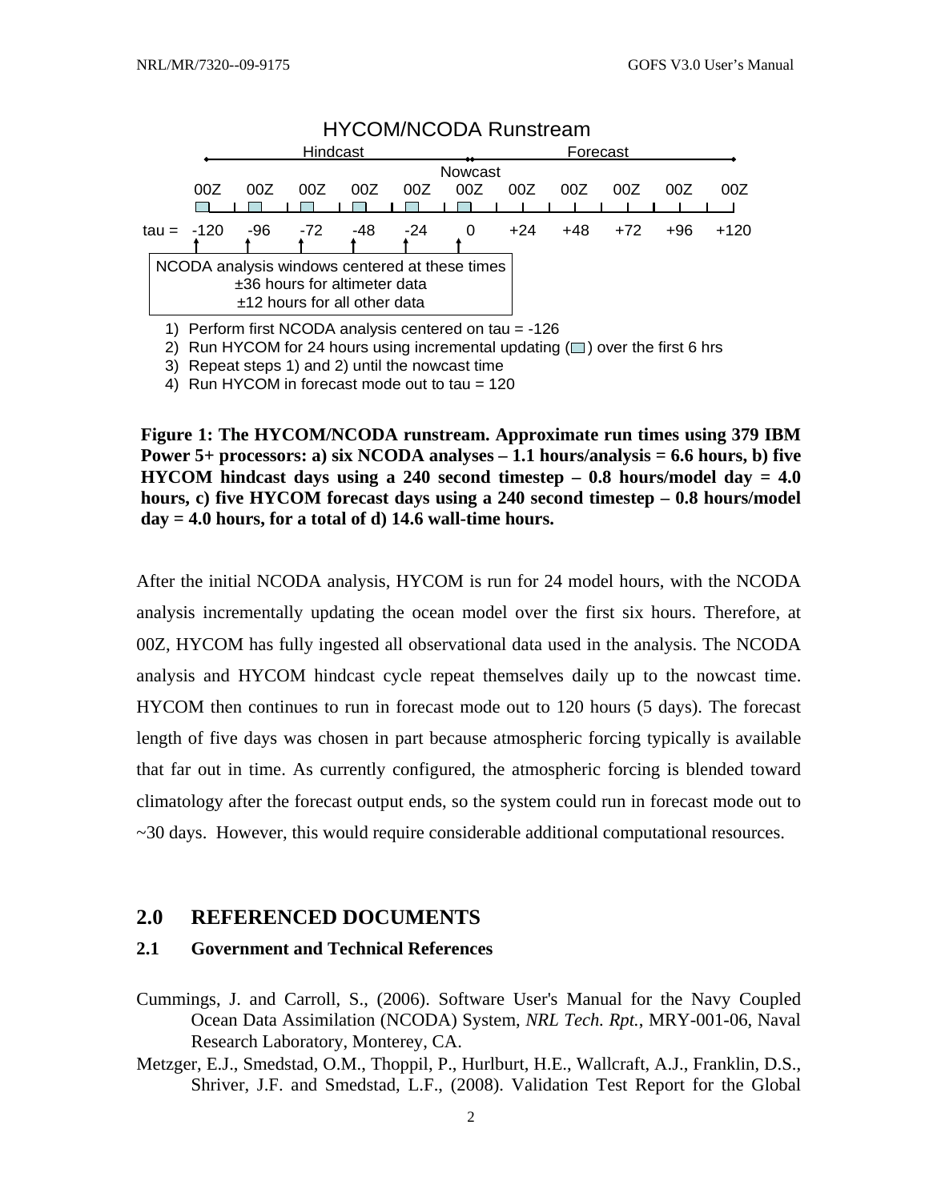HYCOM/NCODA Runstream

Hindcast | Nowcast | Forecast

| | 00Z | 00Z | 00Z | 00Z | 00Z | 00Z | 00Z | 00Z | 00Z | 00Z | 00Z |
|---|---|---|---|---|---|---|---|---|---|---|---|
| tau = | -120 | -96 | -72 | -48 | -24 | 0 | +24 | +48 | +72 | +96 | +120 |

NCODA analysis windows centered at these times
±36 hours for altimeter data
±12 hours for all other data

1) Perform first NCODA analysis centered on tau = -126
2) Run HYCOM for 24 hours using incremental updating ( ) over the first 6 hrs
3) Repeat steps 1) and 2) until the nowcast time
4) Run HYCOM in forecast mode out to tau = 120

**Figure 1: The HYCOM/NCODA runstream. Approximate run times using 379 IBM Power 5+ processors: a) six NCODA analyses – 1.1 hours/analysis = 6.6 hours, b) five HYCOM hindcast days using a 240 second timestep – 0.8 hours/model day = 4.0 hours, c) five HYCOM forecast days using a 240 second timestep – 0.8 hours/model day = 4.0 hours, for a total of d) 14.6 wall-time hours.**

After the initial NCODA analysis, HYCOM is run for 24 model hours, with the NCODA analysis incrementally updating the ocean model over the first six hours. Therefore, at 00Z, HYCOM has fully ingested all observational data used in the analysis. The NCODA analysis and HYCOM hindcast cycle repeat themselves daily up to the nowcast time. HYCOM then continues to run in forecast mode out to 120 hours (5 days). The forecast length of five days was chosen in part because atmospheric forcing typically is available that far out in time. As currently configured, the atmospheric forcing is blended toward climatology after the forecast output ends, so the system could run in forecast mode out to ~30 days. However, this would require considerable additional computational resources.

## 2.0 REFERENCED DOCUMENTS

### 2.1 Government and Technical References

Cummings, J. and Carroll, S., (2006). Software User's Manual for the Navy Coupled Ocean Data Assimilation (NCODA) System, *NRL Tech. Rpt.*, MRY-001-06, Naval Research Laboratory, Monterey, CA.

Metzger, E.J., Smedstad, O.M., Thoppil, P., Hurlburt, H.E., Wallcraft, A.J., Franklin, D.S., Shriver, J.F. and Smedstad, L.F., (2008). Validation Test Report for the Global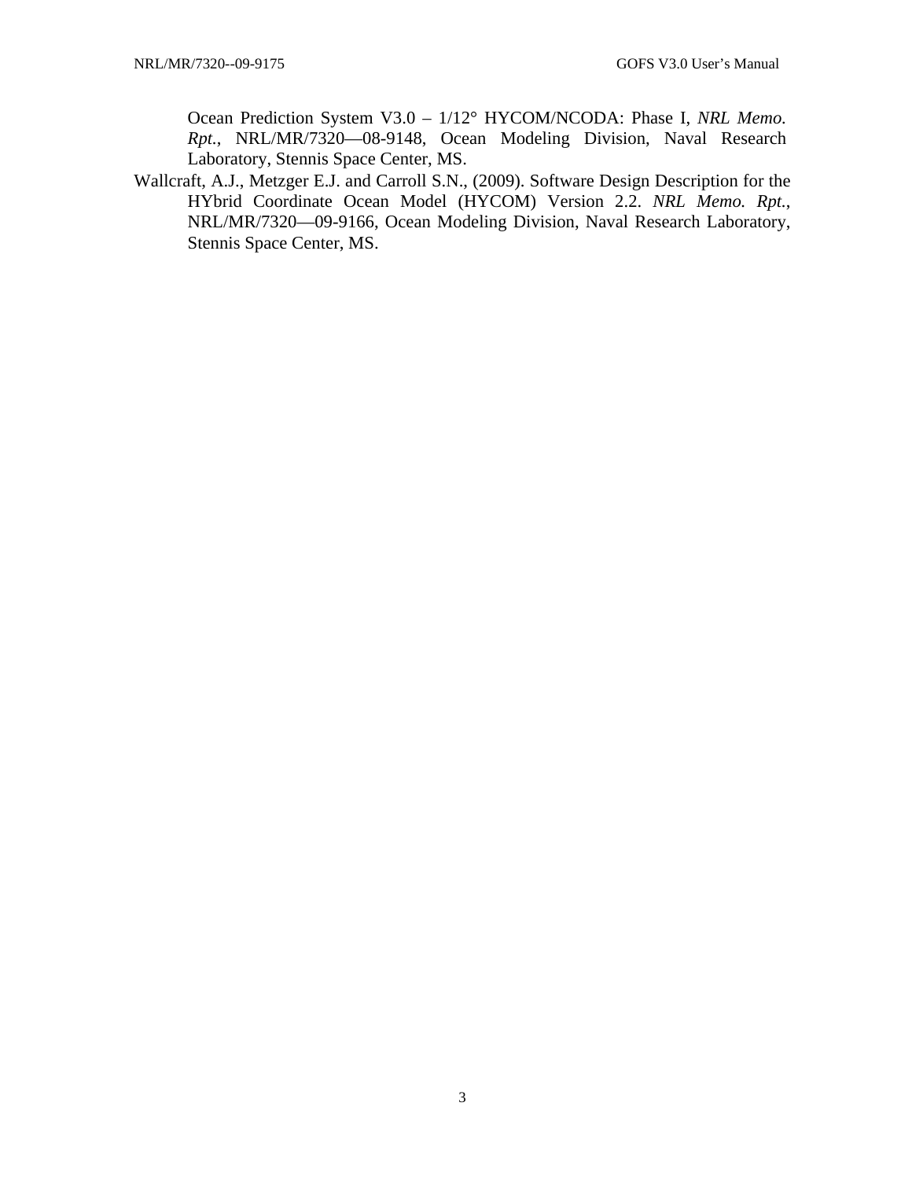Ocean Prediction System V3.0 – 1/12° HYCOM/NCODA: Phase I, *NRL Memo. Rpt.*, NRL/MR/7320—08-9148, Ocean Modeling Division, Naval Research Laboratory, Stennis Space Center, MS.

Wallcraft, A.J., Metzger E.J. and Carroll S.N., (2009). Software Design Description for the HYbrid Coordinate Ocean Model (HYCOM) Version 2.2. *NRL Memo. Rpt.*, NRL/MR/7320—09-9166, Ocean Modeling Division, Naval Research Laboratory, Stennis Space Center, MS.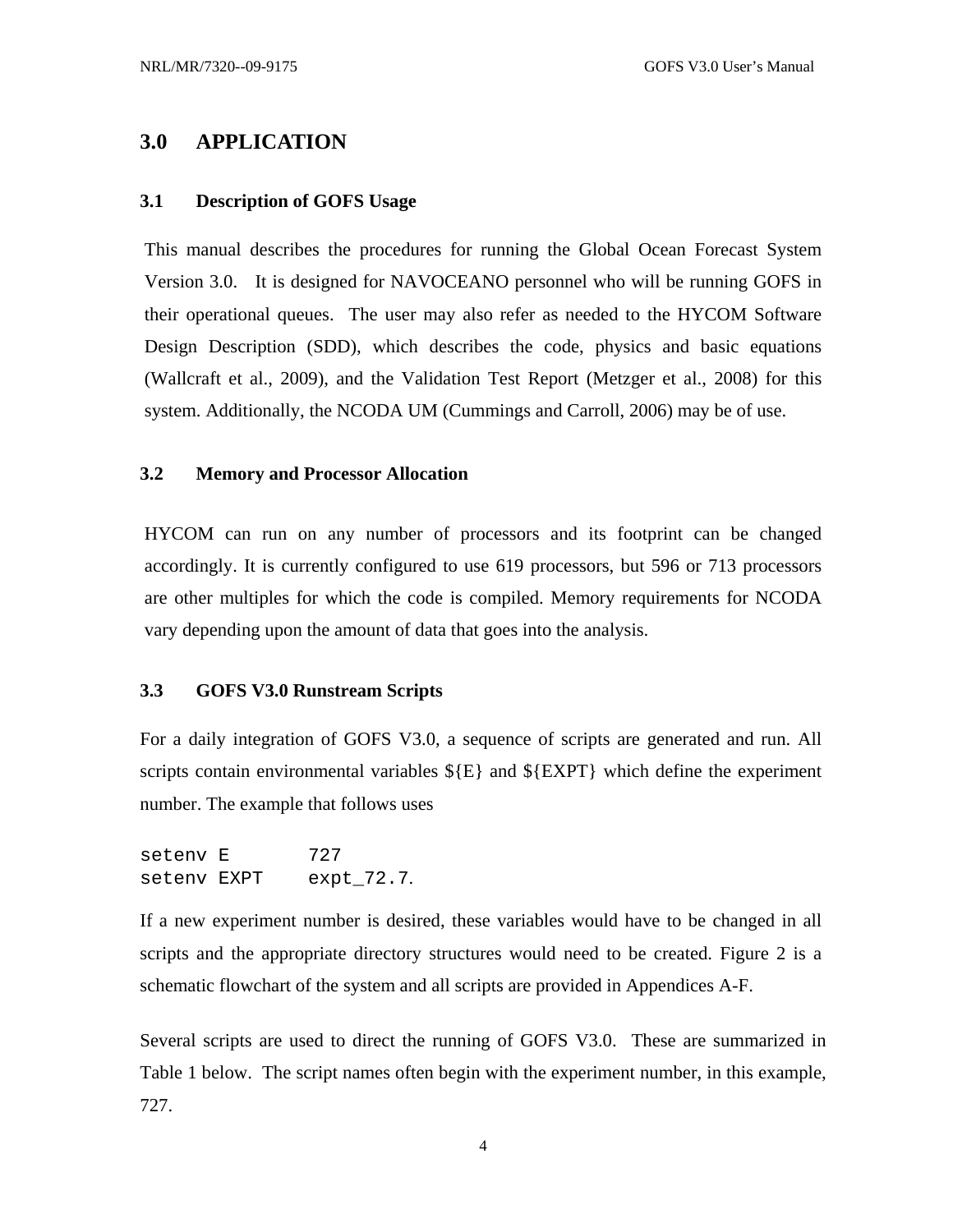# 3.0 APPLICATION

## 3.1 Description of GOFS Usage

This manual describes the procedures for running the Global Ocean Forecast System Version 3.0. It is designed for NAVOCEANO personnel who will be running GOFS in their operational queues. The user may also refer as needed to the HYCOM Software Design Description (SDD), which describes the code, physics and basic equations (Wallcraft et al., 2009), and the Validation Test Report (Metzger et al., 2008) for this system. Additionally, the NCODA UM (Cummings and Carroll, 2006) may be of use.

## 3.2 Memory and Processor Allocation

HYCOM can run on any number of processors and its footprint can be changed accordingly. It is currently configured to use 619 processors, but 596 or 713 processors are other multiples for which the code is compiled. Memory requirements for NCODA vary depending upon the amount of data that goes into the analysis.

## 3.3 GOFS V3.0 Runstream Scripts

For a daily integration of GOFS V3.0, a sequence of scripts are generated and run. All scripts contain environmental variables ${E} and ${EXPT} which define the experiment number. The example that follows uses

```
setenv E       727
setenv EXPT    expt_72.7.
```

If a new experiment number is desired, these variables would have to be changed in all scripts and the appropriate directory structures would need to be created. Figure 2 is a schematic flowchart of the system and all scripts are provided in Appendices A-F.

Several scripts are used to direct the running of GOFS V3.0. These are summarized in Table 1 below. The script names often begin with the experiment number, in this example, 727.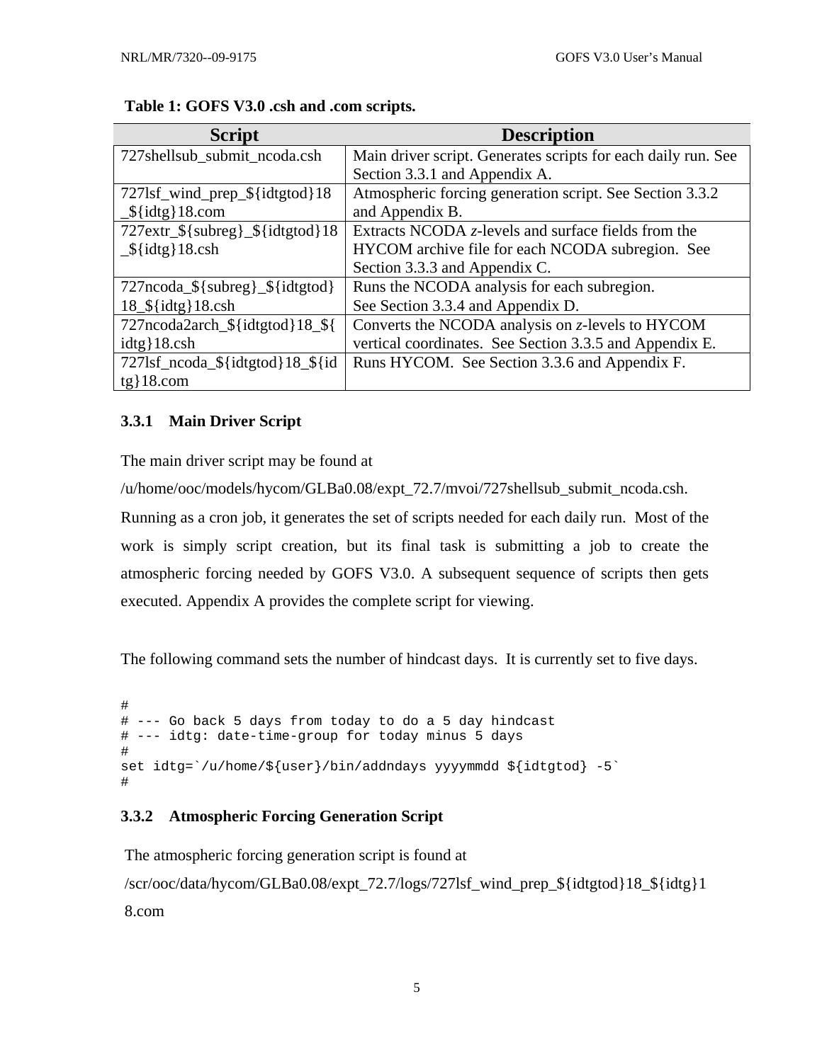**Table 1: GOFS V3.0 .csh and .com scripts.**

| Script | Description |
|---|---|
| 727shellsub_submit_ncoda.csh | Main driver script. Generates scripts for each daily run. See Section 3.3.1 and Appendix A. |
| 727lsf_wind_prep_${idtgtod}18_${idtg}18.com | Atmospheric forcing generation script. See Section 3.3.2 and Appendix B. |
| 727extr_${subreg}_${idtgtod}18_${idtg}18.csh | Extracts NCODA *z*-levels and surface fields from the HYCOM archive file for each NCODA subregion. See Section 3.3.3 and Appendix C. |
| 727ncoda_${subreg}_${idtgtod}18_${idtg}18.csh | Runs the NCODA analysis for each subregion. See Section 3.3.4 and Appendix D. |
| 727ncoda2arch_${idtgtod}18_${idtg}18.csh | Converts the NCODA analysis on *z*-levels to HYCOM vertical coordinates. See Section 3.3.5 and Appendix E. |
| 727lsf_ncoda_${idtgtod}18_${idtg}18.com | Runs HYCOM. See Section 3.3.6 and Appendix F. |

### 3.3.1 Main Driver Script

The main driver script may be found at /u/home/ooc/models/hycom/GLBa0.08/expt_72.7/mvoi/727shellsub_submit_ncoda.csh. Running as a cron job, it generates the set of scripts needed for each daily run. Most of the work is simply script creation, but its final task is submitting a job to create the atmospheric forcing needed by GOFS V3.0. A subsequent sequence of scripts then gets executed. Appendix A provides the complete script for viewing.

The following command sets the number of hindcast days. It is currently set to five days.

```
#
# --- Go back 5 days from today to do a 5 day hindcast
# --- idtg: date-time-group for today minus 5 days
#
set idtg=`/u/home/${user}/bin/addndays yyyymmdd ${idtgtod} -5`
#
```

### 3.3.2 Atmospheric Forcing Generation Script

The atmospheric forcing generation script is found at /scr/ooc/data/hycom/GLBa0.08/expt_72.7/logs/727lsf_wind_prep_${idtgtod}18_${idtg}18.com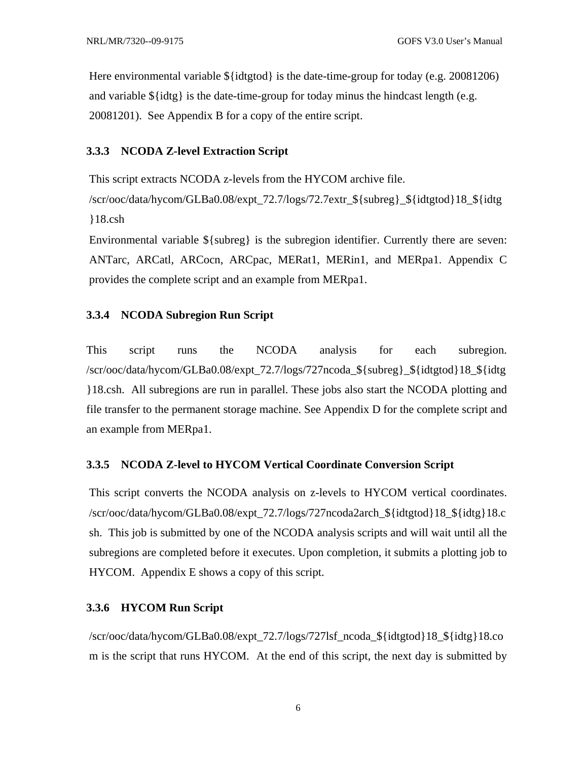Here environmental variable ${idtgtod} is the date-time-group for today (e.g. 20081206) and variable ${idtg} is the date-time-group for today minus the hindcast length (e.g. 20081201). See Appendix B for a copy of the entire script.

### 3.3.3 NCODA Z-level Extraction Script

This script extracts NCODA z-levels from the HYCOM archive file. /scr/ooc/data/hycom/GLBa0.08/expt_72.7/logs/72.7extr_${subreg}_${idtgtod}18_${idtg}18.csh

Environmental variable ${subreg} is the subregion identifier. Currently there are seven: ANTarc, ARCatl, ARCocn, ARCpac, MERat1, MERin1, and MERpa1. Appendix C provides the complete script and an example from MERpa1.

### 3.3.4 NCODA Subregion Run Script

This script runs the NCODA analysis for each subregion. /scr/ooc/data/hycom/GLBa0.08/expt_72.7/logs/727ncoda_${subreg}_${idtgtod}18_${idtg}18.csh. All subregions are run in parallel. These jobs also start the NCODA plotting and file transfer to the permanent storage machine. See Appendix D for the complete script and an example from MERpa1.

### 3.3.5 NCODA Z-level to HYCOM Vertical Coordinate Conversion Script

This script converts the NCODA analysis on z-levels to HYCOM vertical coordinates. /scr/ooc/data/hycom/GLBa0.08/expt_72.7/logs/727ncoda2arch_${idtgtod}18_${idtg}18.csh. This job is submitted by one of the NCODA analysis scripts and will wait until all the subregions are completed before it executes. Upon completion, it submits a plotting job to HYCOM. Appendix E shows a copy of this script.

### 3.3.6 HYCOM Run Script

/scr/ooc/data/hycom/GLBa0.08/expt_72.7/logs/727lsf_ncoda_${idtgtod}18_${idtg}18.com is the script that runs HYCOM. At the end of this script, the next day is submitted by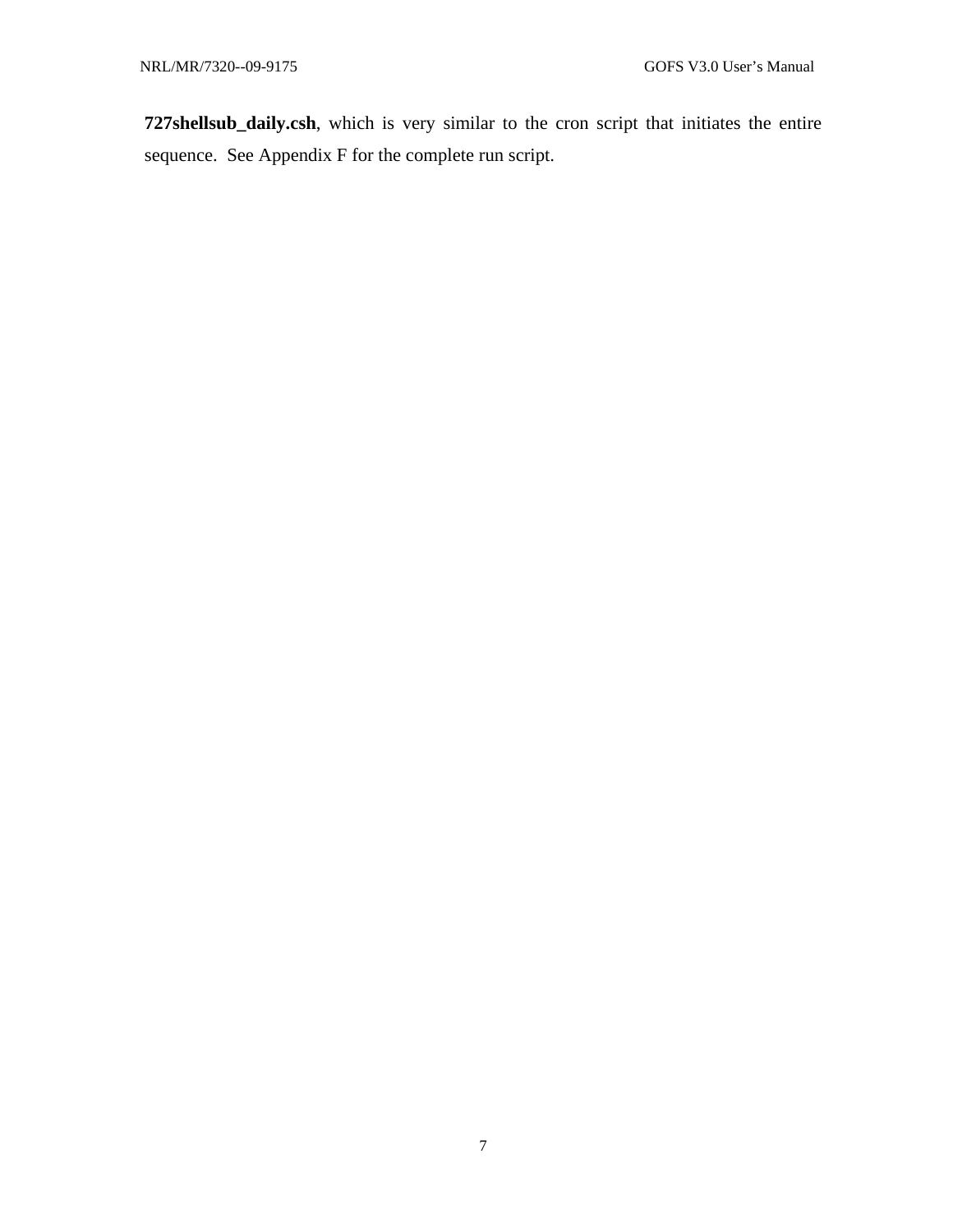**727shellsub_daily.csh**, which is very similar to the cron script that initiates the entire sequence. See Appendix F for the complete run script.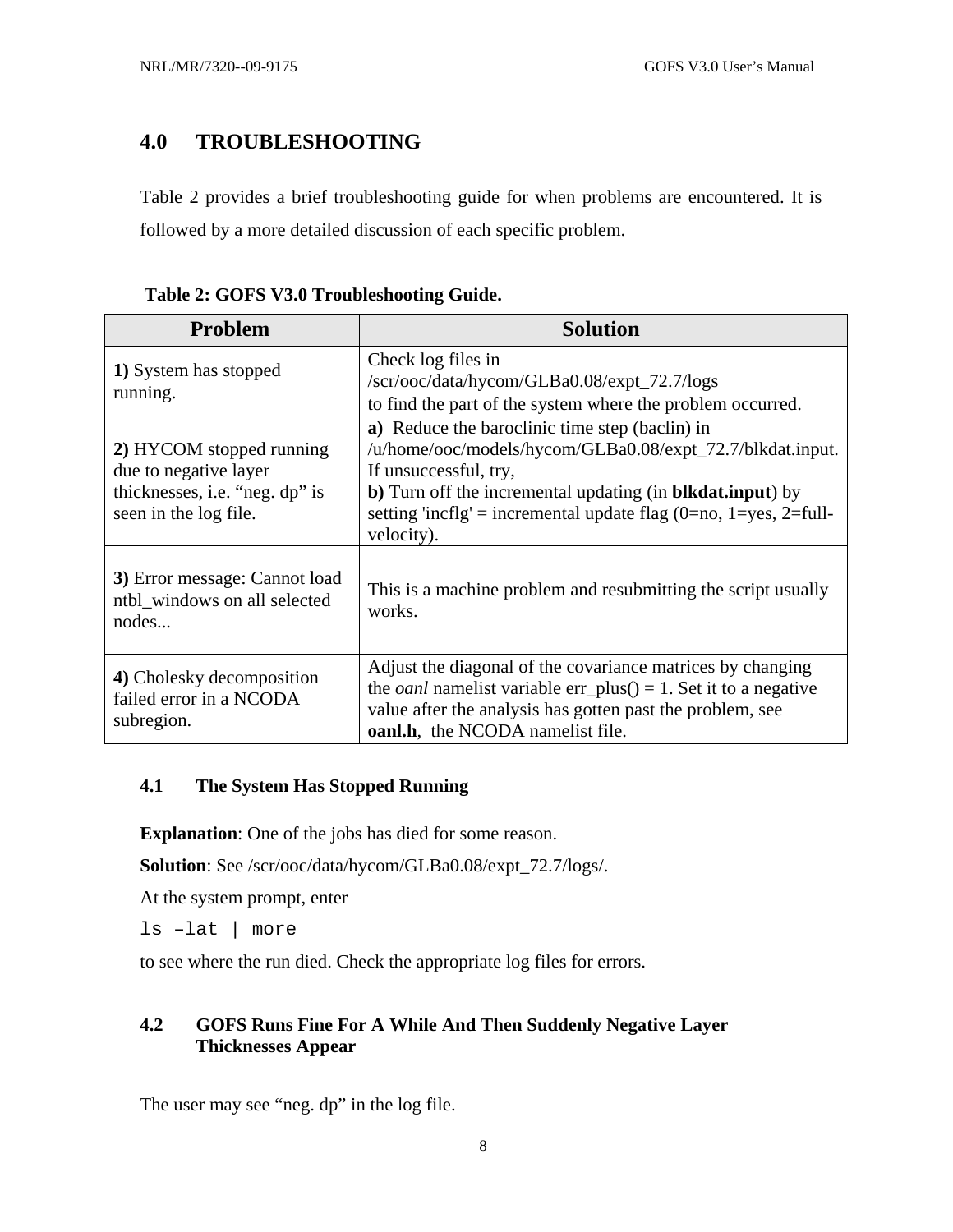## 4.0 TROUBLESHOOTING

Table 2 provides a brief troubleshooting guide for when problems are encountered. It is followed by a more detailed discussion of each specific problem.

**Table 2: GOFS V3.0 Troubleshooting Guide.**

| Problem | Solution |
|---|---|
| **1)** System has stopped running. | Check log files in /scr/ooc/data/hycom/GLBa0.08/expt_72.7/logs to find the part of the system where the problem occurred. |
| **2)** HYCOM stopped running due to negative layer thicknesses, i.e. "neg. dp" is seen in the log file. | **a)** Reduce the baroclinic time step (baclin) in /u/home/ooc/models/hycom/GLBa0.08/expt_72.7/blkdat.input. If unsuccessful, try, **b)** Turn off the incremental updating (in **blkdat.input**) by setting 'incflg' = incremental update flag (0=no, 1=yes, 2=full-velocity). |
| **3)** Error message: Cannot load ntbl_windows on all selected nodes... | This is a machine problem and resubmitting the script usually works. |
| **4)** Cholesky decomposition failed error in a NCODA subregion. | Adjust the diagonal of the covariance matrices by changing the *oanl* namelist variable err_plus() = 1. Set it to a negative value after the analysis has gotten past the problem, see **oanl.h**, the NCODA namelist file. |

### 4.1 The System Has Stopped Running

**Explanation**: One of the jobs has died for some reason.

**Solution**: See /scr/ooc/data/hycom/GLBa0.08/expt_72.7/logs/.

At the system prompt, enter

```
ls –lat | more
```

to see where the run died. Check the appropriate log files for errors.

### 4.2 GOFS Runs Fine For A While And Then Suddenly Negative Layer Thicknesses Appear

The user may see "neg. dp" in the log file.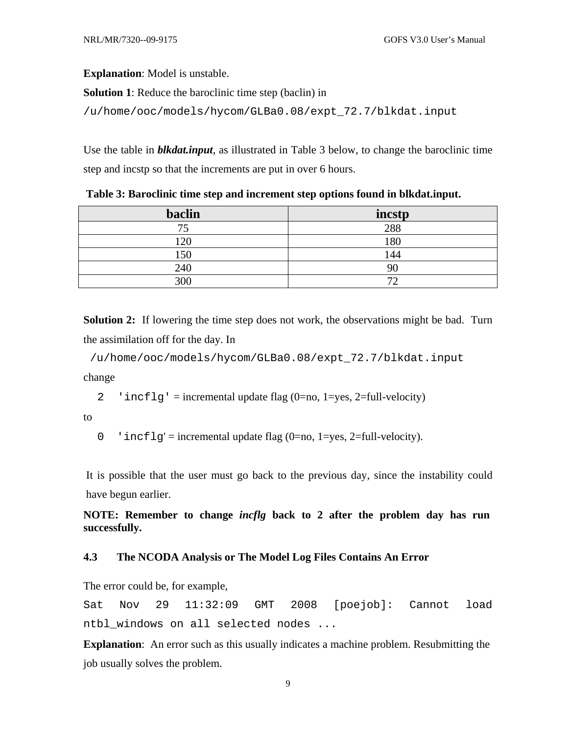**Explanation**: Model is unstable.

**Solution 1**: Reduce the baroclinic time step (baclin) in

`/u/home/ooc/models/hycom/GLBa0.08/expt_72.7/blkdat.input`

Use the table in ***blkdat.input***, as illustrated in Table 3 below, to change the baroclinic time step and incstp so that the increments are put in over 6 hours.

**Table 3: Baroclinic time step and increment step options found in blkdat.input.**

| baclin | incstp |
|---|---|
| 75 | 288 |
| 120 | 180 |
| 150 | 144 |
| 240 | 90 |
| 300 | 72 |

**Solution 2:** If lowering the time step does not work, the observations might be bad. Turn the assimilation off for the day. In

`/u/home/ooc/models/hycom/GLBa0.08/expt_72.7/blkdat.input`

change

`2 'incflg'` = incremental update flag (0=no, 1=yes, 2=full-velocity)

to

`0 'incflg'` = incremental update flag (0=no, 1=yes, 2=full-velocity).

It is possible that the user must go back to the previous day, since the instability could have begun earlier.

**NOTE: Remember to change *incflg* back to 2 after the problem day has run successfully.**

### 4.3 The NCODA Analysis or The Model Log Files Contains An Error

The error could be, for example,

```
Sat Nov 29 11:32:09 GMT 2008 [poejob]: Cannot load ntbl_windows on all selected nodes ...
```

**Explanation**: An error such as this usually indicates a machine problem. Resubmitting the job usually solves the problem.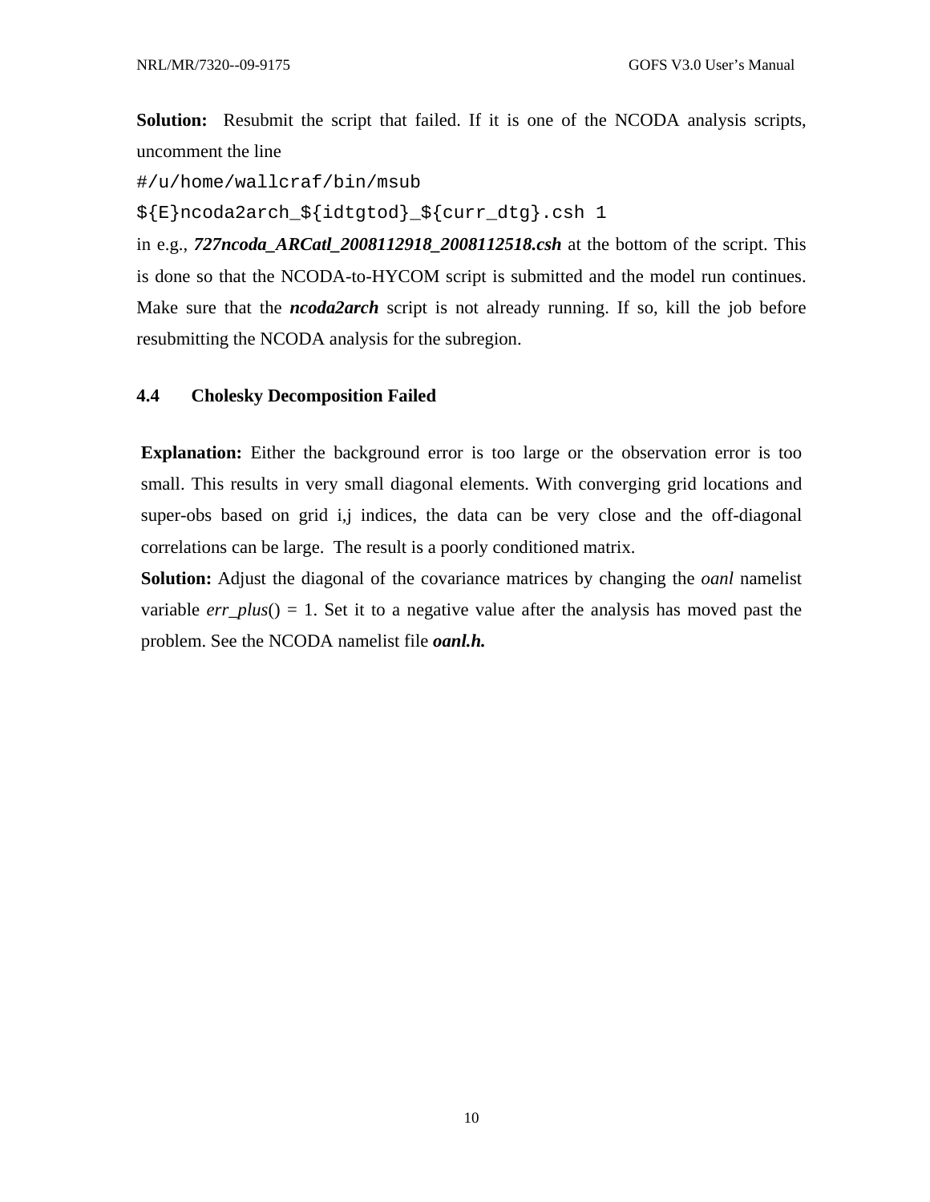**Solution:** Resubmit the script that failed. If it is one of the NCODA analysis scripts, uncomment the line

```
#/u/home/wallcraf/bin/msub
${E}ncoda2arch_${idtgtod}_${curr_dtg}.csh 1
```

in e.g., ***727ncoda_ARCatl_2008112918_2008112518.csh*** at the bottom of the script. This is done so that the NCODA-to-HYCOM script is submitted and the model run continues. Make sure that the ***ncoda2arch*** script is not already running. If so, kill the job before resubmitting the NCODA analysis for the subregion.

## 4.4 Cholesky Decomposition Failed

**Explanation:** Either the background error is too large or the observation error is too small. This results in very small diagonal elements. With converging grid locations and super-obs based on grid i,j indices, the data can be very close and the off-diagonal correlations can be large. The result is a poorly conditioned matrix.

**Solution:** Adjust the diagonal of the covariance matrices by changing the *oanl* namelist variable *err_plus*() = 1. Set it to a negative value after the analysis has moved past the problem. See the NCODA namelist file ***oanl.h.***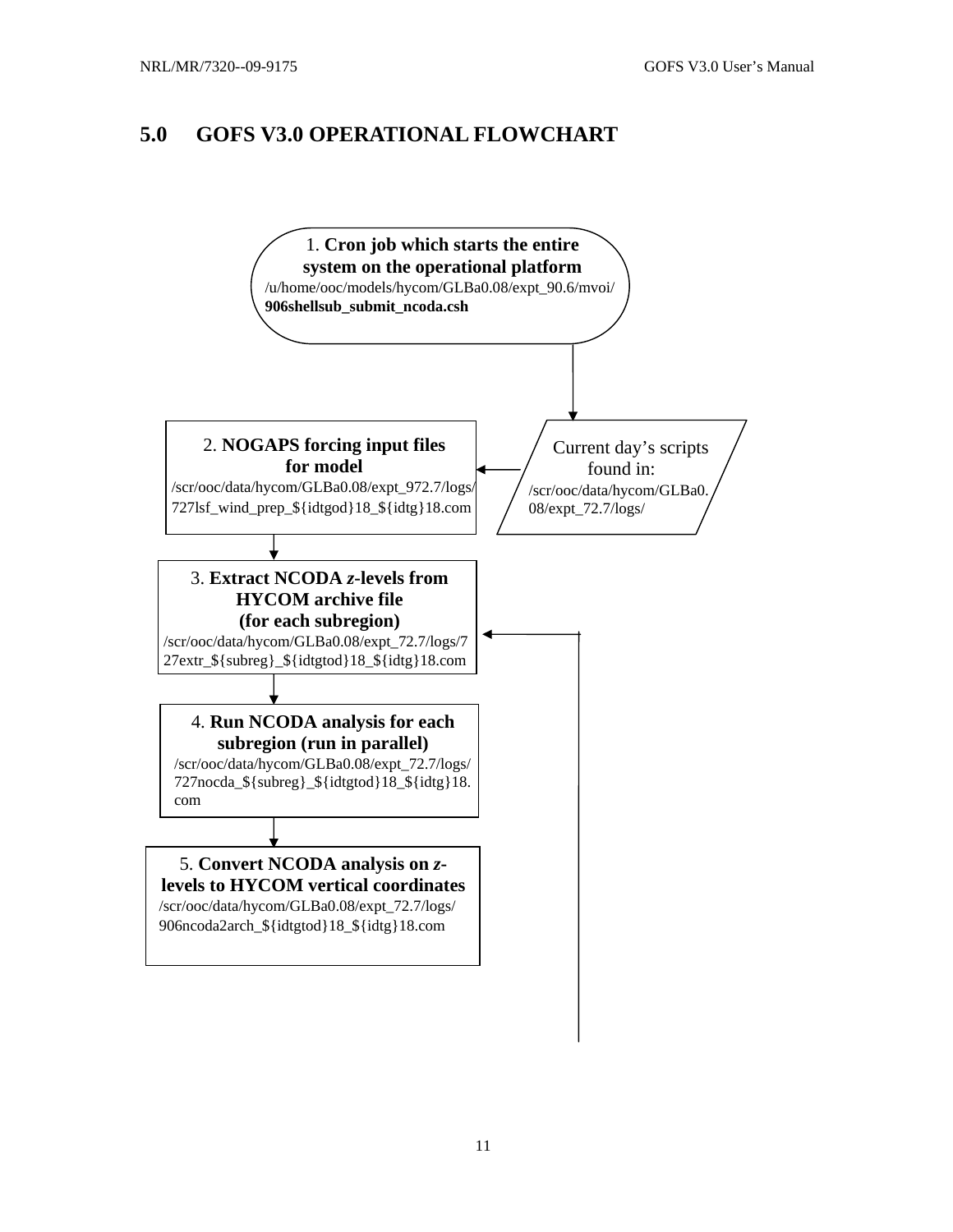# 5.0 GOFS V3.0 OPERATIONAL FLOWCHART

1. **Cron job which starts the entire system on the operational platform**
/u/home/ooc/models/hycom/GLBa0.08/expt_90.6/mvoi/
**906shellsub_submit_ncoda.csh**

Current day's scripts found in:
/scr/ooc/data/hycom/GLBa0.08/expt_72.7/logs/

2. **NOGAPS forcing input files for model**
/scr/ooc/data/hycom/GLBa0.08/expt_972.7/logs/
727lsf_wind_prep_${idtgod}18_${idtg}18.com

3. **Extract NCODA *z*-levels from HYCOM archive file (for each subregion)**
/scr/ooc/data/hycom/GLBa0.08/expt_72.7/logs/727extr_${subreg}_${idtgtod}18_${idtg}18.com

4. **Run NCODA analysis for each subregion (run in parallel)**
/scr/ooc/data/hycom/GLBa0.08/expt_72.7/logs/
727nocda_${subreg}_${idtgtod}18_${idtg}18.com

5. **Convert NCODA analysis on *z*-levels to HYCOM vertical coordinates**
/scr/ooc/data/hycom/GLBa0.08/expt_72.7/logs/
906ncoda2arch_${idtgtod}18_${idtg}18.com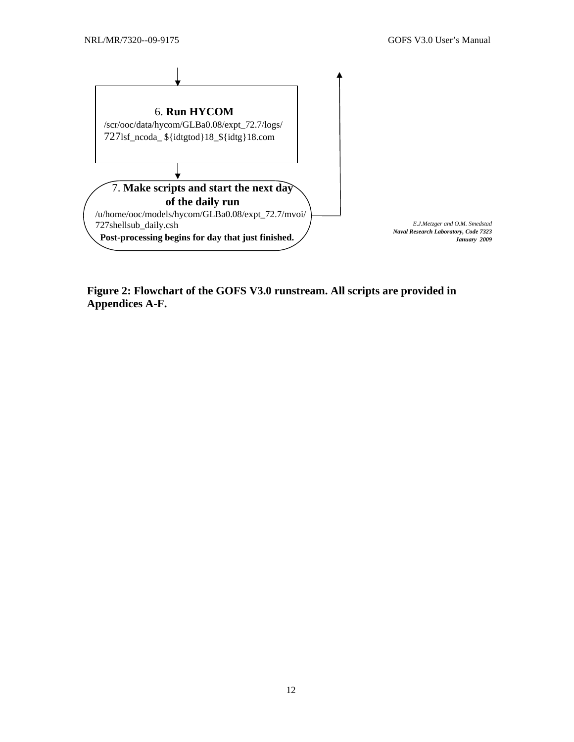6. **Run HYCOM**
/scr/ooc/data/hycom/GLBa0.08/expt_72.7/logs/
727lsf_ncoda_ ${idtgtod}18_${idtg}18.com

7. **Make scripts and start the next day of the daily run**
/u/home/ooc/models/hycom/GLBa0.08/expt_72.7/mvoi/
727shellsub_daily.csh
**Post-processing begins for day that just finished.**

*E.J.Metzger and O.M. Smedstad*
***Naval Research Laboratory, Code 7323***
***January 2009***

**Figure 2: Flowchart of the GOFS V3.0 runstream. All scripts are provided in Appendices A-F.**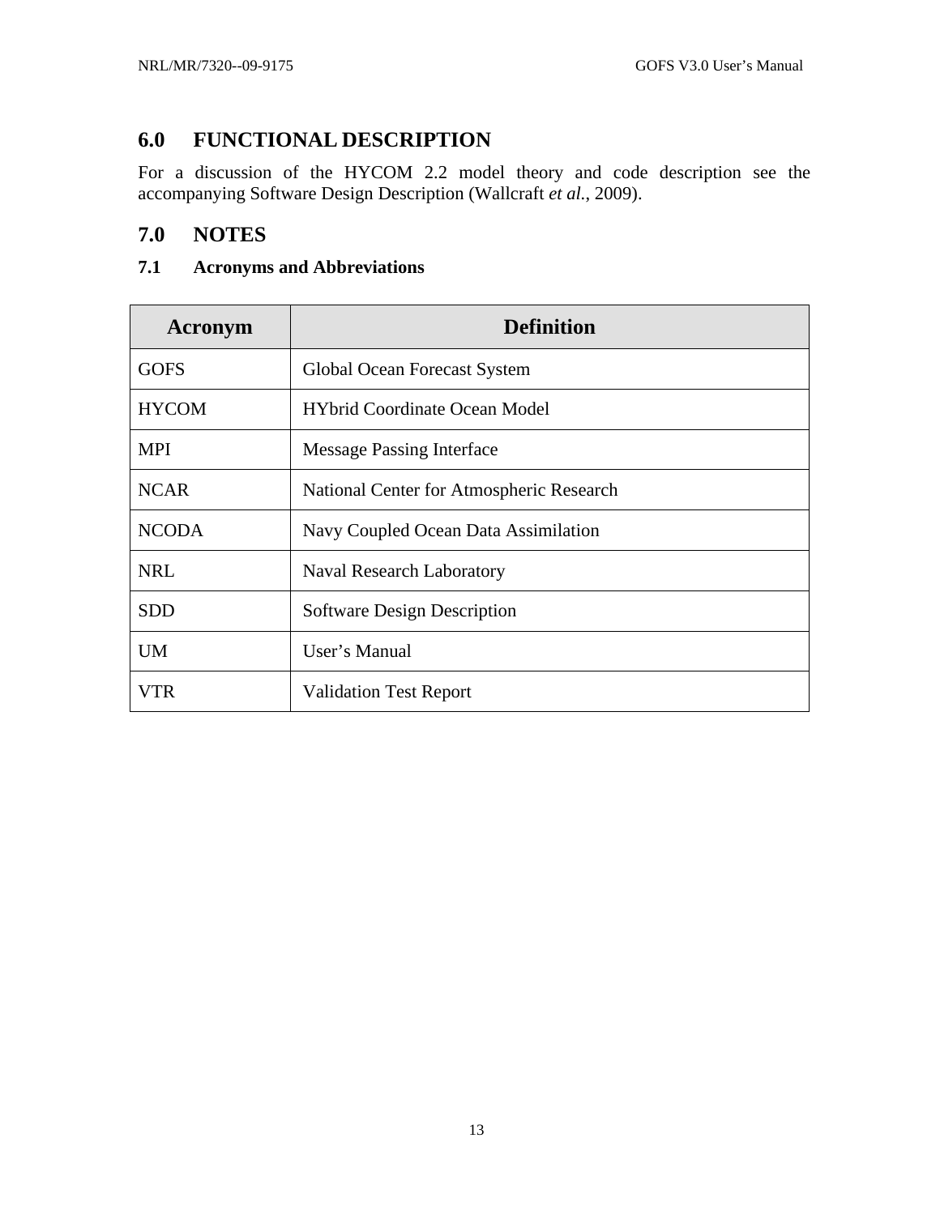# 6.0 FUNCTIONAL DESCRIPTION

For a discussion of the HYCOM 2.2 model theory and code description see the accompanying Software Design Description (Wallcraft *et al.*, 2009).

# 7.0 NOTES

## 7.1 Acronyms and Abbreviations

| Acronym | Definition |
|---|---|
| GOFS | Global Ocean Forecast System |
| HYCOM | HYbrid Coordinate Ocean Model |
| MPI | Message Passing Interface |
| NCAR | National Center for Atmospheric Research |
| NCODA | Navy Coupled Ocean Data Assimilation |
| NRL | Naval Research Laboratory |
| SDD | Software Design Description |
| UM | User's Manual |
| VTR | Validation Test Report |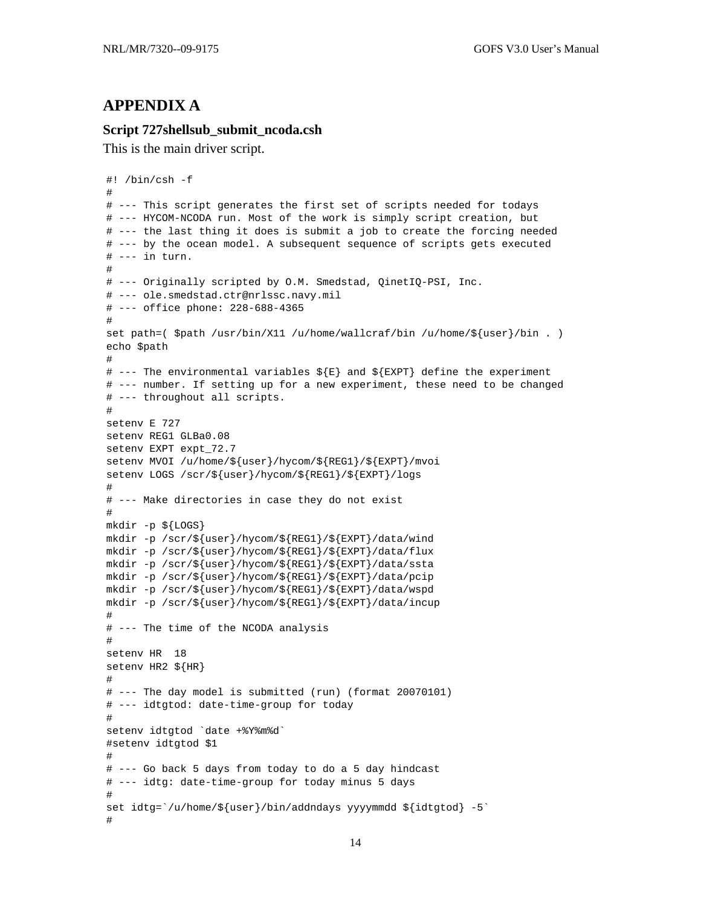# APPENDIX A

### Script 727shellsub_submit_ncoda.csh

This is the main driver script.

```
#! /bin/csh -f
#
# --- This script generates the first set of scripts needed for todays
# --- HYCOM-NCODA run. Most of the work is simply script creation, but
# --- the last thing it does is submit a job to create the forcing needed
# --- by the ocean model. A subsequent sequence of scripts gets executed
# --- in turn.
#
# --- Originally scripted by O.M. Smedstad, QinetIQ-PSI, Inc.
# --- ole.smedstad.ctr@nrlssc.navy.mil
# --- office phone: 228-688-4365
#
set path=( $path /usr/bin/X11 /u/home/wallcraf/bin /u/home/${user}/bin . )
echo $path
#
# --- The environmental variables ${E} and ${EXPT} define the experiment
# --- number. If setting up for a new experiment, these need to be changed
# --- throughout all scripts.
#
setenv E 727
setenv REG1 GLBa0.08
setenv EXPT expt_72.7
setenv MVOI /u/home/${user}/hycom/${REG1}/${EXPT}/mvoi
setenv LOGS /scr/${user}/hycom/${REG1}/${EXPT}/logs
#
# --- Make directories in case they do not exist
#
mkdir -p ${LOGS}
mkdir -p /scr/${user}/hycom/${REG1}/${EXPT}/data/wind
mkdir -p /scr/${user}/hycom/${REG1}/${EXPT}/data/flux
mkdir -p /scr/${user}/hycom/${REG1}/${EXPT}/data/ssta
mkdir -p /scr/${user}/hycom/${REG1}/${EXPT}/data/pcip
mkdir -p /scr/${user}/hycom/${REG1}/${EXPT}/data/wspd
mkdir -p /scr/${user}/hycom/${REG1}/${EXPT}/data/incup
#
# --- The time of the NCODA analysis
#
setenv HR  18
setenv HR2 ${HR}
#
# --- The day model is submitted (run) (format 20070101)
# --- idtgtod: date-time-group for today
#
setenv idtgtod `date +%Y%m%d`
#setenv idtgtod $1
#
# --- Go back 5 days from today to do a 5 day hindcast
# --- idtg: date-time-group for today minus 5 days
#
set idtg=`/u/home/${user}/bin/addndays yyyymmdd ${idtgtod} -5`
#
```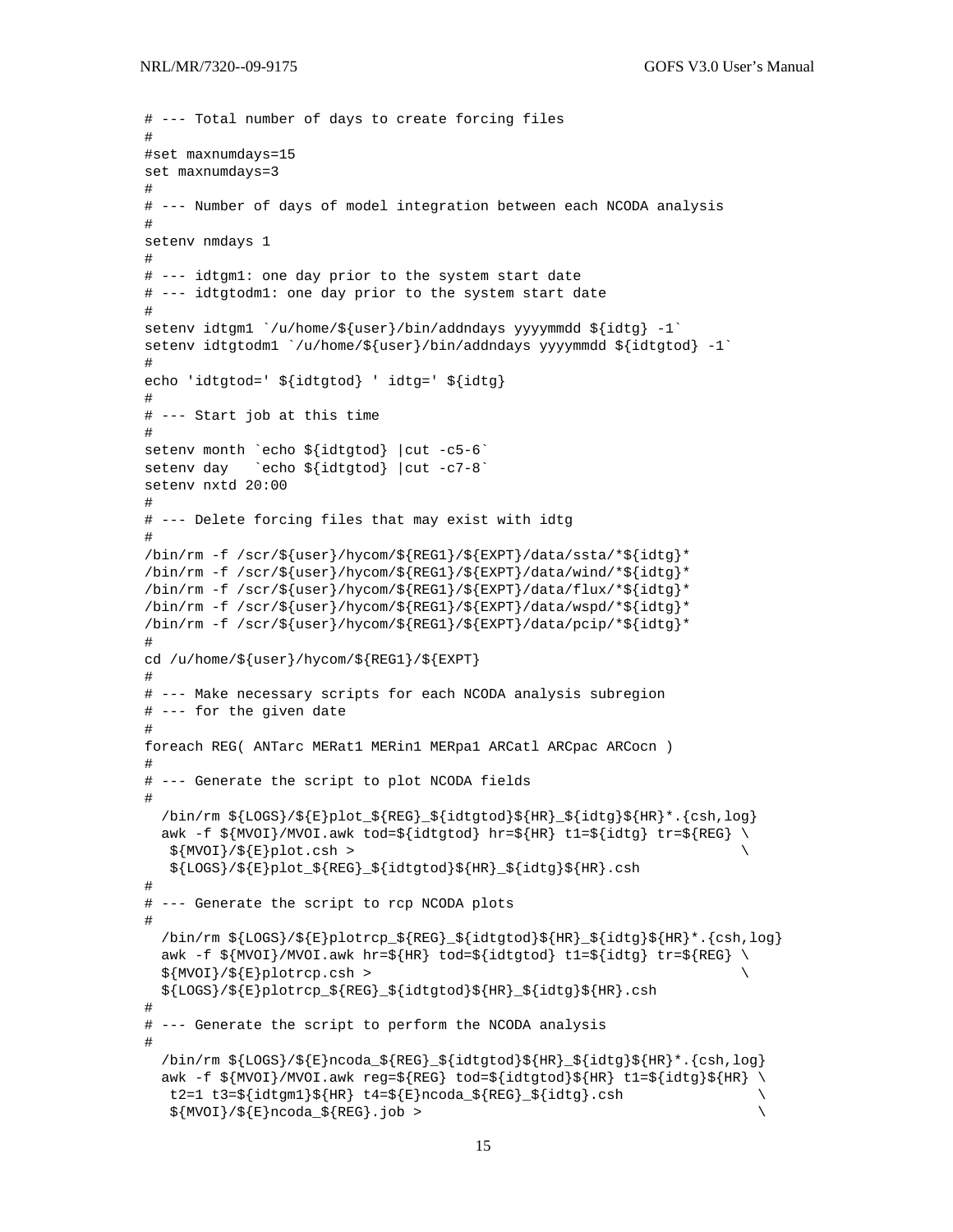```
# --- Total number of days to create forcing files
#
#set maxnumdays=15
set maxnumdays=3
#
# --- Number of days of model integration between each NCODA analysis
#
setenv nmdays 1
#
# --- idtgm1: one day prior to the system start date
# --- idtgtodm1: one day prior to the system start date
#
setenv idtgm1 `/u/home/${user}/bin/addndays yyyymmdd ${idtg} -1`
setenv idtgtodm1 `/u/home/${user}/bin/addndays yyyymmdd ${idtgtod} -1`
#
echo 'idtgtod=' ${idtgtod} ' idtg=' ${idtg}
#
# --- Start job at this time
#
setenv month `echo ${idtgtod} |cut -c5-6`
setenv day   `echo ${idtgtod} |cut -c7-8`
setenv nxtd 20:00
#
# --- Delete forcing files that may exist with idtg
#
/bin/rm -f /scr/${user}/hycom/${REG1}/${EXPT}/data/ssta/*${idtg}*
/bin/rm -f /scr/${user}/hycom/${REG1}/${EXPT}/data/wind/*${idtg}*
/bin/rm -f /scr/${user}/hycom/${REG1}/${EXPT}/data/flux/*${idtg}*
/bin/rm -f /scr/${user}/hycom/${REG1}/${EXPT}/data/wspd/*${idtg}*
/bin/rm -f /scr/${user}/hycom/${REG1}/${EXPT}/data/pcip/*${idtg}*
#
cd /u/home/${user}/hycom/${REG1}/${EXPT}
#
# --- Make necessary scripts for each NCODA analysis subregion
# --- for the given date
#
foreach REG( ANTarc MERat1 MERin1 MERpa1 ARCatl ARCpac ARCocn )
#
# --- Generate the script to plot NCODA fields
#
  /bin/rm ${LOGS}/${E}plot_${REG}_${idtgtod}${HR}_${idtg}${HR}*.{csh,log}
  awk -f ${MVOI}/MVOI.awk tod=${idtgtod} hr=${HR} t1=${idtg} tr=${REG} \
   ${MVOI}/${E}plot.csh >                                              \
   ${LOGS}/${E}plot_${REG}_${idtgtod}${HR}_${idtg}${HR}.csh
#
# --- Generate the script to rcp NCODA plots
#
  /bin/rm ${LOGS}/${E}plotrcp_${REG}_${idtgtod}${HR}_${idtg}${HR}*.{csh,log}
  awk -f ${MVOI}/MVOI.awk hr=${HR} tod=${idtgtod} t1=${idtg} tr=${REG} \
  ${MVOI}/${E}plotrcp.csh >                                            \
  ${LOGS}/${E}plotrcp_${REG}_${idtgtod}${HR}_${idtg}${HR}.csh
#
# --- Generate the script to perform the NCODA analysis
#
  /bin/rm ${LOGS}/${E}ncoda_${REG}_${idtgtod}${HR}_${idtg}${HR}*.{csh,log}
  awk -f ${MVOI}/MVOI.awk reg=${REG} tod=${idtgtod}${HR} t1=${idtg}${HR} \
   t2=1 t3=${idtgm1}${HR} t4=${E}ncoda_${REG}_${idtg}.csh               \
   ${MVOI}/${E}ncoda_${REG}.job >                                        \
```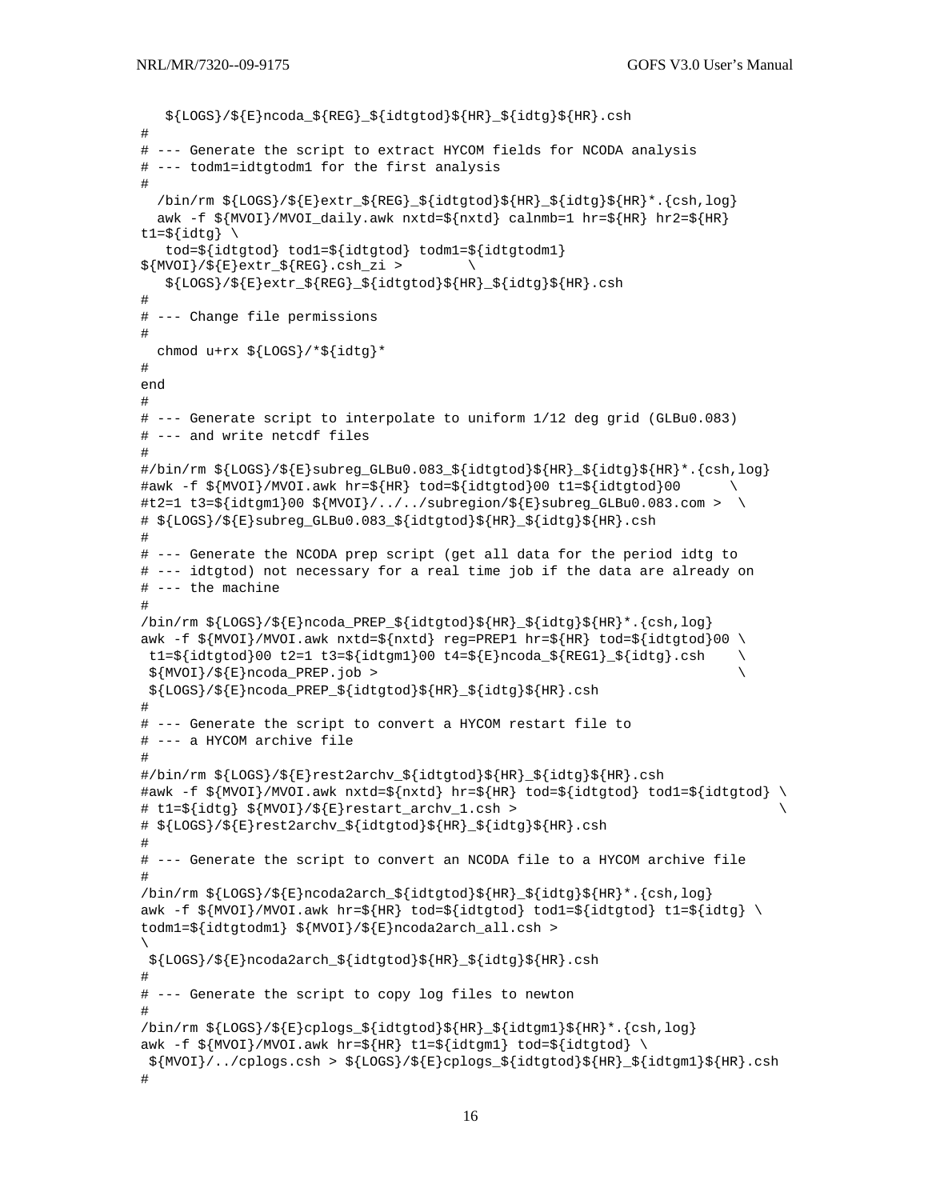```
   ${LOGS}/${E}ncoda_${REG}_${idtgtod}${HR}_${idtg}${HR}.csh
#
# --- Generate the script to extract HYCOM fields for NCODA analysis
# --- todm1=idtgtodm1 for the first analysis
#
  /bin/rm ${LOGS}/${E}extr_${REG}_${idtgtod}${HR}_${idtg}${HR}*.{csh,log}
  awk -f ${MVOI}/MVOI_daily.awk nxtd=${nxtd} calnmb=1 hr=${HR} hr2=${HR}
t1=${idtg} \
   tod=${idtgtod} tod1=${idtgtod} todm1=${idtgtodm1}
${MVOI}/${E}extr_${REG}.csh_zi >        \
   ${LOGS}/${E}extr_${REG}_${idtgtod}${HR}_${idtg}${HR}.csh
#
# --- Change file permissions
#
  chmod u+rx ${LOGS}/*${idtg}*
#
end
#
# --- Generate script to interpolate to uniform 1/12 deg grid (GLBu0.083)
# --- and write netcdf files
#
#/bin/rm ${LOGS}/${E}subreg_GLBu0.083_${idtgtod}${HR}_${idtg}${HR}*.{csh,log}
#awk -f ${MVOI}/MVOI.awk hr=${HR} tod=${idtgtod}00 t1=${idtgtod}00      \
#t2=1 t3=${idtgm1}00 ${MVOI}/../../subregion/${E}subreg_GLBu0.083.com >  \
# ${LOGS}/${E}subreg_GLBu0.083_${idtgtod}${HR}_${idtg}${HR}.csh
#
# --- Generate the NCODA prep script (get all data for the period idtg to
# --- idtgtod) not necessary for a real time job if the data are already on
# --- the machine
#
/bin/rm ${LOGS}/${E}ncoda_PREP_${idtgtod}${HR}_${idtg}${HR}*.{csh,log}
awk -f ${MVOI}/MVOI.awk nxtd=${nxtd} reg=PREP1 hr=${HR} tod=${idtgtod}00 \
 t1=${idtgtod}00 t2=1 t3=${idtgm1}00 t4=${E}ncoda_${REG1}_${idtg}.csh    \
 ${MVOI}/${E}ncoda_PREP.job >                                            \
 ${LOGS}/${E}ncoda_PREP_${idtgtod}${HR}_${idtg}${HR}.csh
#
# --- Generate the script to convert a HYCOM restart file to
# --- a HYCOM archive file
#
#/bin/rm ${LOGS}/${E}rest2archv_${idtgtod}${HR}_${idtg}${HR}.csh
#awk -f ${MVOI}/MVOI.awk nxtd=${nxtd} hr=${HR} tod=${idtgtod} tod1=${idtgtod} \
# t1=${idtg} ${MVOI}/${E}restart_archv_1.csh >                                \
# ${LOGS}/${E}rest2archv_${idtgtod}${HR}_${idtg}${HR}.csh
#
# --- Generate the script to convert an NCODA file to a HYCOM archive file
#
/bin/rm ${LOGS}/${E}ncoda2arch_${idtgtod}${HR}_${idtg}${HR}*.{csh,log}
awk -f ${MVOI}/MVOI.awk hr=${HR} tod=${idtgtod} tod1=${idtgtod} t1=${idtg} \
todm1=${idtgtodm1} ${MVOI}/${E}ncoda2arch_all.csh >
\
 ${LOGS}/${E}ncoda2arch_${idtgtod}${HR}_${idtg}${HR}.csh
#
# --- Generate the script to copy log files to newton
#
/bin/rm ${LOGS}/${E}cplogs_${idtgtod}${HR}_${idtgm1}${HR}*.{csh,log}
awk -f ${MVOI}/MVOI.awk hr=${HR} t1=${idtgm1} tod=${idtgtod} \
 ${MVOI}/../cplogs.csh > ${LOGS}/${E}cplogs_${idtgtod}${HR}_${idtgm1}${HR}.csh
#
```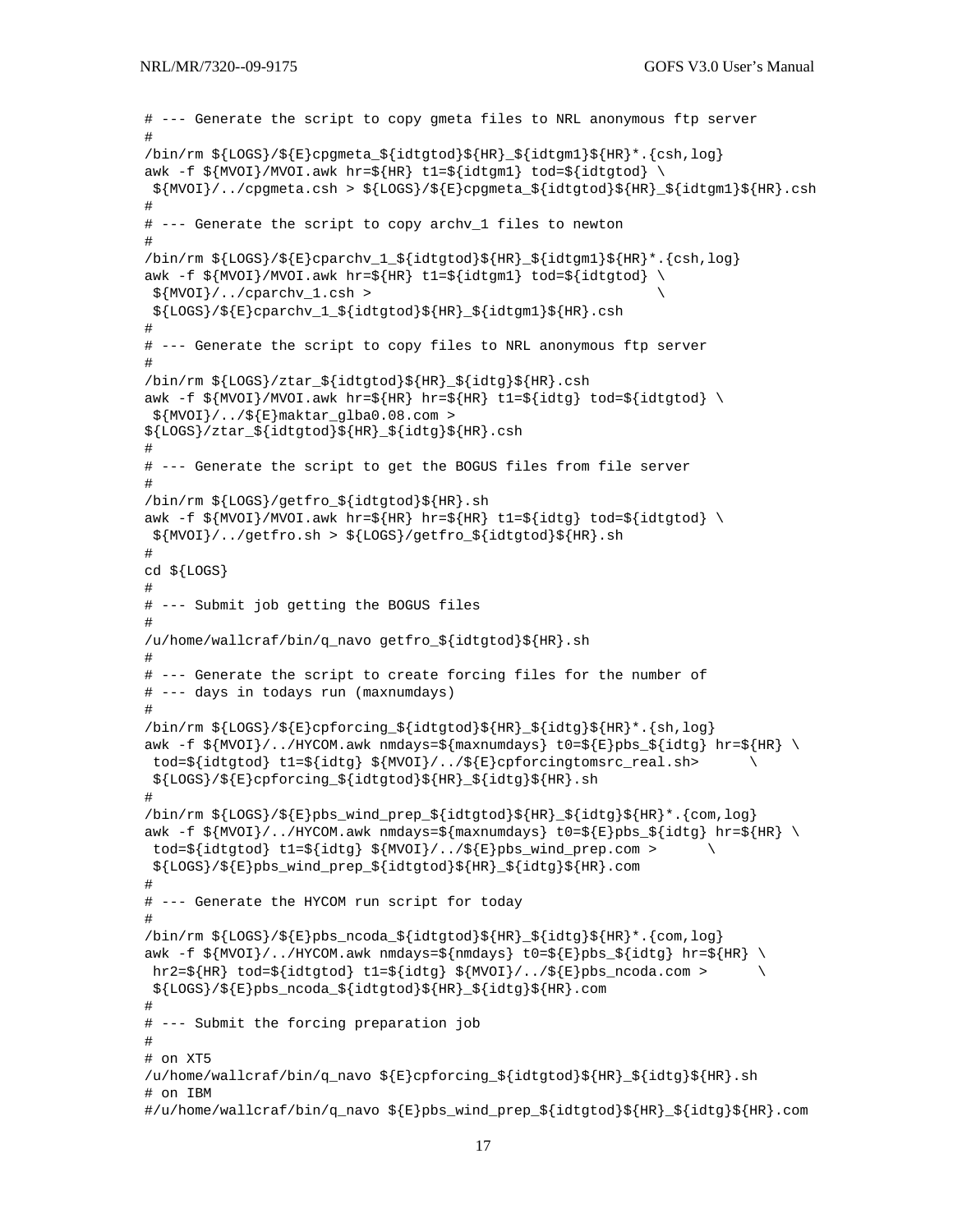```
# --- Generate the script to copy gmeta files to NRL anonymous ftp server
#
/bin/rm ${LOGS}/${E}cpgmeta_${idtgtod}${HR}_${idtgm1}${HR}*.{csh,log}
awk -f ${MVOI}/MVOI.awk hr=${HR} t1=${idtgm1} tod=${idtgtod} \
 ${MVOI}/../cpgmeta.csh > ${LOGS}/${E}cpgmeta_${idtgtod}${HR}_${idtgm1}${HR}.csh
#
# --- Generate the script to copy archv_1 files to newton
#
/bin/rm ${LOGS}/${E}cparchv_1_${idtgtod}${HR}_${idtgm1}${HR}*.{csh,log}
awk -f ${MVOI}/MVOI.awk hr=${HR} t1=${idtgm1} tod=${idtgtod} \
 ${MVOI}/../cparchv_1.csh >                              \
 ${LOGS}/${E}cparchv_1_${idtgtod}${HR}_${idtgm1}${HR}.csh
#
# --- Generate the script to copy files to NRL anonymous ftp server
#
/bin/rm ${LOGS}/ztar_${idtgtod}${HR}_${idtg}${HR}.csh
awk -f ${MVOI}/MVOI.awk hr=${HR} hr=${HR} t1=${idtg} tod=${idtgtod} \
 ${MVOI}/../${E}maktar_glba0.08.com >
${LOGS}/ztar_${idtgtod}${HR}_${idtg}${HR}.csh
#
# --- Generate the script to get the BOGUS files from file server
#
/bin/rm ${LOGS}/getfro_${idtgtod}${HR}.sh
awk -f ${MVOI}/MVOI.awk hr=${HR} hr=${HR} t1=${idtg} tod=${idtgtod} \
 ${MVOI}/../getfro.sh > ${LOGS}/getfro_${idtgtod}${HR}.sh
#
cd ${LOGS}
#
# --- Submit job getting the BOGUS files
#
/u/home/wallcraf/bin/q_navo getfro_${idtgtod}${HR}.sh
#
# --- Generate the script to create forcing files for the number of
# --- days in todays run (maxnumdays)
#
/bin/rm ${LOGS}/${E}cpforcing_${idtgtod}${HR}_${idtg}${HR}*.{sh,log}
awk -f ${MVOI}/../HYCOM.awk nmdays=${maxnumdays} t0=${E}pbs_${idtg} hr=${HR} \
 tod=${idtgtod} t1=${idtg} ${MVOI}/../${E}cpforcingtomsrc_real.sh>      \
 ${LOGS}/${E}cpforcing_${idtgtod}${HR}_${idtg}${HR}.sh
#
/bin/rm ${LOGS}/${E}pbs_wind_prep_${idtgtod}${HR}_${idtg}${HR}*.{com,log}
awk -f ${MVOI}/../HYCOM.awk nmdays=${maxnumdays} t0=${E}pbs_${idtg} hr=${HR} \
 tod=${idtgtod} t1=${idtg} ${MVOI}/../${E}pbs_wind_prep.com >      \
 ${LOGS}/${E}pbs_wind_prep_${idtgtod}${HR}_${idtg}${HR}.com
#
# --- Generate the HYCOM run script for today
#
/bin/rm ${LOGS}/${E}pbs_ncoda_${idtgtod}${HR}_${idtg}${HR}*.{com,log}
awk -f ${MVOI}/../HYCOM.awk nmdays=${nmdays} t0=${E}pbs_${idtg} hr=${HR} \
 hr2=${HR} tod=${idtgtod} t1=${idtg} ${MVOI}/../${E}pbs_ncoda.com >      \
 ${LOGS}/${E}pbs_ncoda_${idtgtod}${HR}_${idtg}${HR}.com
#
# --- Submit the forcing preparation job
#
# on XT5
/u/home/wallcraf/bin/q_navo ${E}cpforcing_${idtgtod}${HR}_${idtg}${HR}.sh
# on IBM
#/u/home/wallcraf/bin/q_navo ${E}pbs_wind_prep_${idtgtod}${HR}_${idtg}${HR}.com
```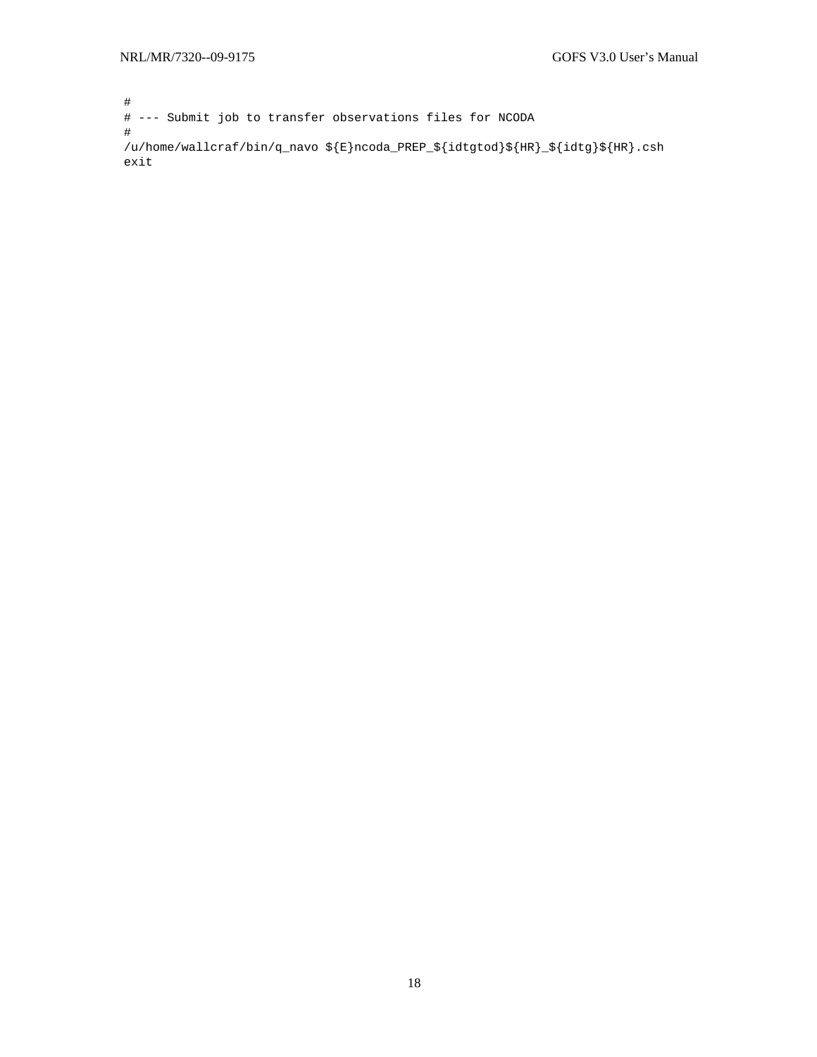```
#
# --- Submit job to transfer observations files for NCODA
#
/u/home/wallcraf/bin/q_navo ${E}ncoda_PREP_${idtgtod}${HR}_${idtg}${HR}.csh
exit
```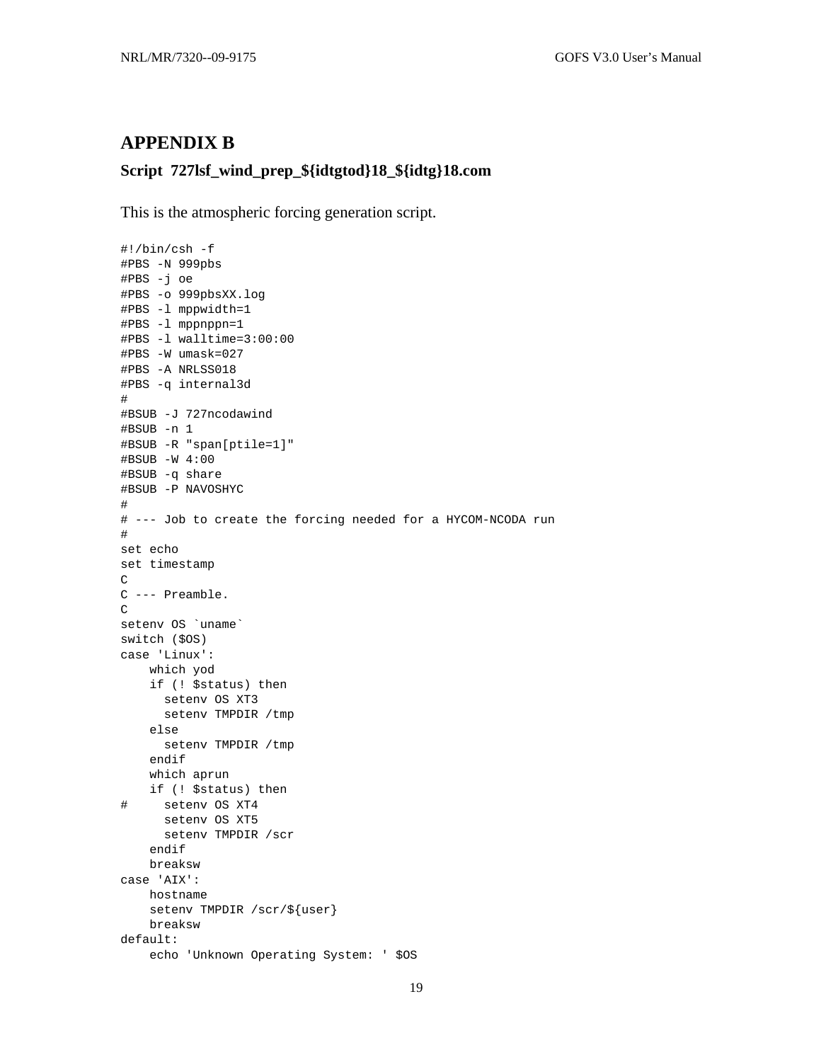# APPENDIX B

### Script 727lsf_wind_prep_${idtgtod}18_${idtg}18.com

This is the atmospheric forcing generation script.

```
#!/bin/csh -f
#PBS -N 999pbs
#PBS -j oe
#PBS -o 999pbsXX.log
#PBS -l mppwidth=1
#PBS -l mppnppn=1
#PBS -l walltime=3:00:00
#PBS -W umask=027
#PBS -A NRLSS018
#PBS -q internal3d
#
#BSUB -J 727ncodawind
#BSUB -n 1
#BSUB -R "span[ptile=1]"
#BSUB -W 4:00
#BSUB -q share
#BSUB -P NAVOSHYC
#
# --- Job to create the forcing needed for a HYCOM-NCODA run
#
set echo
set timestamp
C
C --- Preamble.
C
setenv OS `uname`
switch ($OS)
case 'Linux':
    which yod
    if (! $status) then
      setenv OS XT3
      setenv TMPDIR /tmp
    else
      setenv TMPDIR /tmp
    endif
    which aprun
    if (! $status) then
#     setenv OS XT4
      setenv OS XT5
      setenv TMPDIR /scr
    endif
    breaksw
case 'AIX':
    hostname
    setenv TMPDIR /scr/${user}
    breaksw
default:
    echo 'Unknown Operating System: ' $OS
```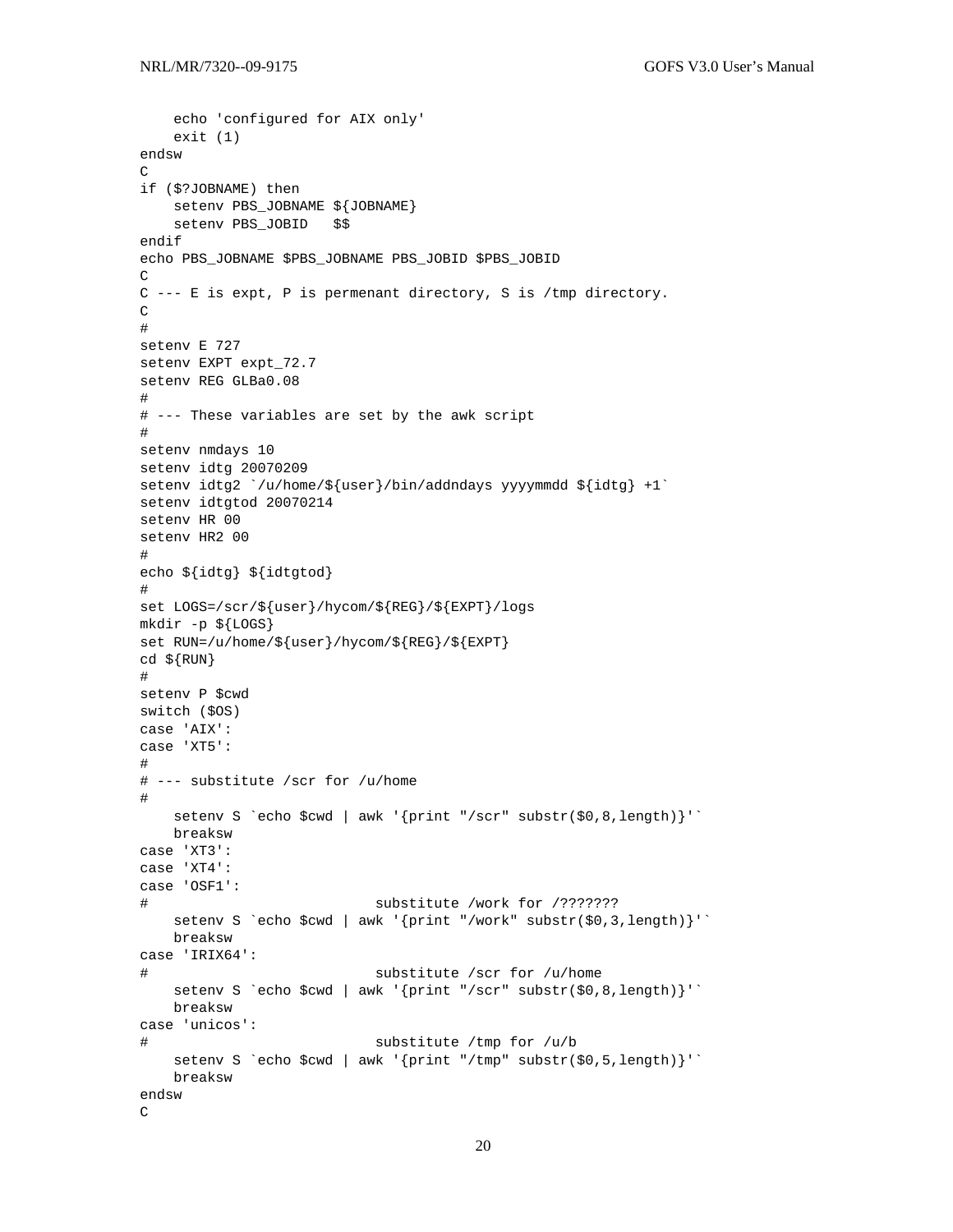```
    echo 'configured for AIX only'
    exit (1)
endsw
C
if ($?JOBNAME) then
    setenv PBS_JOBNAME ${JOBNAME}
    setenv PBS_JOBID   $$
endif
echo PBS_JOBNAME $PBS_JOBNAME PBS_JOBID $PBS_JOBID
C
C --- E is expt, P is permenant directory, S is /tmp directory.
C
#
setenv E 727
setenv EXPT expt_72.7
setenv REG GLBa0.08
#
# --- These variables are set by the awk script
#
setenv nmdays 10
setenv idtg 20070209
setenv idtg2 `/u/home/${user}/bin/addndays yyyymmdd ${idtg} +1`
setenv idtgtod 20070214
setenv HR 00
setenv HR2 00
#
echo ${idtg} ${idtgtod}
#
set LOGS=/scr/${user}/hycom/${REG}/${EXPT}/logs
mkdir -p ${LOGS}
set RUN=/u/home/${user}/hycom/${REG}/${EXPT}
cd ${RUN}
#
setenv P $cwd
switch ($OS)
case 'AIX':
case 'XT5':
#
# --- substitute /scr for /u/home
#
    setenv S `echo $cwd | awk '{print "/scr" substr($0,8,length)}'`
    breaksw
case 'XT3':
case 'XT4':
case 'OSF1':
#                           substitute /work for /???????
    setenv S `echo $cwd | awk '{print "/work" substr($0,3,length)}'`
    breaksw
case 'IRIX64':
#                           substitute /scr for /u/home
    setenv S `echo $cwd | awk '{print "/scr" substr($0,8,length)}'`
    breaksw
case 'unicos':
#                           substitute /tmp for /u/b
    setenv S `echo $cwd | awk '{print "/tmp" substr($0,5,length)}'`
    breaksw
endsw
C
```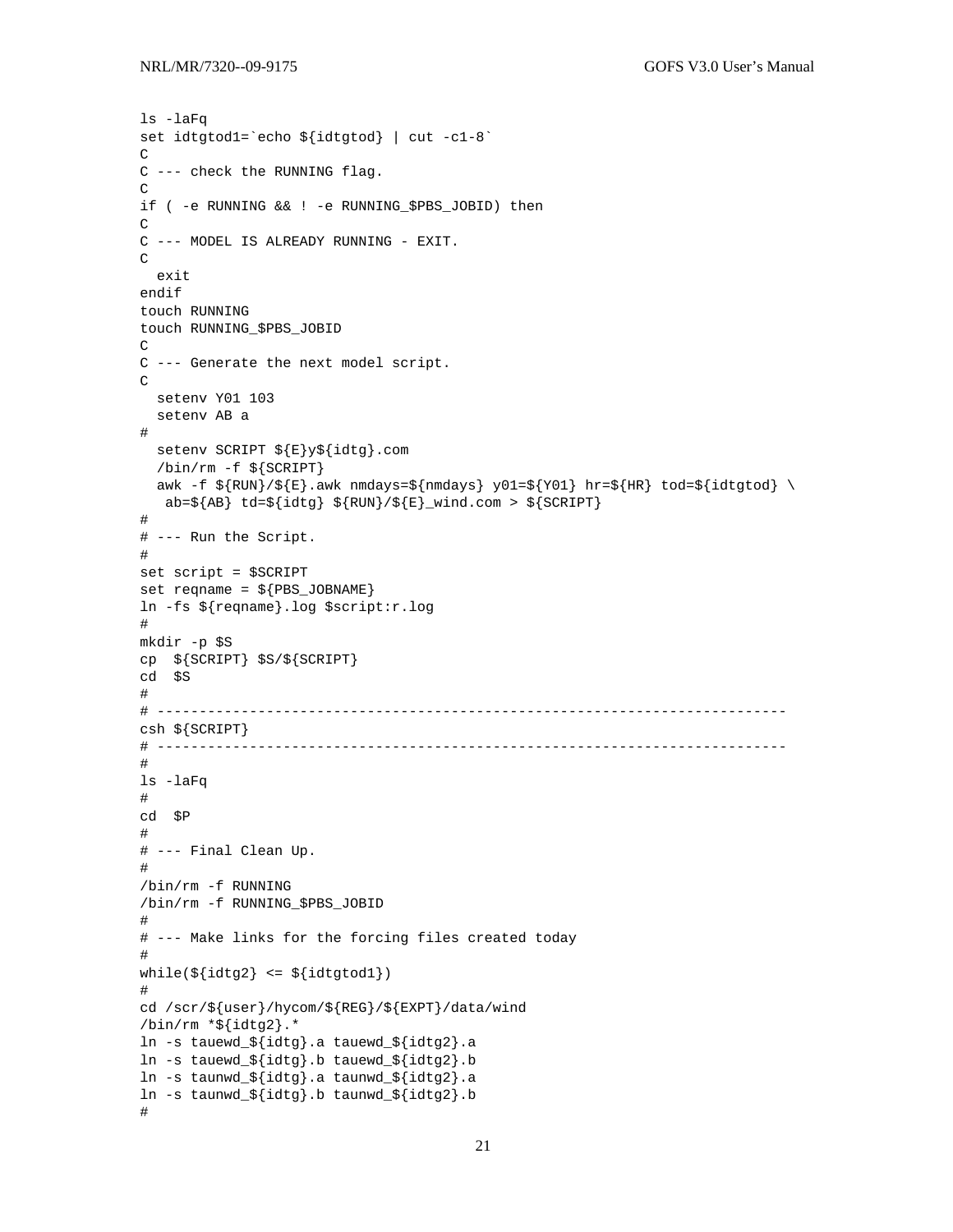```
ls -laFq
set idtgtod1=`echo ${idtgtod} | cut -c1-8`
C
C --- check the RUNNING flag.
C
if ( -e RUNNING && ! -e RUNNING_$PBS_JOBID) then
C
C --- MODEL IS ALREADY RUNNING - EXIT.
C
  exit
endif
touch RUNNING
touch RUNNING_$PBS_JOBID
C
C --- Generate the next model script.
C
  setenv Y01 103
  setenv AB a
#
  setenv SCRIPT ${E}y${idtg}.com
  /bin/rm -f ${SCRIPT}
  awk -f ${RUN}/${E}.awk nmdays=${nmdays} y01=${Y01} hr=${HR} tod=${idtgtod} \
   ab=${AB} td=${idtg} ${RUN}/${E}_wind.com > ${SCRIPT}
#
# --- Run the Script.
#
set script = $SCRIPT
set reqname = ${PBS_JOBNAME}
ln -fs ${reqname}.log $script:r.log
#
mkdir -p $S
cp  ${SCRIPT} $S/${SCRIPT}
cd  $S
#
# --------------------------------------------------------------------------
csh ${SCRIPT}
# --------------------------------------------------------------------------
#
ls -laFq
#
cd  $P
#
# --- Final Clean Up.
#
/bin/rm -f RUNNING
/bin/rm -f RUNNING_$PBS_JOBID
#
# --- Make links for the forcing files created today
#
while(${idtg2} <= ${idtgtod1})
#
cd /scr/${user}/hycom/${REG}/${EXPT}/data/wind
/bin/rm *${idtg2}.*
ln -s tauewd_${idtg}.a tauewd_${idtg2}.a
ln -s tauewd_${idtg}.b tauewd_${idtg2}.b
ln -s taunwd_${idtg}.a taunwd_${idtg2}.a
ln -s taunwd_${idtg}.b taunwd_${idtg2}.b
#
```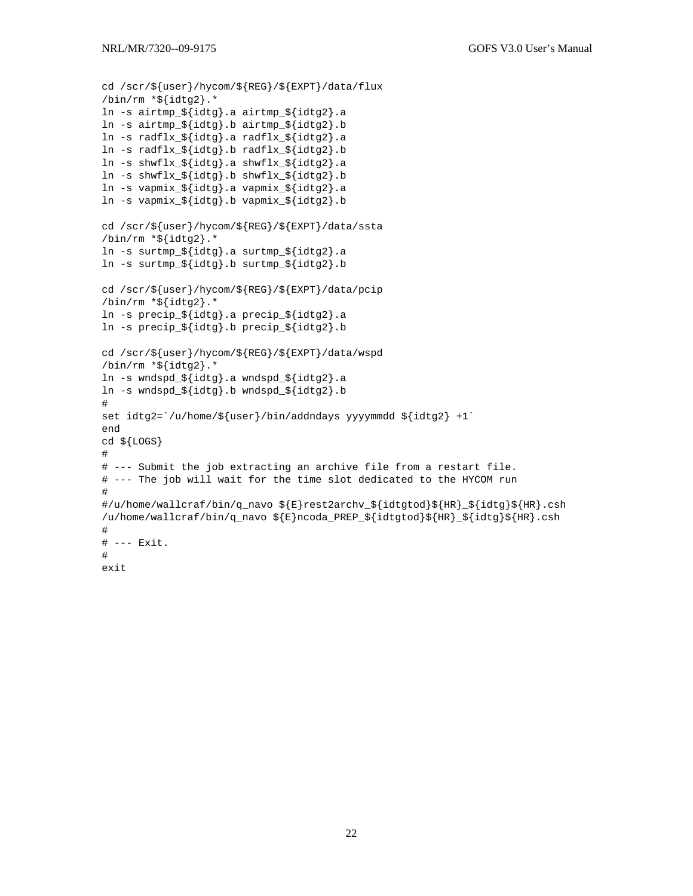```
cd /scr/${user}/hycom/${REG}/${EXPT}/data/flux
/bin/rm *${idtg2}.*
ln -s airtmp_${idtg}.a airtmp_${idtg2}.a
ln -s airtmp_${idtg}.b airtmp_${idtg2}.b
ln -s radflx_${idtg}.a radflx_${idtg2}.a
ln -s radflx_${idtg}.b radflx_${idtg2}.b
ln -s shwflx_${idtg}.a shwflx_${idtg2}.a
ln -s shwflx_${idtg}.b shwflx_${idtg2}.b
ln -s vapmix_${idtg}.a vapmix_${idtg2}.a
ln -s vapmix_${idtg}.b vapmix_${idtg2}.b

cd /scr/${user}/hycom/${REG}/${EXPT}/data/ssta
/bin/rm *${idtg2}.*
ln -s surtmp_${idtg}.a surtmp_${idtg2}.a
ln -s surtmp_${idtg}.b surtmp_${idtg2}.b

cd /scr/${user}/hycom/${REG}/${EXPT}/data/pcip
/bin/rm *${idtg2}.*
ln -s precip_${idtg}.a precip_${idtg2}.a
ln -s precip_${idtg}.b precip_${idtg2}.b

cd /scr/${user}/hycom/${REG}/${EXPT}/data/wspd
/bin/rm *${idtg2}.*
ln -s wndspd_${idtg}.a wndspd_${idtg2}.a
ln -s wndspd_${idtg}.b wndspd_${idtg2}.b
#
set idtg2=`/u/home/${user}/bin/addndays yyyymmdd ${idtg2} +1`
end
cd ${LOGS}
#
# --- Submit the job extracting an archive file from a restart file.
# --- The job will wait for the time slot dedicated to the HYCOM run
#
#/u/home/wallcraf/bin/q_navo ${E}rest2archv_${idtgtod}${HR}_${idtg}${HR}.csh
/u/home/wallcraf/bin/q_navo ${E}ncoda_PREP_${idtgtod}${HR}_${idtg}${HR}.csh
#
# --- Exit.
#
exit
```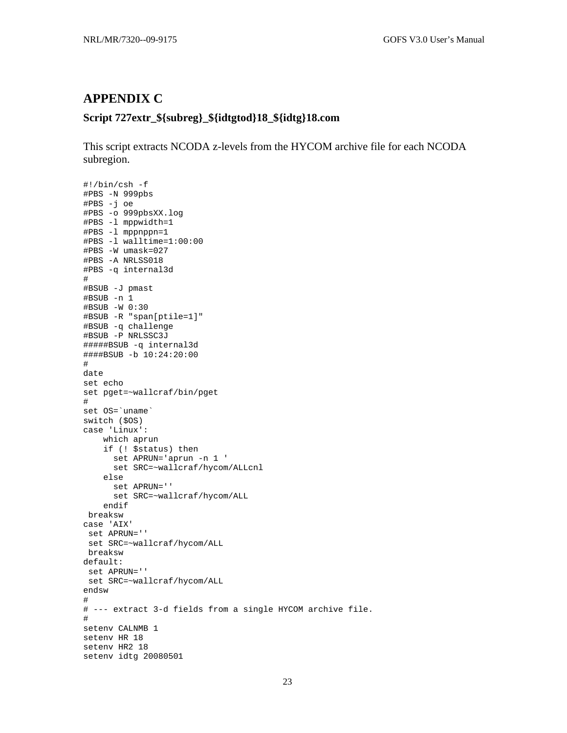## APPENDIX C

### Script 727extr_${subreg}_${idtgtod}18_${idtg}18.com

This script extracts NCODA z-levels from the HYCOM archive file for each NCODA subregion.

```
#!/bin/csh -f
#PBS -N 999pbs
#PBS -j oe
#PBS -o 999pbsXX.log
#PBS -l mppwidth=1
#PBS -l mppnppn=1
#PBS -l walltime=1:00:00
#PBS -W umask=027
#PBS -A NRLSS018
#PBS -q internal3d
#
#BSUB -J pmast
#BSUB -n 1
#BSUB -W 0:30
#BSUB -R "span[ptile=1]"
#BSUB -q challenge
#BSUB -P NRLSSC3J
#####BSUB -q internal3d
####BSUB -b 10:24:20:00
#
date
set echo
set pget=~wallcraf/bin/pget
#
set OS=`uname`
switch ($OS)
case 'Linux':
    which aprun
    if (! $status) then
      set APRUN='aprun -n 1 '
      set SRC=~wallcraf/hycom/ALLcnl
    else
      set APRUN=''
      set SRC=~wallcraf/hycom/ALL
    endif
 breaksw
case 'AIX'
 set APRUN=''
 set SRC=~wallcraf/hycom/ALL
 breaksw
default:
 set APRUN=''
 set SRC=~wallcraf/hycom/ALL
endsw
#
# --- extract 3-d fields from a single HYCOM archive file.
#
setenv CALNMB 1
setenv HR 18
setenv HR2 18
setenv idtg 20080501
```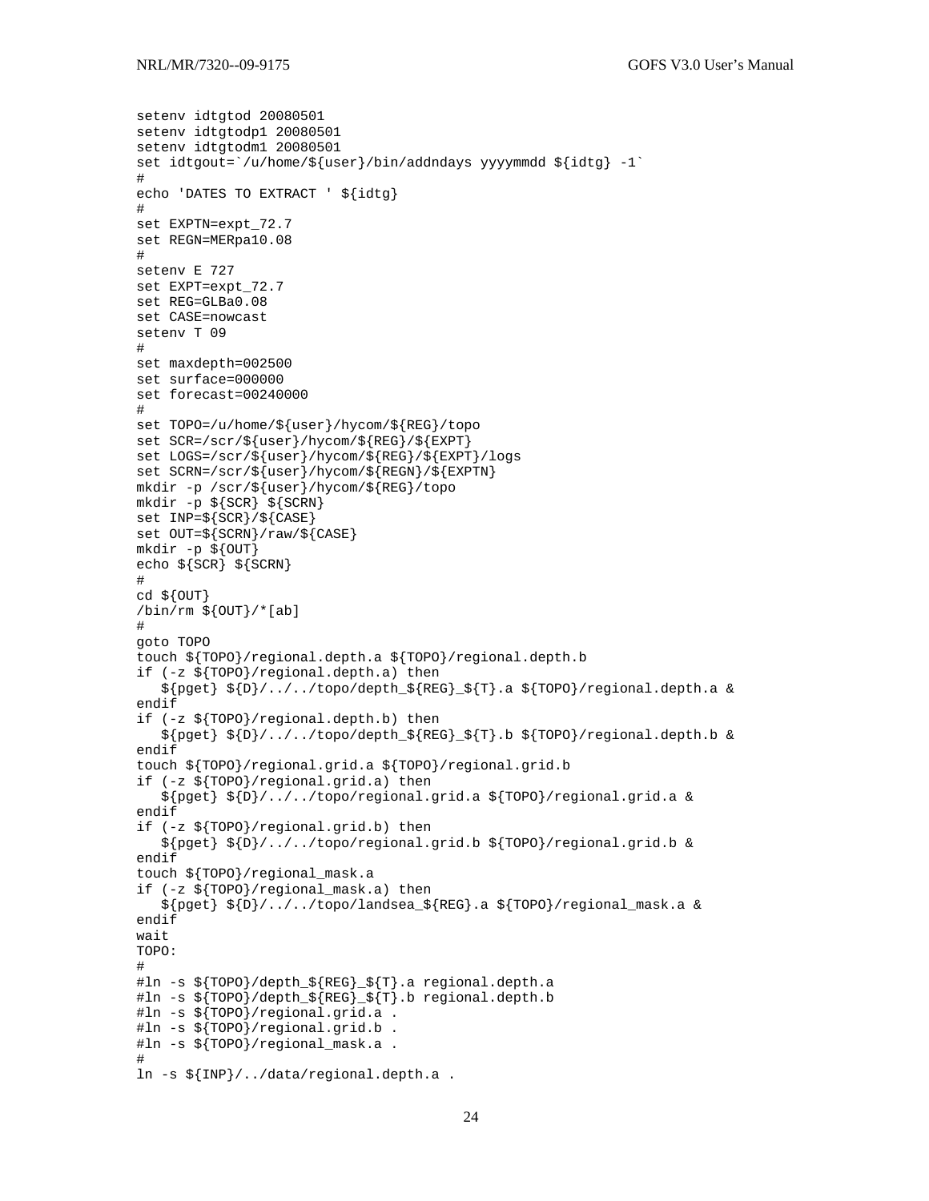```
setenv idtgtod 20080501
setenv idtgtodp1 20080501
setenv idtgtodm1 20080501
set idtgout=`/u/home/${user}/bin/addndays yyyymmdd ${idtg} -1`
#
echo 'DATES TO EXTRACT ' ${idtg}
#
set EXPTN=expt_72.7
set REGN=MERpa10.08
#
setenv E 727
set EXPT=expt_72.7
set REG=GLBa0.08
set CASE=nowcast
setenv T 09
#
set maxdepth=002500
set surface=000000
set forecast=00240000
#
set TOPO=/u/home/${user}/hycom/${REG}/topo
set SCR=/scr/${user}/hycom/${REG}/${EXPT}
set LOGS=/scr/${user}/hycom/${REG}/${EXPT}/logs
set SCRN=/scr/${user}/hycom/${REGN}/${EXPTN}
mkdir -p /scr/${user}/hycom/${REG}/topo
mkdir -p ${SCR} ${SCRN}
set INP=${SCR}/${CASE}
set OUT=${SCRN}/raw/${CASE}
mkdir -p ${OUT}
echo ${SCR} ${SCRN}
#
cd ${OUT}
/bin/rm ${OUT}/*[ab]
#
goto TOPO
touch ${TOPO}/regional.depth.a ${TOPO}/regional.depth.b
if (-z ${TOPO}/regional.depth.a) then
   ${pget} ${D}/../../topo/depth_${REG}_${T}.a ${TOPO}/regional.depth.a &
endif
if (-z ${TOPO}/regional.depth.b) then
   ${pget} ${D}/../../topo/depth_${REG}_${T}.b ${TOPO}/regional.depth.b &
endif
touch ${TOPO}/regional.grid.a ${TOPO}/regional.grid.b
if (-z ${TOPO}/regional.grid.a) then
   ${pget} ${D}/../../topo/regional.grid.a ${TOPO}/regional.grid.a &
endif
if (-z ${TOPO}/regional.grid.b) then
   ${pget} ${D}/../../topo/regional.grid.b ${TOPO}/regional.grid.b &
endif
touch ${TOPO}/regional_mask.a
if (-z ${TOPO}/regional_mask.a) then
   ${pget} ${D}/../../topo/landsea_${REG}.a ${TOPO}/regional_mask.a &
endif
wait
TOPO:
#
#ln -s ${TOPO}/depth_${REG}_${T}.a regional.depth.a
#ln -s ${TOPO}/depth_${REG}_${T}.b regional.depth.b
#ln -s ${TOPO}/regional.grid.a .
#ln -s ${TOPO}/regional.grid.b .
#ln -s ${TOPO}/regional_mask.a .
#
ln -s ${INP}/../data/regional.depth.a .
```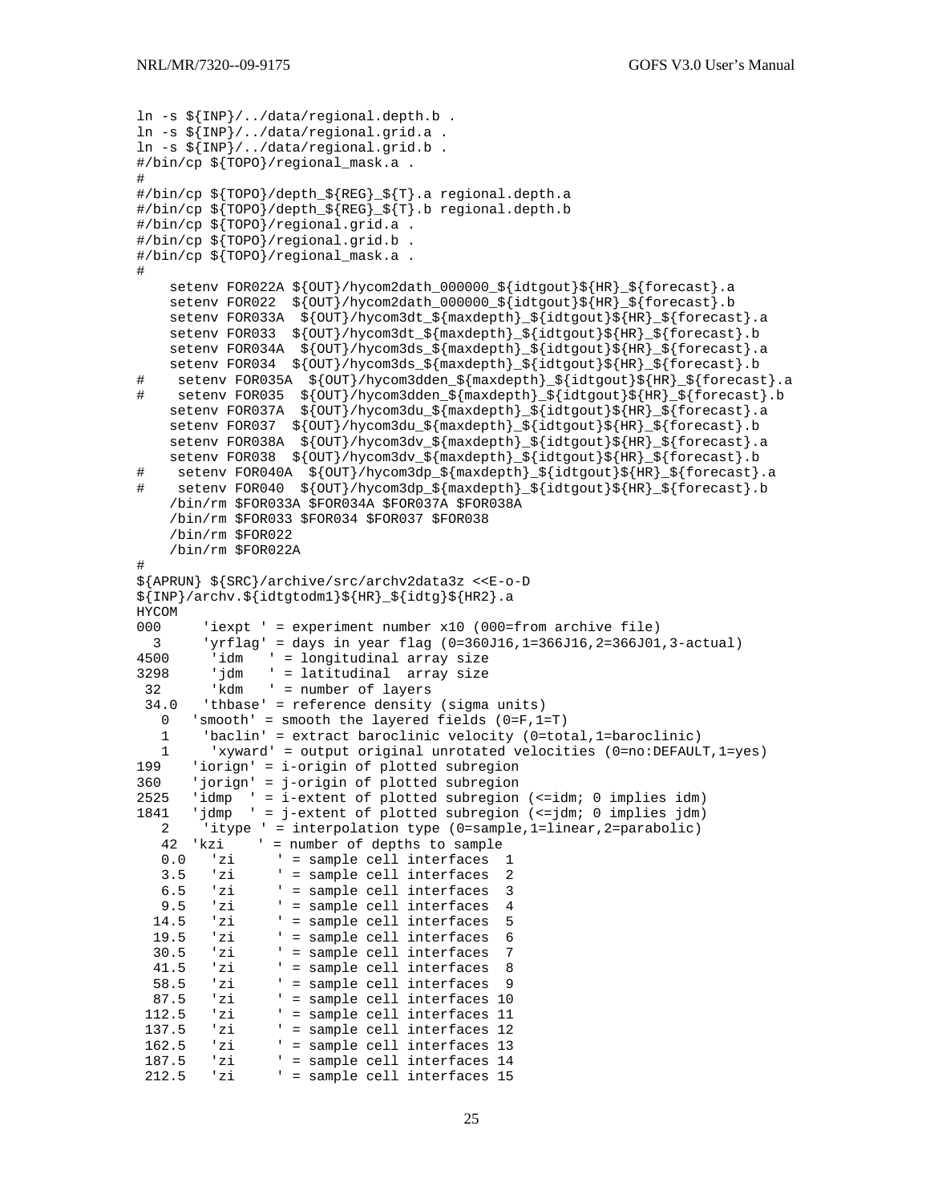```
ln -s ${INP}/../data/regional.depth.b .
ln -s ${INP}/../data/regional.grid.a .
ln -s ${INP}/../data/regional.grid.b .
#/bin/cp ${TOPO}/regional_mask.a .
#
#/bin/cp ${TOPO}/depth_${REG}_${T}.a regional.depth.a
#/bin/cp ${TOPO}/depth_${REG}_${T}.b regional.depth.b
#/bin/cp ${TOPO}/regional.grid.a .
#/bin/cp ${TOPO}/regional.grid.b .
#/bin/cp ${TOPO}/regional_mask.a .
#
    setenv FOR022A ${OUT}/hycom2dath_000000_${idtgout}${HR}_${forecast}.a
    setenv FOR022  ${OUT}/hycom2dath_000000_${idtgout}${HR}_${forecast}.b
    setenv FOR033A  ${OUT}/hycom3dt_${maxdepth}_${idtgout}${HR}_${forecast}.a
    setenv FOR033  ${OUT}/hycom3dt_${maxdepth}_${idtgout}${HR}_${forecast}.b
    setenv FOR034A  ${OUT}/hycom3ds_${maxdepth}_${idtgout}${HR}_${forecast}.a
    setenv FOR034  ${OUT}/hycom3ds_${maxdepth}_${idtgout}${HR}_${forecast}.b
#    setenv FOR035A  ${OUT}/hycom3dden_${maxdepth}_${idtgout}${HR}_${forecast}.a
#    setenv FOR035  ${OUT}/hycom3dden_${maxdepth}_${idtgout}${HR}_${forecast}.b
    setenv FOR037A  ${OUT}/hycom3du_${maxdepth}_${idtgout}${HR}_${forecast}.a
    setenv FOR037  ${OUT}/hycom3du_${maxdepth}_${idtgout}${HR}_${forecast}.b
    setenv FOR038A  ${OUT}/hycom3dv_${maxdepth}_${idtgout}${HR}_${forecast}.a
    setenv FOR038  ${OUT}/hycom3dv_${maxdepth}_${idtgout}${HR}_${forecast}.b
#    setenv FOR040A  ${OUT}/hycom3dp_${maxdepth}_${idtgout}${HR}_${forecast}.a
#    setenv FOR040  ${OUT}/hycom3dp_${maxdepth}_${idtgout}${HR}_${forecast}.b
    /bin/rm $FOR033A $FOR034A $FOR037A $FOR038A
    /bin/rm $FOR033 $FOR034 $FOR037 $FOR038
    /bin/rm $FOR022
    /bin/rm $FOR022A
#
${APRUN} ${SRC}/archive/src/archv2data3z <<E-o-D
${INP}/archv.${idtgtodm1}${HR}_${idtg}${HR2}.a
HYCOM
000     'iexpt ' = experiment number x10 (000=from archive file)
  3     'yrflag' = days in year flag (0=360J16,1=366J16,2=366J01,3-actual)
4500     'idm   ' = longitudinal array size
3298     'jdm   ' = latitudinal  array size
 32      'kdm   ' = number of layers
 34.0   'thbase' = reference density (sigma units)
   0   'smooth' = smooth the layered fields (0=F,1=T)
   1    'baclin' = extract baroclinic velocity (0=total,1=baroclinic)
   1     'xyward' = output original unrotated velocities (0=no:DEFAULT,1=yes)
199    'iorign' = i-origin of plotted subregion
360    'jorign' = j-origin of plotted subregion
2525   'idmp  ' = i-extent of plotted subregion (<=idm; 0 implies idm)
1841   'jdmp  ' = j-extent of plotted subregion (<=jdm; 0 implies jdm)
   2    'itype ' = interpolation type (0=sample,1=linear,2=parabolic)
   42  'kzi    ' = number of depths to sample
   0.0   'zi     ' = sample cell interfaces  1
   3.5   'zi     ' = sample cell interfaces  2
   6.5   'zi     ' = sample cell interfaces  3
   9.5   'zi     ' = sample cell interfaces  4
  14.5   'zi     ' = sample cell interfaces  5
  19.5   'zi     ' = sample cell interfaces  6
  30.5   'zi     ' = sample cell interfaces  7
  41.5   'zi     ' = sample cell interfaces  8
  58.5   'zi     ' = sample cell interfaces  9
  87.5   'zi     ' = sample cell interfaces 10
 112.5   'zi     ' = sample cell interfaces 11
 137.5   'zi     ' = sample cell interfaces 12
 162.5   'zi     ' = sample cell interfaces 13
 187.5   'zi     ' = sample cell interfaces 14
 212.5   'zi     ' = sample cell interfaces 15
```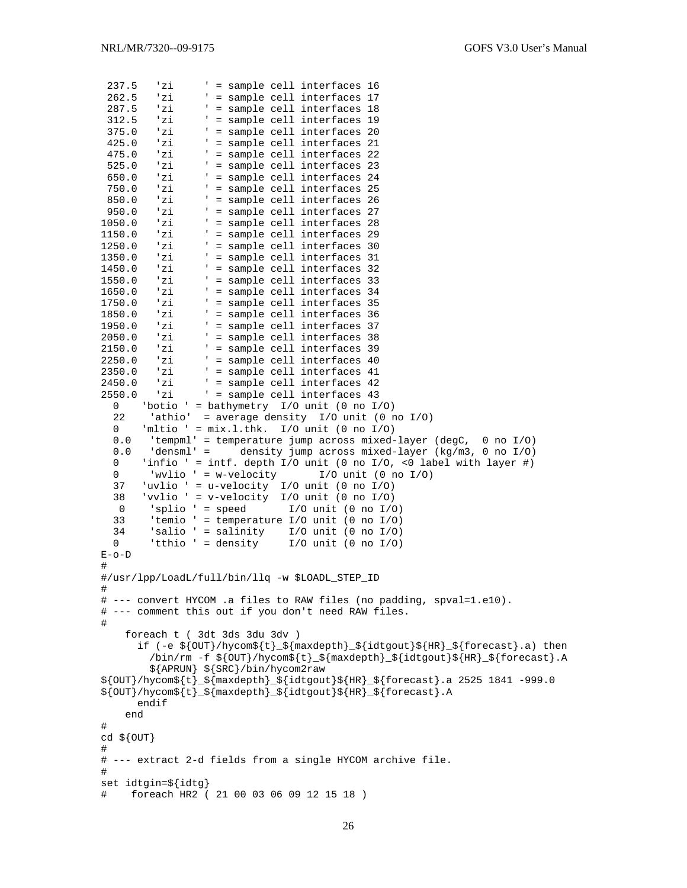```
 237.5   'zi     ' = sample cell interfaces 16
 262.5   'zi     ' = sample cell interfaces 17
 287.5   'zi     ' = sample cell interfaces 18
 312.5   'zi     ' = sample cell interfaces 19
 375.0   'zi     ' = sample cell interfaces 20
 425.0   'zi     ' = sample cell interfaces 21
 475.0   'zi     ' = sample cell interfaces 22
 525.0   'zi     ' = sample cell interfaces 23
 650.0   'zi     ' = sample cell interfaces 24
 750.0   'zi     ' = sample cell interfaces 25
 850.0   'zi     ' = sample cell interfaces 26
 950.0   'zi     ' = sample cell interfaces 27
1050.0   'zi     ' = sample cell interfaces 28
1150.0   'zi     ' = sample cell interfaces 29
1250.0   'zi     ' = sample cell interfaces 30
1350.0   'zi     ' = sample cell interfaces 31
1450.0   'zi     ' = sample cell interfaces 32
1550.0   'zi     ' = sample cell interfaces 33
1650.0   'zi     ' = sample cell interfaces 34
1750.0   'zi     ' = sample cell interfaces 35
1850.0   'zi     ' = sample cell interfaces 36
1950.0   'zi     ' = sample cell interfaces 37
2050.0   'zi     ' = sample cell interfaces 38
2150.0   'zi     ' = sample cell interfaces 39
2250.0   'zi     ' = sample cell interfaces 40
2350.0   'zi     ' = sample cell interfaces 41
2450.0   'zi     ' = sample cell interfaces 42
2550.0   'zi     ' = sample cell interfaces 43
  0    'botio ' = bathymetry  I/O unit (0 no I/O)
  22    'athio'  = average density  I/O unit (0 no I/O)
  0    'mltio ' = mix.l.thk.  I/O unit (0 no I/O)
  0.0   'tempml' = temperature jump across mixed-layer (degC,  0 no I/O)
  0.0   'densml' =     density jump across mixed-layer (kg/m3, 0 no I/O)
  0    'infio ' = intf. depth I/O unit (0 no I/O, <0 label with layer #)
  0     'wvlio ' = w-velocity       I/O unit (0 no I/O)
  37   'uvlio ' = u-velocity  I/O unit (0 no I/O)
  38   'vvlio ' = v-velocity  I/O unit (0 no I/O)
   0    'splio ' = speed       I/O unit (0 no I/O)
  33    'temio ' = temperature I/O unit (0 no I/O)
  34    'salio ' = salinity    I/O unit (0 no I/O)
  0     'tthio ' = density     I/O unit (0 no I/O)
E-o-D
#
#/usr/lpp/LoadL/full/bin/llq -w $LOADL_STEP_ID
#
# --- convert HYCOM .a files to RAW files (no padding, spval=1.e10).
# --- comment this out if you don't need RAW files.
#
    foreach t ( 3dt 3ds 3du 3dv )
      if (-e ${OUT}/hycom${t}_${maxdepth}_${idtgout}${HR}_${forecast}.a) then
        /bin/rm -f ${OUT}/hycom${t}_${maxdepth}_${idtgout}${HR}_${forecast}.A
        ${APRUN} ${SRC}/bin/hycom2raw
${OUT}/hycom${t}_${maxdepth}_${idtgout}${HR}_${forecast}.a 2525 1841 -999.0
${OUT}/hycom${t}_${maxdepth}_${idtgout}${HR}_${forecast}.A
      endif
    end
#
cd ${OUT}
#
# --- extract 2-d fields from a single HYCOM archive file.
#
set idtgin=${idtg}
#    foreach HR2 ( 21 00 03 06 09 12 15 18 )
```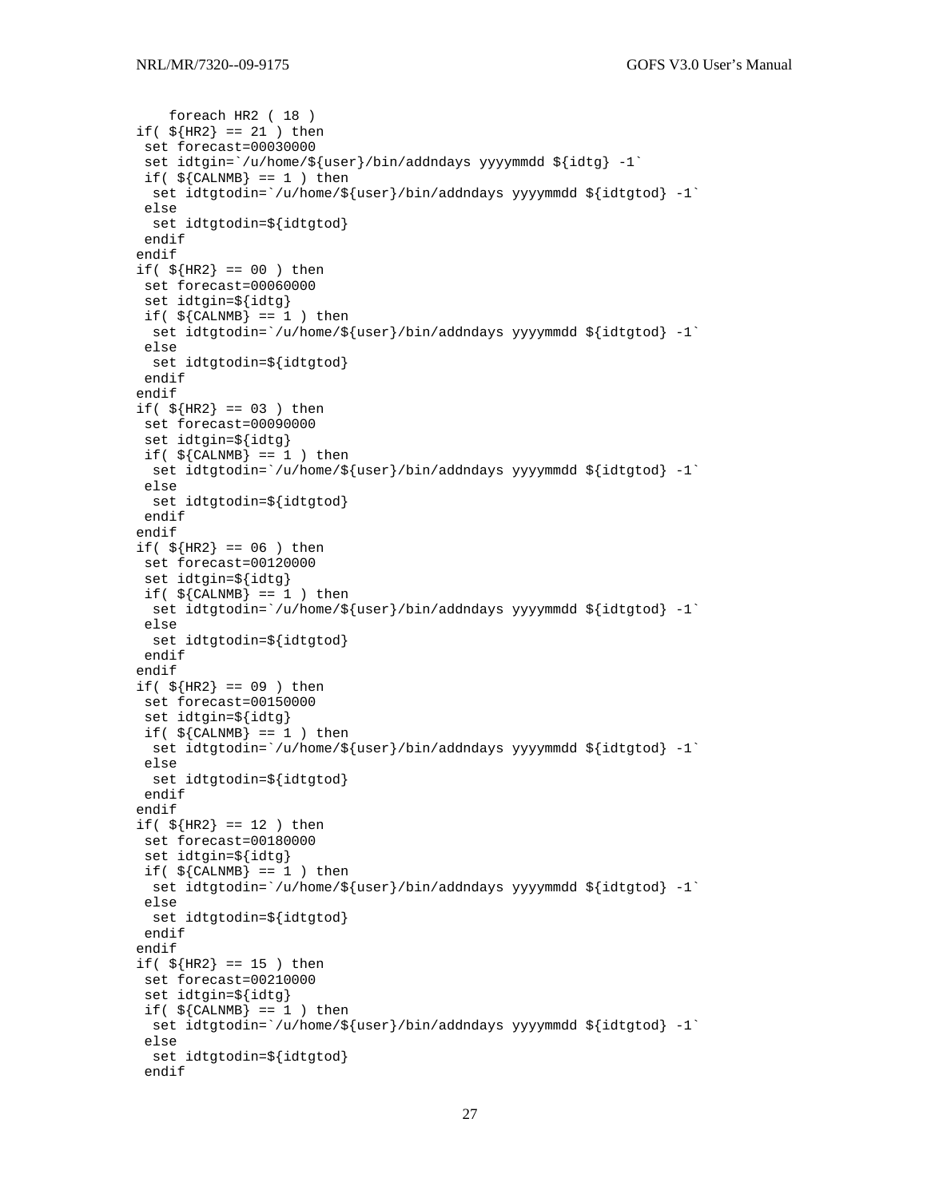```
    foreach HR2 ( 18 )
if( ${HR2} == 21 ) then
 set forecast=00030000
 set idtgin=`/u/home/${user}/bin/addndays yyyymmdd ${idtg} -1`
 if( ${CALNMB} == 1 ) then
  set idtgtodin=`/u/home/${user}/bin/addndays yyyymmdd ${idtgtod} -1`
 else
  set idtgtodin=${idtgtod}
 endif
endif
if( ${HR2} == 00 ) then
 set forecast=00060000
 set idtgin=${idtg}
 if( ${CALNMB} == 1 ) then
  set idtgtodin=`/u/home/${user}/bin/addndays yyyymmdd ${idtgtod} -1`
 else
  set idtgtodin=${idtgtod}
 endif
endif
if( ${HR2} == 03 ) then
 set forecast=00090000
 set idtgin=${idtg}
 if( ${CALNMB} == 1 ) then
  set idtgtodin=`/u/home/${user}/bin/addndays yyyymmdd ${idtgtod} -1`
 else
  set idtgtodin=${idtgtod}
 endif
endif
if( ${HR2} == 06 ) then
 set forecast=00120000
 set idtgin=${idtg}
 if( ${CALNMB} == 1 ) then
  set idtgtodin=`/u/home/${user}/bin/addndays yyyymmdd ${idtgtod} -1`
 else
  set idtgtodin=${idtgtod}
 endif
endif
if( ${HR2} == 09 ) then
 set forecast=00150000
 set idtgin=${idtg}
 if( ${CALNMB} == 1 ) then
  set idtgtodin=`/u/home/${user}/bin/addndays yyyymmdd ${idtgtod} -1`
 else
  set idtgtodin=${idtgtod}
 endif
endif
if( ${HR2} == 12 ) then
 set forecast=00180000
 set idtgin=${idtg}
 if( ${CALNMB} == 1 ) then
  set idtgtodin=`/u/home/${user}/bin/addndays yyyymmdd ${idtgtod} -1`
 else
  set idtgtodin=${idtgtod}
 endif
endif
if( ${HR2} == 15 ) then
 set forecast=00210000
 set idtgin=${idtg}
 if( ${CALNMB} == 1 ) then
  set idtgtodin=`/u/home/${user}/bin/addndays yyyymmdd ${idtgtod} -1`
 else
  set idtgtodin=${idtgtod}
 endif
```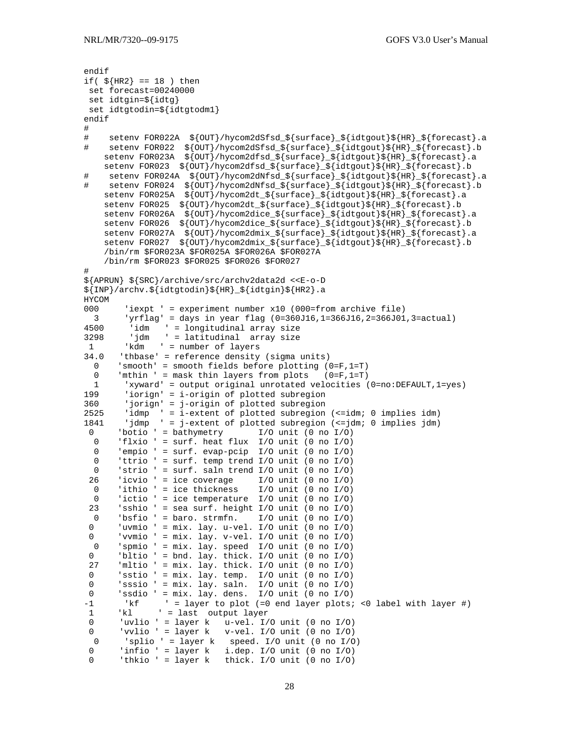```
endif
if( ${HR2} == 18 ) then
 set forecast=00240000
 set idtgin=${idtg}
 set idtgtodin=${idtgtodm1}
endif
#
#    setenv FOR022A  ${OUT}/hycom2dSfsd_${surface}_${idtgout}${HR}_${forecast}.a
#    setenv FOR022  ${OUT}/hycom2dSfsd_${surface}_${idtgout}${HR}_${forecast}.b
    setenv FOR023A  ${OUT}/hycom2dfsd_${surface}_${idtgout}${HR}_${forecast}.a
    setenv FOR023  ${OUT}/hycom2dfsd_${surface}_${idtgout}${HR}_${forecast}.b
#    setenv FOR024A  ${OUT}/hycom2dNfsd_${surface}_${idtgout}${HR}_${forecast}.a
#    setenv FOR024  ${OUT}/hycom2dNfsd_${surface}_${idtgout}${HR}_${forecast}.b
    setenv FOR025A  ${OUT}/hycom2dt_${surface}_${idtgout}${HR}_${forecast}.a
    setenv FOR025  ${OUT}/hycom2dt_${surface}_${idtgout}${HR}_${forecast}.b
    setenv FOR026A  ${OUT}/hycom2dice_${surface}_${idtgout}${HR}_${forecast}.a
    setenv FOR026  ${OUT}/hycom2dice_${surface}_${idtgout}${HR}_${forecast}.b
    setenv FOR027A  ${OUT}/hycom2dmix_${surface}_${idtgout}${HR}_${forecast}.a
    setenv FOR027  ${OUT}/hycom2dmix_${surface}_${idtgout}${HR}_${forecast}.b
    /bin/rm $FOR023A $FOR025A $FOR026A $FOR027A
    /bin/rm $FOR023 $FOR025 $FOR026 $FOR027
#
${APRUN} ${SRC}/archive/src/archv2data2d <<E-o-D
${INP}/archv.${idtgtodin}${HR}_${idtgin}${HR2}.a
HYCOM
000     'iexpt ' = experiment number x10 (000=from archive file)
  3     'yrflag' = days in year flag (0=360J16,1=366J16,2=366J01,3=actual)
4500     'idm   ' = longitudinal array size
3298     'jdm   ' = latitudinal  array size
 1      'kdm   ' = number of layers
34.0   'thbase' = reference density (sigma units)
  0    'smooth' = smooth fields before plotting (0=F,1=T)
  0    'mthin ' = mask thin layers from plots   (0=F,1=T)
  1     'xyward' = output original unrotated velocities (0=no:DEFAULT,1=yes)
199     'iorign' = i-origin of plotted subregion
360     'jorign' = j-origin of plotted subregion
2525    'idmp  ' = i-extent of plotted subregion (<=idm; 0 implies idm)
1841    'jdmp  ' = j-extent of plotted subregion (<=jdm; 0 implies jdm)
 0     'botio ' = bathymetry       I/O unit (0 no I/O)
  0    'flxio ' = surf. heat flux  I/O unit (0 no I/O)
  0    'empio ' = surf. evap-pcip  I/O unit (0 no I/O)
  0    'ttrio ' = surf. temp trend I/O unit (0 no I/O)
  0    'strio ' = surf. saln trend I/O unit (0 no I/O)
 26    'icvio ' = ice coverage     I/O unit (0 no I/O)
  0    'ithio ' = ice thickness    I/O unit (0 no I/O)
  0    'ictio ' = ice temperature  I/O unit (0 no I/O)
 23    'sshio ' = sea surf. height I/O unit (0 no I/O)
  0    'bsfio ' = baro. strmfn.    I/O unit (0 no I/O)
 0     'uvmio ' = mix. lay. u-vel. I/O unit (0 no I/O)
 0     'vvmio ' = mix. lay. v-vel. I/O unit (0 no I/O)
  0    'spmio ' = mix. lay. speed  I/O unit (0 no I/O)
 0     'bltio ' = bnd. lay. thick. I/O unit (0 no I/O)
 27    'mltio ' = mix. lay. thick. I/O unit (0 no I/O)
 0     'sstio ' = mix. lay. temp.  I/O unit (0 no I/O)
 0     'sssio ' = mix. lay. saln.  I/O unit (0 no I/O)
 0     'ssdio ' = mix. lay. dens.  I/O unit (0 no I/O)
-1      'kf     ' = layer to plot (=0 end layer plots; <0 label with layer #)
 1     'kl     ' = last  output layer
 0     'uvlio ' = layer k   u-vel. I/O unit (0 no I/O)
 0     'vvlio ' = layer k   v-vel. I/O unit (0 no I/O)
  0     'splio ' = layer k   speed. I/O unit (0 no I/O)
 0     'infio ' = layer k   i.dep. I/O unit (0 no I/O)
 0     'thkio ' = layer k   thick. I/O unit (0 no I/O)
```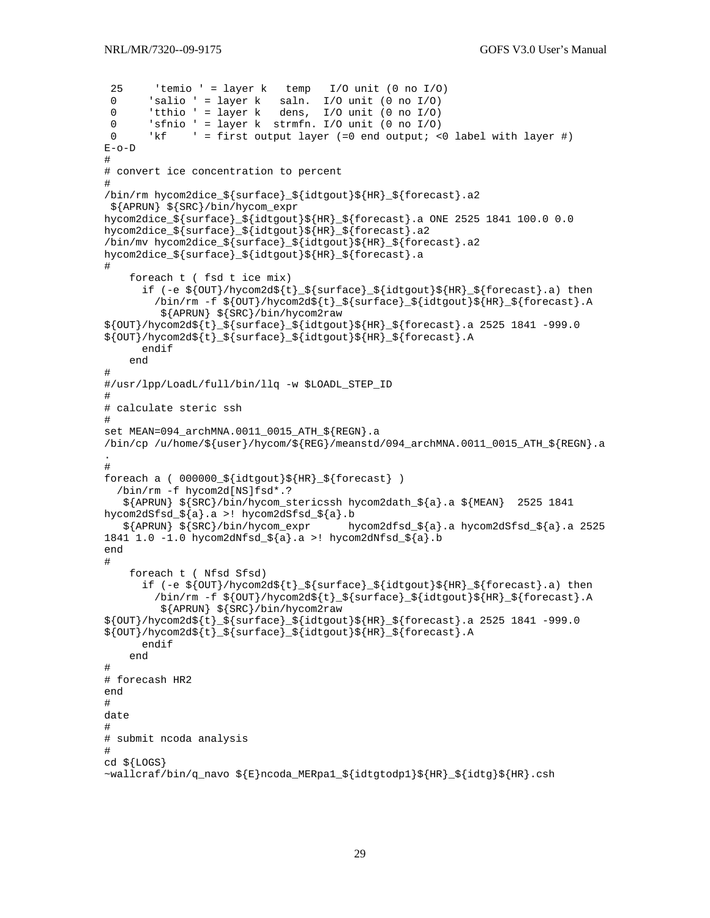```
 25     'temio ' = layer k   temp   I/O unit (0 no I/O)
 0     'salio ' = layer k   saln.  I/O unit (0 no I/O)
 0     'tthio ' = layer k   dens,  I/O unit (0 no I/O)
 0     'sfnio ' = layer k  strmfn. I/O unit (0 no I/O)
 0     'kf    ' = first output layer (=0 end output; <0 label with layer #)
E-o-D
#
# convert ice concentration to percent
#
/bin/rm hycom2dice_${surface}_${idtgtout}${HR}_${forecast}.a2
 ${APRUN} ${SRC}/bin/hycom_expr
hycom2dice_${surface}_${idtgtout}${HR}_${forecast}.a ONE 2525 1841 100.0 0.0
hycom2dice_${surface}_${idtgtout}${HR}_${forecast}.a2
/bin/mv hycom2dice_${surface}_${idtgtout}${HR}_${forecast}.a2
hycom2dice_${surface}_${idtgtout}${HR}_${forecast}.a
#
    foreach t ( fsd t ice mix)
      if (-e ${OUT}/hycom2d${t}_${surface}_${idtgtout}${HR}_${forecast}.a) then
        /bin/rm -f ${OUT}/hycom2d${t}_${surface}_${idtgtout}${HR}_${forecast}.A
         ${APRUN} ${SRC}/bin/hycom2raw
${OUT}/hycom2d${t}_${surface}_${idtgtout}${HR}_${forecast}.a 2525 1841 -999.0
${OUT}/hycom2d${t}_${surface}_${idtgtout}${HR}_${forecast}.A
      endif
    end
#
#/usr/lpp/LoadL/full/bin/llq -w $LOADL_STEP_ID
#
# calculate steric ssh
#
set MEAN=094_archMNA.0011_0015_ATH_${REGN}.a
/bin/cp /u/home/${user}/hycom/${REG}/meanstd/094_archMNA.0011_0015_ATH_${REGN}.a
.
#
foreach a ( 000000_${idtgtout}${HR}_${forecast} )
  /bin/rm -f hycom2d[NS]fsd*.?
   ${APRUN} ${SRC}/bin/hycom_stericssh hycom2dath_${a}.a ${MEAN}  2525 1841
hycom2dSfsd_${a}.a >! hycom2dSfsd_${a}.b
   ${APRUN} ${SRC}/bin/hycom_expr      hycom2dfsd_${a}.a hycom2dSfsd_${a}.a 2525
1841 1.0 -1.0 hycom2dNfsd_${a}.a >! hycom2dNfsd_${a}.b
end
#
    foreach t ( Nfsd Sfsd)
      if (-e ${OUT}/hycom2d${t}_${surface}_${idtgtout}${HR}_${forecast}.a) then
        /bin/rm -f ${OUT}/hycom2d${t}_${surface}_${idtgtout}${HR}_${forecast}.A
         ${APRUN} ${SRC}/bin/hycom2raw
${OUT}/hycom2d${t}_${surface}_${idtgtout}${HR}_${forecast}.a 2525 1841 -999.0
${OUT}/hycom2d${t}_${surface}_${idtgtout}${HR}_${forecast}.A
      endif
    end
#
# forecash HR2
end
#
date
#
# submit ncoda analysis
#
cd ${LOGS}
~wallcraf/bin/q_navo ${E}ncoda_MERpa1_${idtgtodp1}${HR}_${idtg}${HR}.csh
```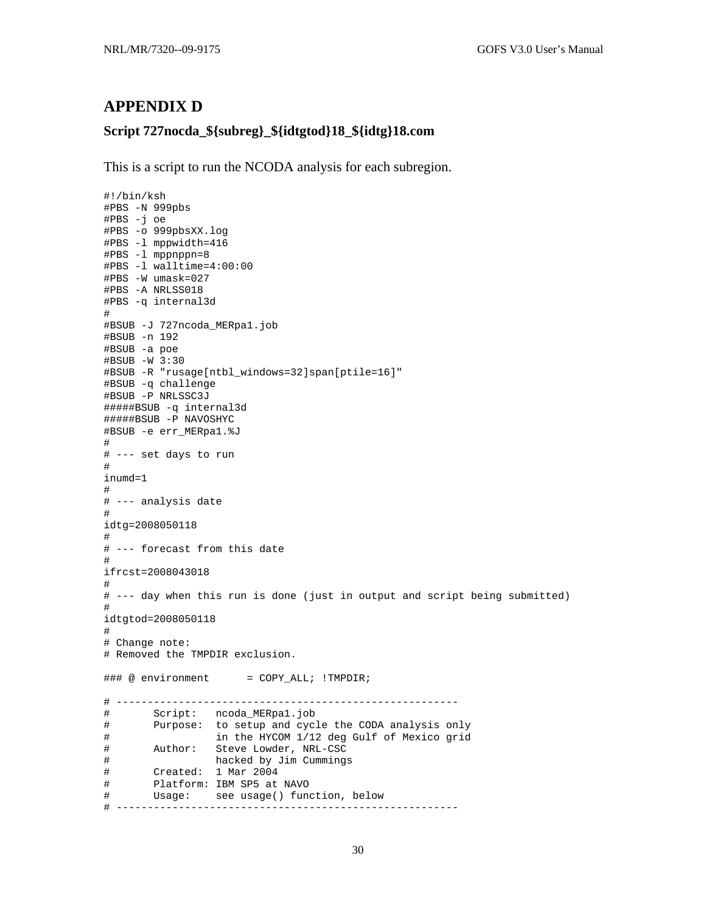# APPENDIX D

### Script 727nocda_${subreg}_${idtgtod}18_${idtg}18.com

This is a script to run the NCODA analysis for each subregion.

```
#!/bin/ksh
#PBS -N 999pbs
#PBS -j oe
#PBS -o 999pbsXX.log
#PBS -l mppwidth=416
#PBS -l mppnppn=8
#PBS -l walltime=4:00:00
#PBS -W umask=027
#PBS -A NRLSS018
#PBS -q internal3d
#
#BSUB -J 727ncoda_MERpa1.job
#BSUB -n 192
#BSUB -a poe
#BSUB -W 3:30
#BSUB -R "rusage[ntbl_windows=32]span[ptile=16]"
#BSUB -q challenge
#BSUB -P NRLSSC3J
#####BSUB -q internal3d
#####BSUB -P NAVOSHYC
#BSUB -e err_MERpa1.%J
#
# --- set days to run
#
inumd=1
#
# --- analysis date
#
idtg=2008050118
#
# --- forecast from this date
#
ifrcst=2008043018
#
# --- day when this run is done (just in output and script being submitted)
#
idtgtod=2008050118
#
# Change note:
# Removed the TMPDIR exclusion.

### @ environment      = COPY_ALL; !TMPDIR;

# -------------------------------------------------------
#       Script:   ncoda_MERpa1.job
#       Purpose:  to setup and cycle the CODA analysis only
#                 in the HYCOM 1/12 deg Gulf of Mexico grid
#       Author:   Steve Lowder, NRL-CSC
#                 hacked by Jim Cummings
#       Created:  1 Mar 2004
#       Platform: IBM SP5 at NAVO
#       Usage:    see usage() function, below
# -------------------------------------------------------
```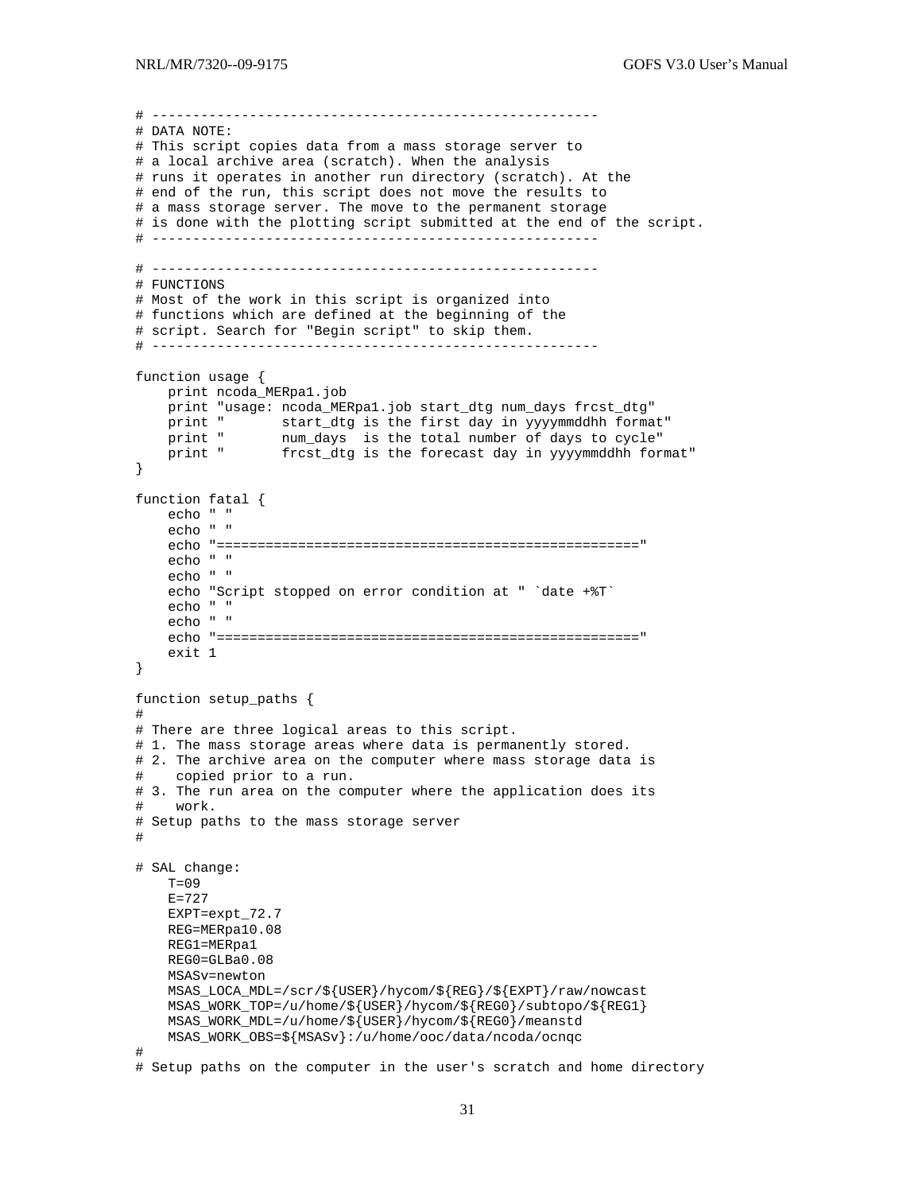```
# -------------------------------------------------------
# DATA NOTE:
# This script copies data from a mass storage server to
# a local archive area (scratch). When the analysis
# runs it operates in another run directory (scratch). At the
# end of the run, this script does not move the results to
# a mass storage server. The move to the permanent storage
# is done with the plotting script submitted at the end of the script.
# -------------------------------------------------------

# -------------------------------------------------------
# FUNCTIONS
# Most of the work in this script is organized into
# functions which are defined at the beginning of the
# script. Search for "Begin script" to skip them.
# -------------------------------------------------------

function usage {
    print ncoda_MERpa1.job
    print "usage: ncoda_MERpa1.job start_dtg num_days frcst_dtg"
    print "       start_dtg is the first day in yyyymmddhh format"
    print "       num_days  is the total number of days to cycle"
    print "       frcst_dtg is the forecast day in yyyymmddhh format"
}

function fatal {
    echo " "
    echo " "
    echo "===================================================="
    echo " "
    echo " "
    echo "Script stopped on error condition at " `date +%T`
    echo " "
    echo " "
    echo "===================================================="
    exit 1
}

function setup_paths {
#
# There are three logical areas to this script.
# 1. The mass storage areas where data is permanently stored.
# 2. The archive area on the computer where mass storage data is
#    copied prior to a run.
# 3. The run area on the computer where the application does its
#    work.
# Setup paths to the mass storage server
#

# SAL change:
    T=09
    E=727
    EXPT=expt_72.7
    REG=MERpa10.08
    REG1=MERpa1
    REG0=GLBa0.08
    MSASv=newton
    MSAS_LOCA_MDL=/scr/${USER}/hycom/${REG}/${EXPT}/raw/nowcast
    MSAS_WORK_TOP=/u/home/${USER}/hycom/${REG0}/subtopo/${REG1}
    MSAS_WORK_MDL=/u/home/${USER}/hycom/${REG0}/meanstd
    MSAS_WORK_OBS=${MSASv}:/u/home/ooc/data/ncoda/ocnqc
#
# Setup paths on the computer in the user's scratch and home directory
```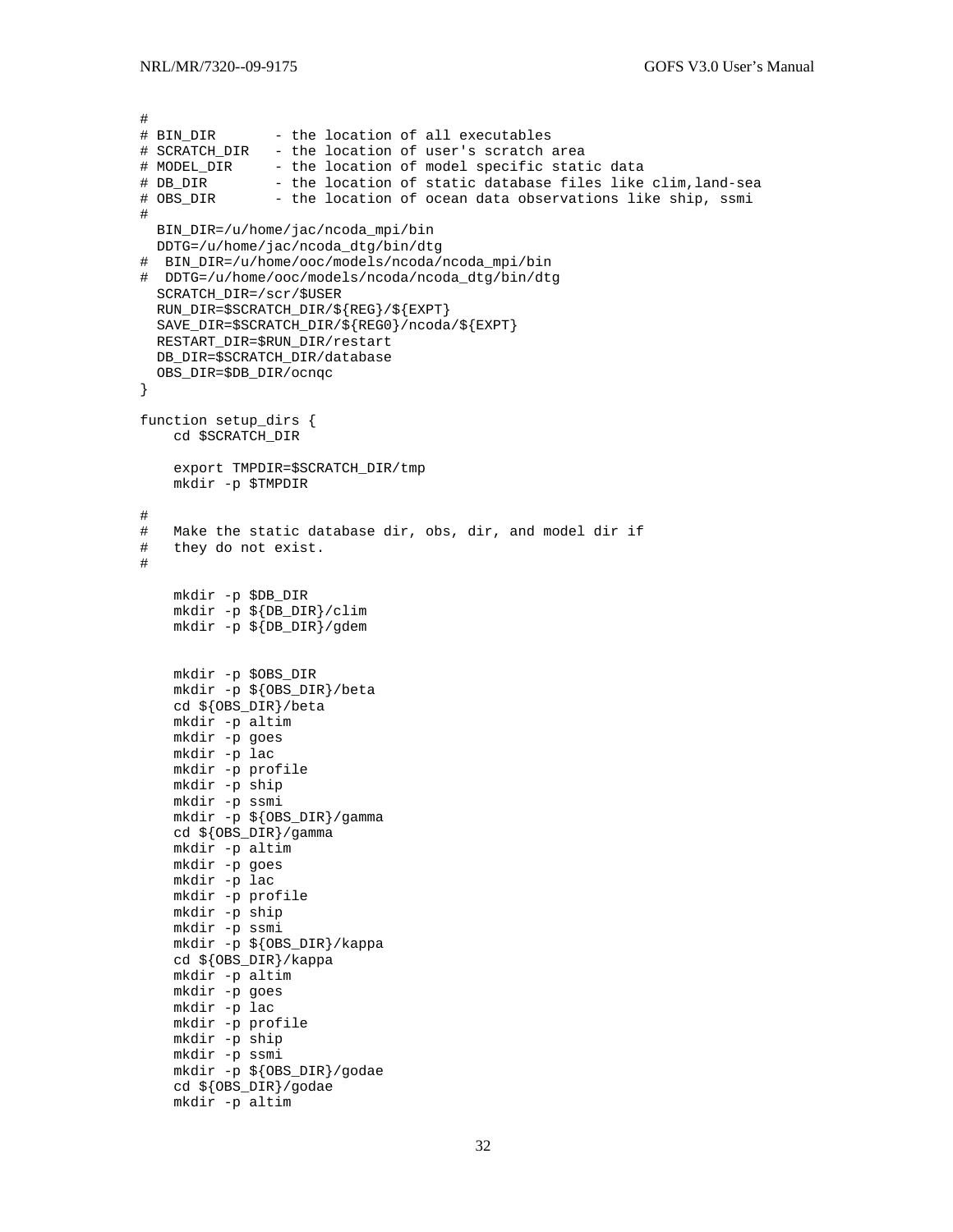```
#
# BIN_DIR       - the location of all executables
# SCRATCH_DIR   - the location of user's scratch area
# MODEL_DIR     - the location of model specific static data
# DB_DIR        - the location of static database files like clim,land-sea
# OBS_DIR       - the location of ocean data observations like ship, ssmi
#
  BIN_DIR=/u/home/jac/ncoda_mpi/bin
  DDTG=/u/home/jac/ncoda_dtg/bin/dtg
#  BIN_DIR=/u/home/ooc/models/ncoda/ncoda_mpi/bin
#  DDTG=/u/home/ooc/models/ncoda/ncoda_dtg/bin/dtg
  SCRATCH_DIR=/scr/$USER
  RUN_DIR=$SCRATCH_DIR/${REG}/${EXPT}
  SAVE_DIR=$SCRATCH_DIR/${REG0}/ncoda/${EXPT}
  RESTART_DIR=$RUN_DIR/restart
  DB_DIR=$SCRATCH_DIR/database
  OBS_DIR=$DB_DIR/ocnqc
}

function setup_dirs {
    cd $SCRATCH_DIR

    export TMPDIR=$SCRATCH_DIR/tmp
    mkdir -p $TMPDIR

#
#   Make the static database dir, obs, dir, and model dir if
#   they do not exist.
#

    mkdir -p $DB_DIR
    mkdir -p ${DB_DIR}/clim
    mkdir -p ${DB_DIR}/gdem


    mkdir -p $OBS_DIR
    mkdir -p ${OBS_DIR}/beta
    cd ${OBS_DIR}/beta
    mkdir -p altim
    mkdir -p goes
    mkdir -p lac
    mkdir -p profile
    mkdir -p ship
    mkdir -p ssmi
    mkdir -p ${OBS_DIR}/gamma
    cd ${OBS_DIR}/gamma
    mkdir -p altim
    mkdir -p goes
    mkdir -p lac
    mkdir -p profile
    mkdir -p ship
    mkdir -p ssmi
    mkdir -p ${OBS_DIR}/kappa
    cd ${OBS_DIR}/kappa
    mkdir -p altim
    mkdir -p goes
    mkdir -p lac
    mkdir -p profile
    mkdir -p ship
    mkdir -p ssmi
    mkdir -p ${OBS_DIR}/godae
    cd ${OBS_DIR}/godae
    mkdir -p altim
```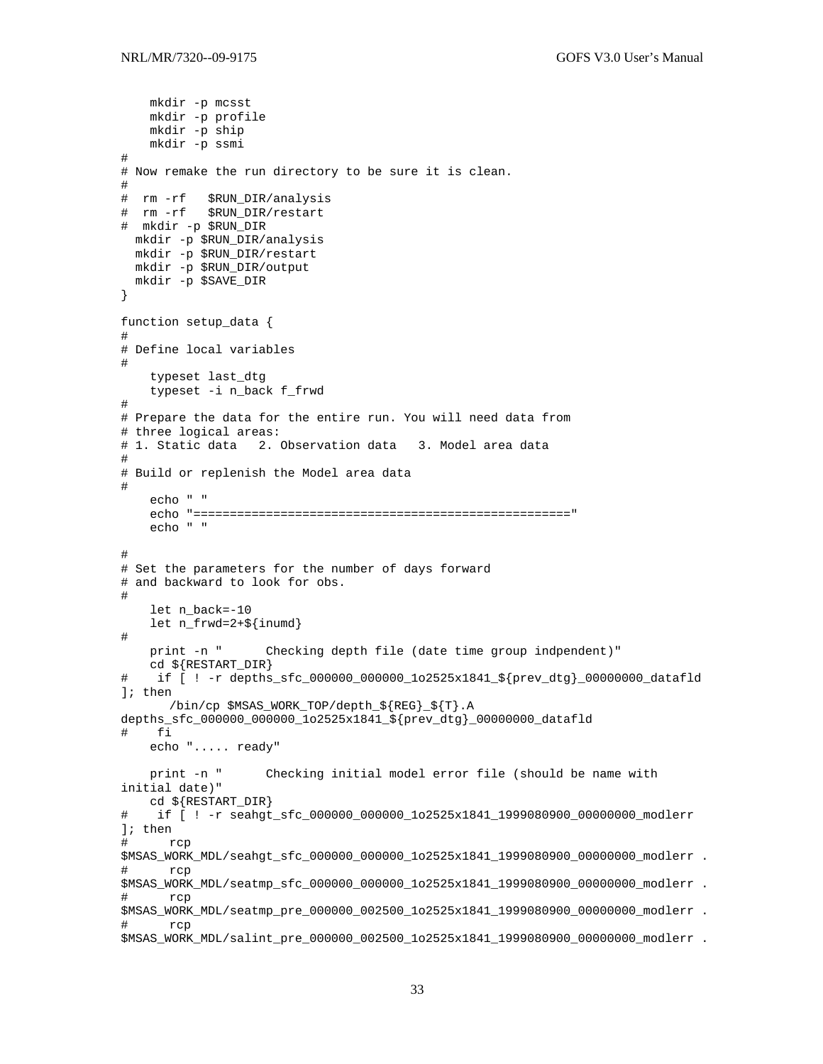```
    mkdir -p mcsst
    mkdir -p profile
    mkdir -p ship
    mkdir -p ssmi
#
# Now remake the run directory to be sure it is clean.
#
#  rm -rf   $RUN_DIR/analysis
#  rm -rf   $RUN_DIR/restart
#  mkdir -p $RUN_DIR
  mkdir -p $RUN_DIR/analysis
  mkdir -p $RUN_DIR/restart
  mkdir -p $RUN_DIR/output
  mkdir -p $SAVE_DIR
}

function setup_data {
#
# Define local variables
#
    typeset last_dtg
    typeset -i n_back f_frwd
#
# Prepare the data for the entire run. You will need data from
# three logical areas:
# 1. Static data   2. Observation data   3. Model area data
#
# Build or replenish the Model area data
#
    echo " "
    echo "=================================================="
    echo " "

#
# Set the parameters for the number of days forward
# and backward to look for obs.
#
    let n_back=-10
    let n_frwd=2+${inumd}
#
    print -n "      Checking depth file (date time group indpendent)"
    cd ${RESTART_DIR}
#    if [ ! -r depths_sfc_000000_000000_1o2525x1841_${prev_dtg}_00000000_datafld
]; then
       /bin/cp $MSAS_WORK_TOP/depth_${REG}_${T}.A
depths_sfc_000000_000000_1o2525x1841_${prev_dtg}_00000000_datafld
#    fi
    echo "..... ready"

    print -n "      Checking initial model error file (should be name with
initial date)"
    cd ${RESTART_DIR}
#    if [ ! -r seahgt_sfc_000000_000000_1o2525x1841_1999080900_00000000_modlerr
]; then
#      rcp
$MSAS_WORK_MDL/seahgt_sfc_000000_000000_1o2525x1841_1999080900_00000000_modlerr .
#      rcp
$MSAS_WORK_MDL/seatmp_sfc_000000_000000_1o2525x1841_1999080900_00000000_modlerr .
#      rcp
$MSAS_WORK_MDL/seatmp_pre_000000_002500_1o2525x1841_1999080900_00000000_modlerr .
#      rcp
$MSAS_WORK_MDL/salint_pre_000000_002500_1o2525x1841_1999080900_00000000_modlerr .
```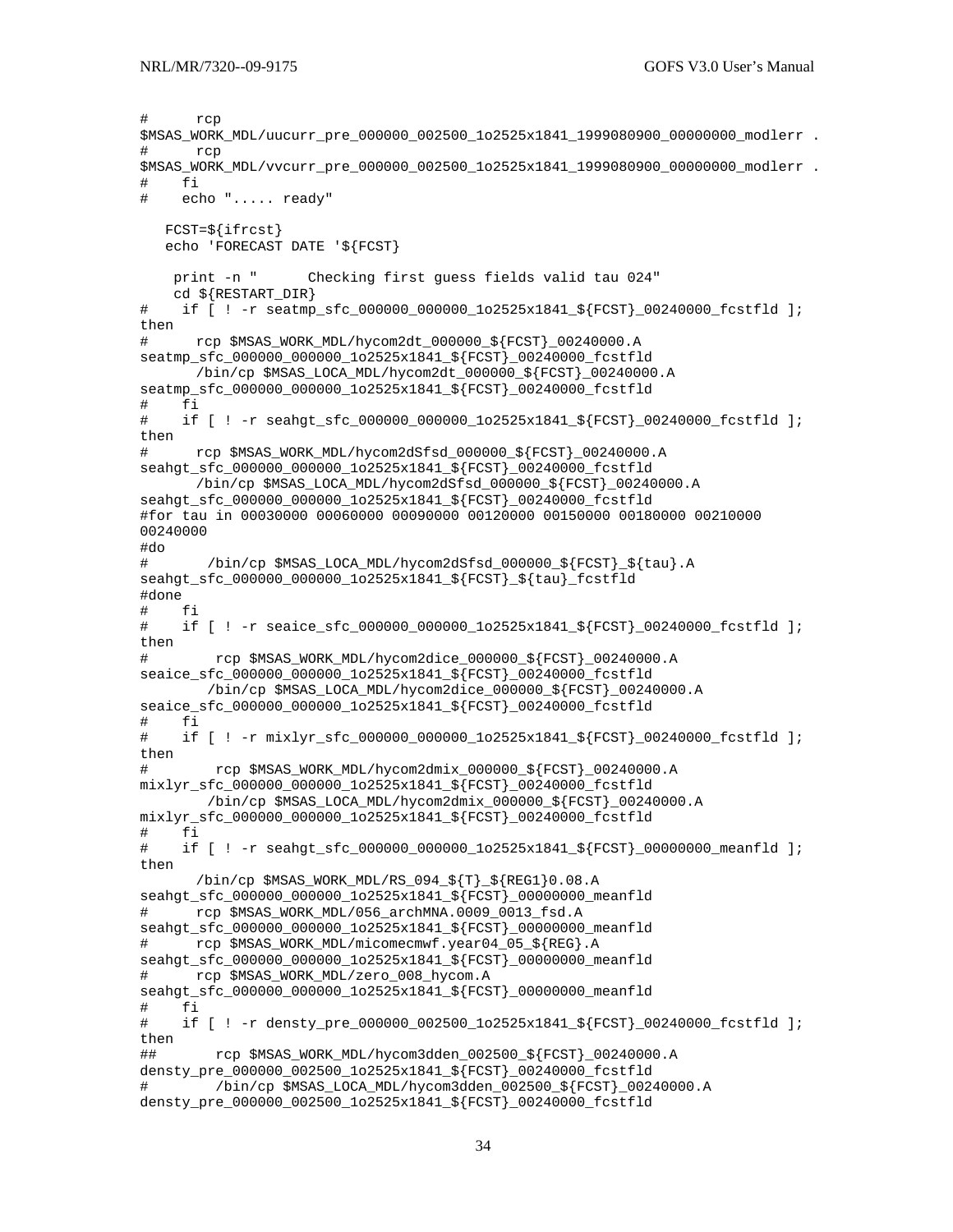```
#      rcp
$MSAS_WORK_MDL/uucurr_pre_000000_002500_1o2525x1841_1999080900_00000000_modlerr .
#      rcp
$MSAS_WORK_MDL/vvcurr_pre_000000_002500_1o2525x1841_1999080900_00000000_modlerr .
#    fi
#    echo "..... ready"

   FCST=${ifrcst}
   echo 'FORECAST DATE '${FCST}

    print -n "      Checking first guess fields valid tau 024"
    cd ${RESTART_DIR}
#    if [ ! -r seatmp_sfc_000000_000000_1o2525x1841_${FCST}_00240000_fcstfld ];
then
#      rcp $MSAS_WORK_MDL/hycom2dt_000000_${FCST}_00240000.A
seatmp_sfc_000000_000000_1o2525x1841_${FCST}_00240000_fcstfld
      /bin/cp $MSAS_LOCA_MDL/hycom2dt_000000_${FCST}_00240000.A
seatmp_sfc_000000_000000_1o2525x1841_${FCST}_00240000_fcstfld
#    fi
#    if [ ! -r seahgt_sfc_000000_000000_1o2525x1841_${FCST}_00240000_fcstfld ];
then
#      rcp $MSAS_WORK_MDL/hycom2dSfsd_000000_${FCST}_00240000.A
seahgt_sfc_000000_000000_1o2525x1841_${FCST}_00240000_fcstfld
      /bin/cp $MSAS_LOCA_MDL/hycom2dSfsd_000000_${FCST}_00240000.A
seahgt_sfc_000000_000000_1o2525x1841_${FCST}_00240000_fcstfld
#for tau in 00030000 00060000 00090000 00120000 00150000 00180000 00210000
00240000
#do
#       /bin/cp $MSAS_LOCA_MDL/hycom2dSfsd_000000_${FCST}_${tau}.A
seahgt_sfc_000000_000000_1o2525x1841_${FCST}_${tau}_fcstfld
#done
#    fi
#    if [ ! -r seaice_sfc_000000_000000_1o2525x1841_${FCST}_00240000_fcstfld ];
then
#        rcp $MSAS_WORK_MDL/hycom2dice_000000_${FCST}_00240000.A
seaice_sfc_000000_000000_1o2525x1841_${FCST}_00240000_fcstfld
       /bin/cp $MSAS_LOCA_MDL/hycom2dice_000000_${FCST}_00240000.A
seaice_sfc_000000_000000_1o2525x1841_${FCST}_00240000_fcstfld
#    fi
#    if [ ! -r mixlyr_sfc_000000_000000_1o2525x1841_${FCST}_00240000_fcstfld ];
then
#        rcp $MSAS_WORK_MDL/hycom2dmix_000000_${FCST}_00240000.A
mixlyr_sfc_000000_000000_1o2525x1841_${FCST}_00240000_fcstfld
       /bin/cp $MSAS_LOCA_MDL/hycom2dmix_000000_${FCST}_00240000.A
mixlyr_sfc_000000_000000_1o2525x1841_${FCST}_00240000_fcstfld
#    fi
#    if [ ! -r seahgt_sfc_000000_000000_1o2525x1841_${FCST}_00000000_meanfld ];
then
      /bin/cp $MSAS_WORK_MDL/RS_094_${T}_${REG1}0.08.A
seahgt_sfc_000000_000000_1o2525x1841_${FCST}_00000000_meanfld
#      rcp $MSAS_WORK_MDL/056_archMNA.0009_0013_fsd.A
seahgt_sfc_000000_000000_1o2525x1841_${FCST}_00000000_meanfld
#      rcp $MSAS_WORK_MDL/micomecmwf.year04_05_${REG}.A
seahgt_sfc_000000_000000_1o2525x1841_${FCST}_00000000_meanfld
#      rcp $MSAS_WORK_MDL/zero_008_hycom.A
seahgt_sfc_000000_000000_1o2525x1841_${FCST}_00000000_meanfld
#    fi
#    if [ ! -r densty_pre_000000_002500_1o2525x1841_${FCST}_00240000_fcstfld ];
then
##       rcp $MSAS_WORK_MDL/hycom3dden_002500_${FCST}_00240000.A
densty_pre_000000_002500_1o2525x1841_${FCST}_00240000_fcstfld
#        /bin/cp $MSAS_LOCA_MDL/hycom3dden_002500_${FCST}_00240000.A
densty_pre_000000_002500_1o2525x1841_${FCST}_00240000_fcstfld
```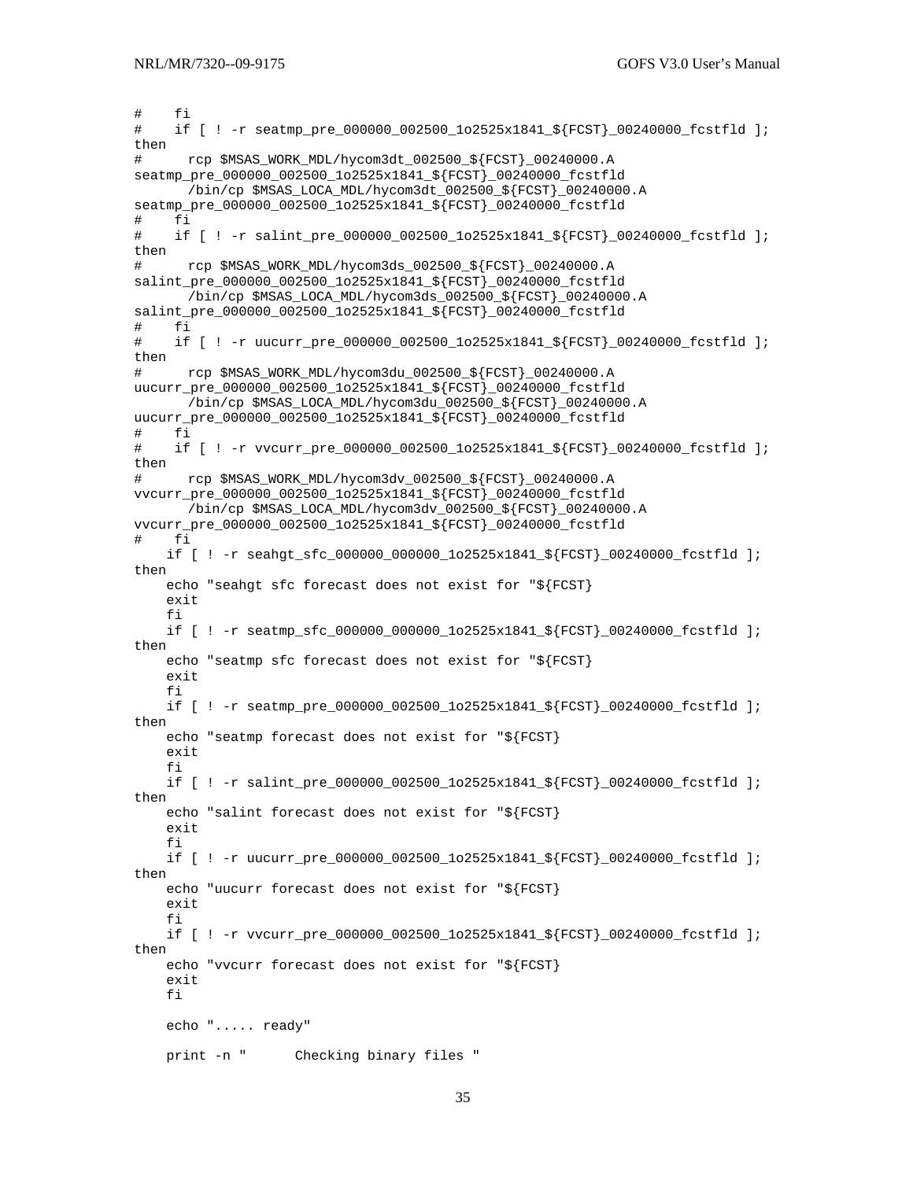```
#    fi
#    if [ ! -r seatmp_pre_000000_002500_1o2525x1841_${FCST}_00240000_fcstfld ];
then
#      rcp $MSAS_WORK_MDL/hycom3dt_002500_${FCST}_00240000.A
seatmp_pre_000000_002500_1o2525x1841_${FCST}_00240000_fcstfld
       /bin/cp $MSAS_LOCA_MDL/hycom3dt_002500_${FCST}_00240000.A
seatmp_pre_000000_002500_1o2525x1841_${FCST}_00240000_fcstfld
#    fi
#    if [ ! -r salint_pre_000000_002500_1o2525x1841_${FCST}_00240000_fcstfld ];
then
#      rcp $MSAS_WORK_MDL/hycom3ds_002500_${FCST}_00240000.A
salint_pre_000000_002500_1o2525x1841_${FCST}_00240000_fcstfld
       /bin/cp $MSAS_LOCA_MDL/hycom3ds_002500_${FCST}_00240000.A
salint_pre_000000_002500_1o2525x1841_${FCST}_00240000_fcstfld
#    fi
#    if [ ! -r uucurr_pre_000000_002500_1o2525x1841_${FCST}_00240000_fcstfld ];
then
#      rcp $MSAS_WORK_MDL/hycom3du_002500_${FCST}_00240000.A
uucurr_pre_000000_002500_1o2525x1841_${FCST}_00240000_fcstfld
       /bin/cp $MSAS_LOCA_MDL/hycom3du_002500_${FCST}_00240000.A
uucurr_pre_000000_002500_1o2525x1841_${FCST}_00240000_fcstfld
#    fi
#    if [ ! -r vvcurr_pre_000000_002500_1o2525x1841_${FCST}_00240000_fcstfld ];
then
#      rcp $MSAS_WORK_MDL/hycom3dv_002500_${FCST}_00240000.A
vvcurr_pre_000000_002500_1o2525x1841_${FCST}_00240000_fcstfld
       /bin/cp $MSAS_LOCA_MDL/hycom3dv_002500_${FCST}_00240000.A
vvcurr_pre_000000_002500_1o2525x1841_${FCST}_00240000_fcstfld
#    fi
    if [ ! -r seahgt_sfc_000000_000000_1o2525x1841_${FCST}_00240000_fcstfld ];
then
    echo "seahgt sfc forecast does not exist for "${FCST}
    exit
    fi
    if [ ! -r seatmp_sfc_000000_000000_1o2525x1841_${FCST}_00240000_fcstfld ];
then
    echo "seatmp sfc forecast does not exist for "${FCST}
    exit
    fi
    if [ ! -r seatmp_pre_000000_002500_1o2525x1841_${FCST}_00240000_fcstfld ];
then
    echo "seatmp forecast does not exist for "${FCST}
    exit
    fi
    if [ ! -r salint_pre_000000_002500_1o2525x1841_${FCST}_00240000_fcstfld ];
then
    echo "salint forecast does not exist for "${FCST}
    exit
    fi
    if [ ! -r uucurr_pre_000000_002500_1o2525x1841_${FCST}_00240000_fcstfld ];
then
    echo "uucurr forecast does not exist for "${FCST}
    exit
    fi
    if [ ! -r vvcurr_pre_000000_002500_1o2525x1841_${FCST}_00240000_fcstfld ];
then
    echo "vvcurr forecast does not exist for "${FCST}
    exit
    fi

    echo "..... ready"

    print -n "      Checking binary files "
```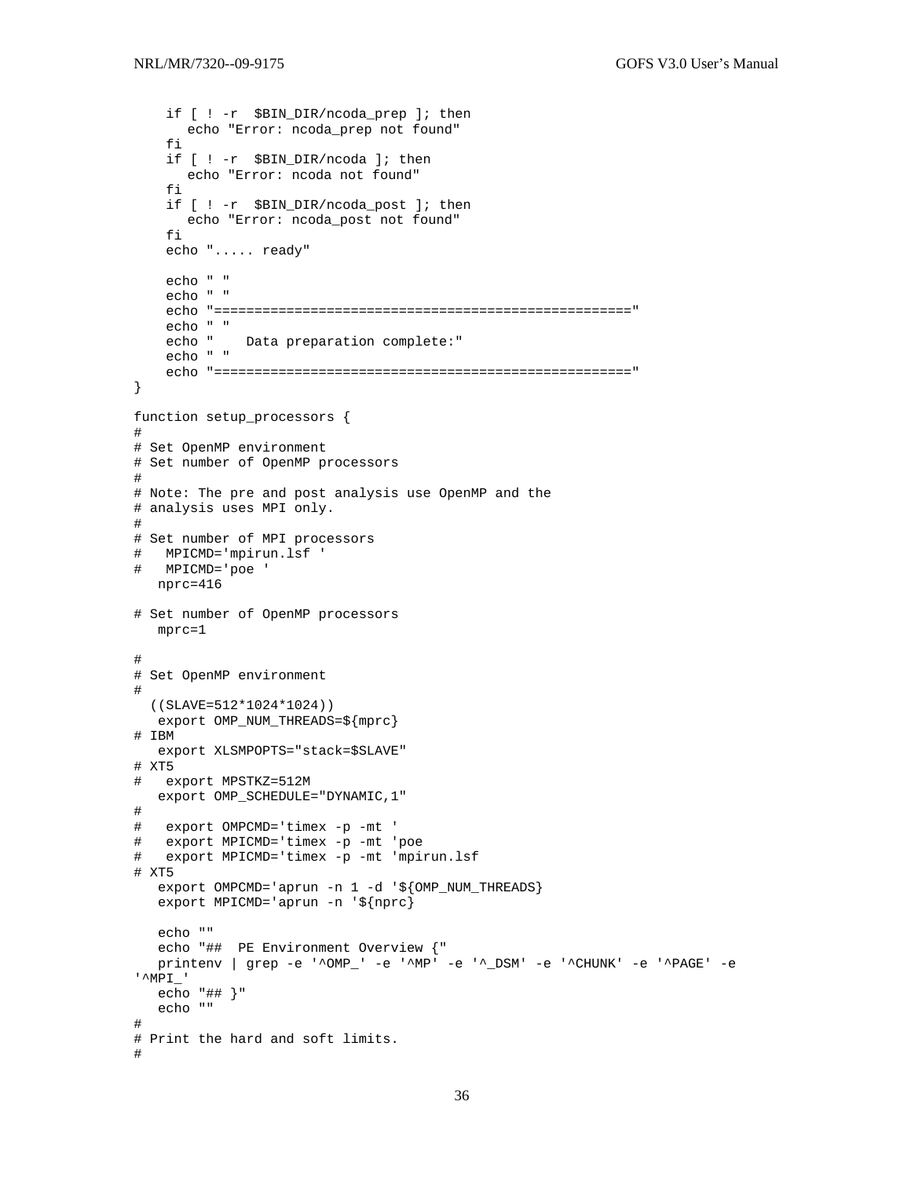```
    if [ ! -r  $BIN_DIR/ncoda_prep ]; then
       echo "Error: ncoda_prep not found"
    fi
    if [ ! -r  $BIN_DIR/ncoda ]; then
       echo "Error: ncoda not found"
    fi
    if [ ! -r  $BIN_DIR/ncoda_post ]; then
       echo "Error: ncoda_post not found"
    fi
    echo "..... ready"

    echo " "
    echo " "
    echo "=================================================="
    echo " "
    echo "    Data preparation complete:"
    echo " "
    echo "=================================================="
}

function setup_processors {
#
# Set OpenMP environment
# Set number of OpenMP processors
#
# Note: The pre and post analysis use OpenMP and the
# analysis uses MPI only.
#
# Set number of MPI processors
#   MPICMD='mpirun.lsf '
#   MPICMD='poe '
   nprc=416

# Set number of OpenMP processors
   mprc=1

#
# Set OpenMP environment
#
  ((SLAVE=512*1024*1024))
   export OMP_NUM_THREADS=${mprc}
# IBM
   export XLSMPOPTS="stack=$SLAVE"
# XT5
#   export MPSTKZ=512M
   export OMP_SCHEDULE="DYNAMIC,1"
#
#   export OMPCMD='timex -p -mt '
#   export MPICMD='timex -p -mt 'poe
#   export MPICMD='timex -p -mt 'mpirun.lsf
# XT5
   export OMPCMD='aprun -n 1 -d '${OMP_NUM_THREADS}
   export MPICMD='aprun -n '${nprc}

   echo ""
   echo "##  PE Environment Overview {"
   printenv | grep -e '^OMP_' -e '^MP' -e '^_DSM' -e '^CHUNK' -e '^PAGE' -e
'^MPI_'
   echo "## }"
   echo ""
#
# Print the hard and soft limits.
#
```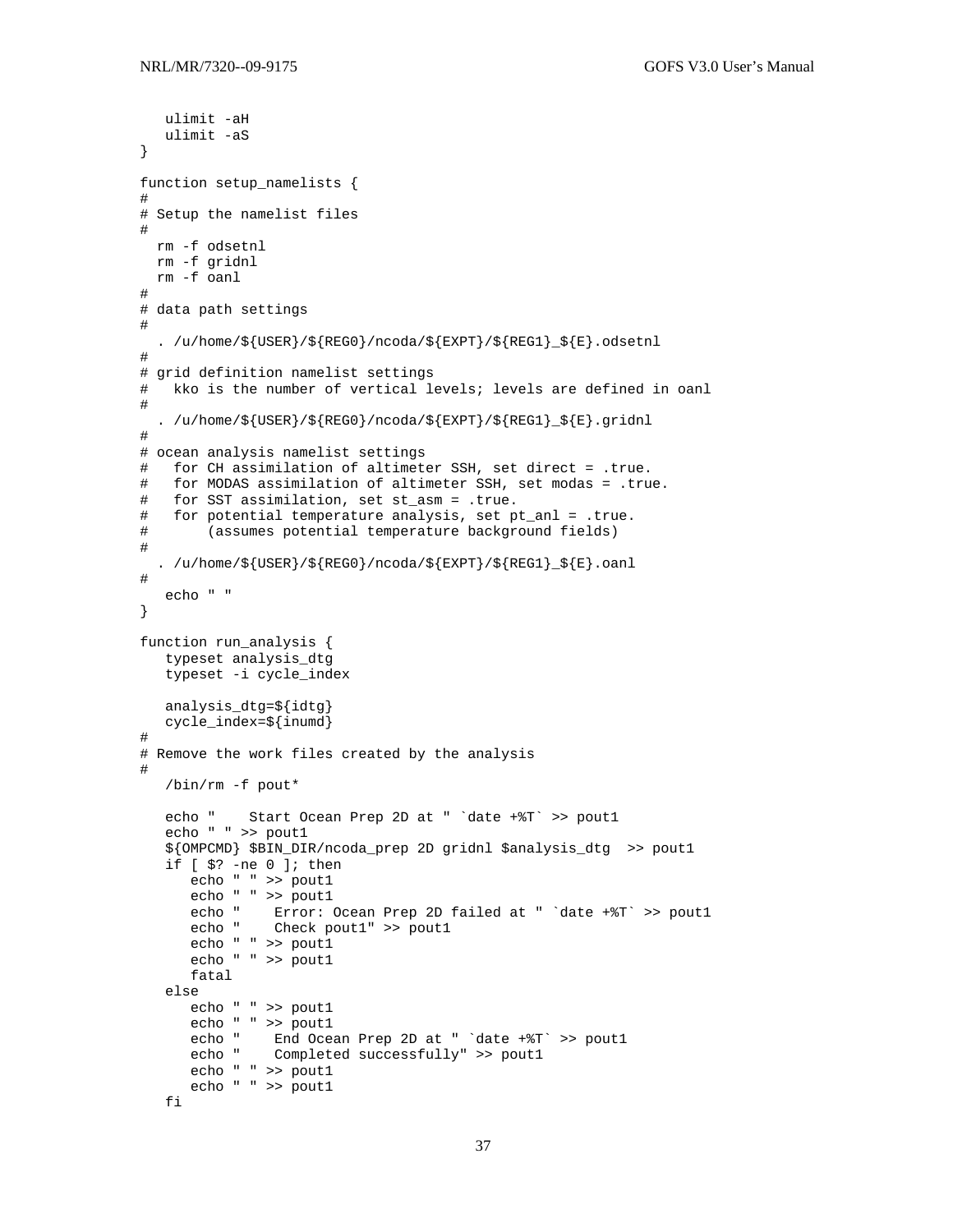```
   ulimit -aH
   ulimit -aS
}

function setup_namelists {
#
# Setup the namelist files
#
  rm -f odsetnl
  rm -f gridnl
  rm -f oanl
#
# data path settings
#
  . /u/home/${USER}/${REG0}/ncoda/${EXPT}/${REG1}_${E}.odsetnl
#
# grid definition namelist settings
#   kko is the number of vertical levels; levels are defined in oanl
#
  . /u/home/${USER}/${REG0}/ncoda/${EXPT}/${REG1}_${E}.gridnl
#
# ocean analysis namelist settings
#   for CH assimilation of altimeter SSH, set direct = .true.
#   for MODAS assimilation of altimeter SSH, set modas = .true.
#   for SST assimilation, set st_asm = .true.
#   for potential temperature analysis, set pt_anl = .true.
#       (assumes potential temperature background fields)
#
  . /u/home/${USER}/${REG0}/ncoda/${EXPT}/${REG1}_${E}.oanl
#
   echo " "
}

function run_analysis {
   typeset analysis_dtg
   typeset -i cycle_index

   analysis_dtg=${idtg}
   cycle_index=${inumd}
#
# Remove the work files created by the analysis
#
   /bin/rm -f pout*

   echo "    Start Ocean Prep 2D at " `date +%T` >> pout1
   echo " " >> pout1
   ${OMPCMD} $BIN_DIR/ncoda_prep 2D gridnl $analysis_dtg  >> pout1
   if [ $? -ne 0 ]; then
      echo " " >> pout1
      echo " " >> pout1
      echo "    Error: Ocean Prep 2D failed at " `date +%T` >> pout1
      echo "    Check pout1" >> pout1
      echo " " >> pout1
      echo " " >> pout1
      fatal
   else
      echo " " >> pout1
      echo " " >> pout1
      echo "    End Ocean Prep 2D at " `date +%T` >> pout1
      echo "    Completed successfully" >> pout1
      echo " " >> pout1
      echo " " >> pout1
   fi
```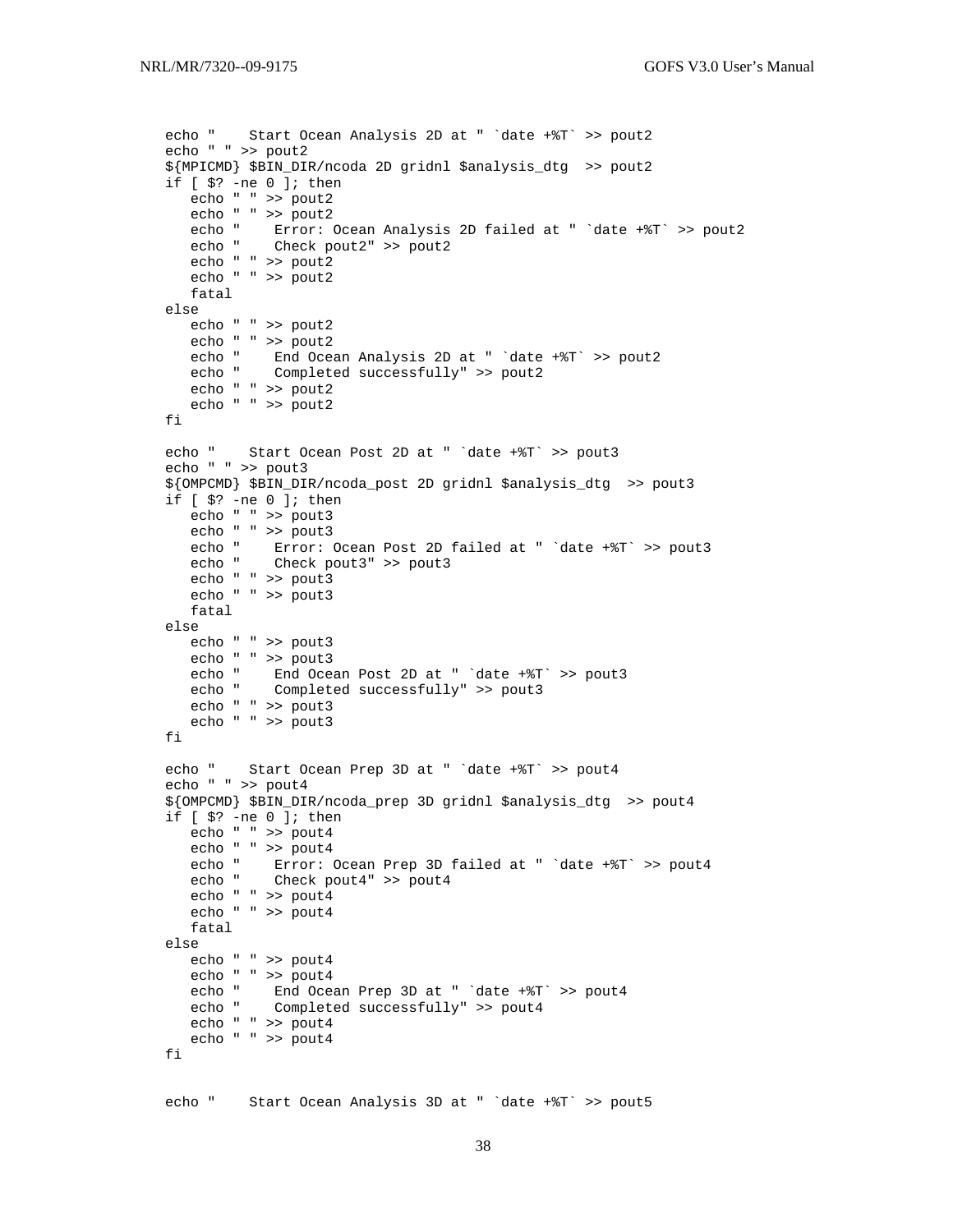```
echo "    Start Ocean Analysis 2D at " `date +%T` >> pout2
echo " " >> pout2
${MPICMD} $BIN_DIR/ncoda 2D gridnl $analysis_dtg  >> pout2
if [ $? -ne 0 ]; then
   echo " " >> pout2
   echo " " >> pout2
   echo "    Error: Ocean Analysis 2D failed at " `date +%T` >> pout2
   echo "    Check pout2" >> pout2
   echo " " >> pout2
   echo " " >> pout2
   fatal
else
   echo " " >> pout2
   echo " " >> pout2
   echo "    End Ocean Analysis 2D at " `date +%T` >> pout2
   echo "    Completed successfully" >> pout2
   echo " " >> pout2
   echo " " >> pout2
fi

echo "    Start Ocean Post 2D at " `date +%T` >> pout3
echo " " >> pout3
${OMPCMD} $BIN_DIR/ncoda_post 2D gridnl $analysis_dtg  >> pout3
if [ $? -ne 0 ]; then
   echo " " >> pout3
   echo " " >> pout3
   echo "    Error: Ocean Post 2D failed at " `date +%T` >> pout3
   echo "    Check pout3" >> pout3
   echo " " >> pout3
   echo " " >> pout3
   fatal
else
   echo " " >> pout3
   echo " " >> pout3
   echo "    End Ocean Post 2D at " `date +%T` >> pout3
   echo "    Completed successfully" >> pout3
   echo " " >> pout3
   echo " " >> pout3
fi

echo "    Start Ocean Prep 3D at " `date +%T` >> pout4
echo " " >> pout4
${OMPCMD} $BIN_DIR/ncoda_prep 3D gridnl $analysis_dtg  >> pout4
if [ $? -ne 0 ]; then
   echo " " >> pout4
   echo " " >> pout4
   echo "    Error: Ocean Prep 3D failed at " `date +%T` >> pout4
   echo "    Check pout4" >> pout4
   echo " " >> pout4
   echo " " >> pout4
   fatal
else
   echo " " >> pout4
   echo " " >> pout4
   echo "    End Ocean Prep 3D at " `date +%T` >> pout4
   echo "    Completed successfully" >> pout4
   echo " " >> pout4
   echo " " >> pout4
fi


echo "    Start Ocean Analysis 3D at " `date +%T` >> pout5
```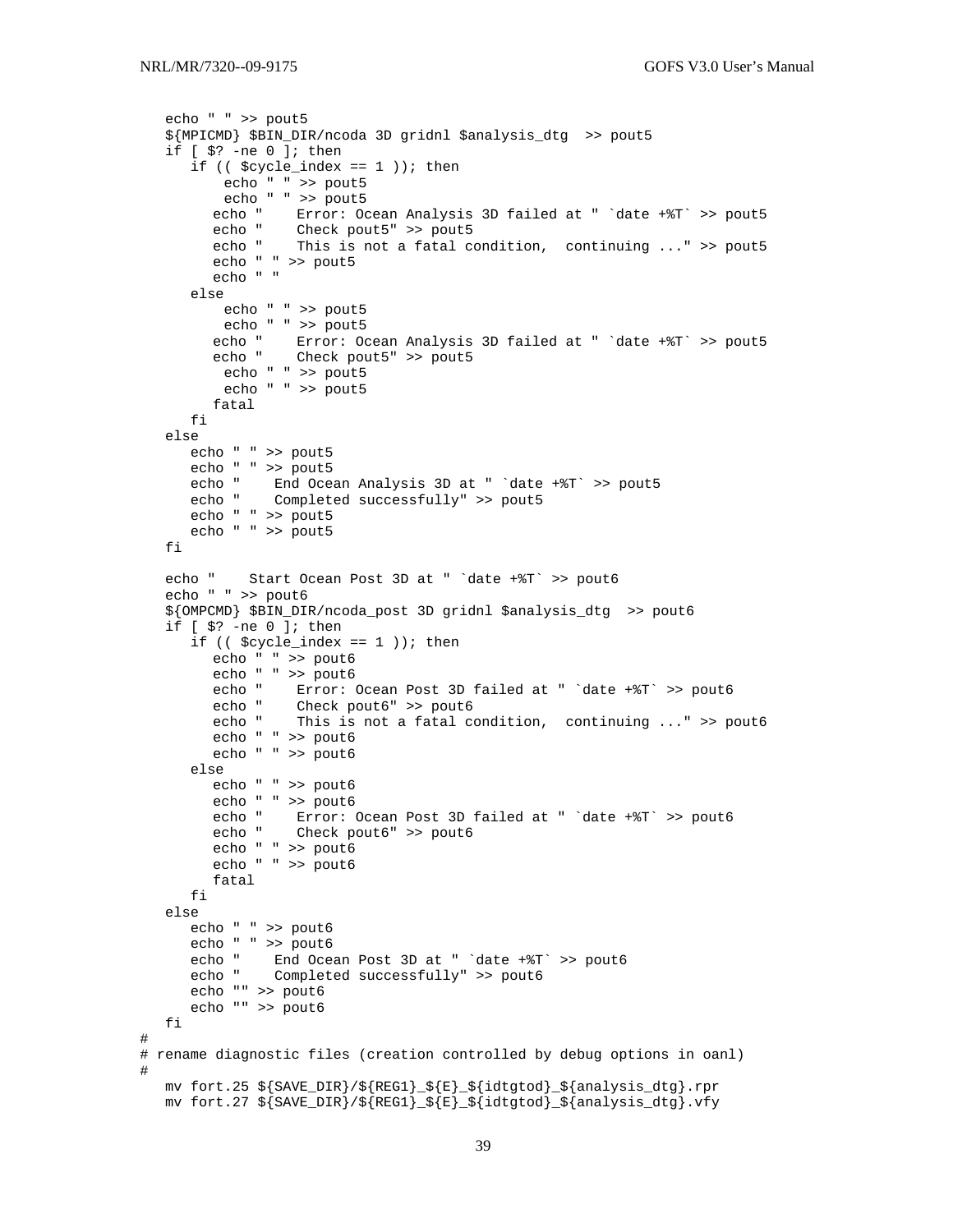```
   echo " " >> pout5
   ${MPICMD} $BIN_DIR/ncoda 3D gridnl $analysis_dtg  >> pout5
   if [ $? -ne 0 ]; then
      if (( $cycle_index == 1 )); then
           echo " " >> pout5
           echo " " >> pout5
         echo "    Error: Ocean Analysis 3D failed at " `date +%T` >> pout5
         echo "    Check pout5" >> pout5
         echo "    This is not a fatal condition,  continuing ..." >> pout5
         echo " " >> pout5
         echo " "
      else
           echo " " >> pout5
           echo " " >> pout5
         echo "    Error: Ocean Analysis 3D failed at " `date +%T` >> pout5
         echo "    Check pout5" >> pout5
           echo " " >> pout5
           echo " " >> pout5
         fatal
      fi
   else
      echo " " >> pout5
      echo " " >> pout5
      echo "    End Ocean Analysis 3D at " `date +%T` >> pout5
      echo "    Completed successfully" >> pout5
      echo " " >> pout5
      echo " " >> pout5
   fi

   echo "    Start Ocean Post 3D at " `date +%T` >> pout6
   echo " " >> pout6
   ${OMPCMD} $BIN_DIR/ncoda_post 3D gridnl $analysis_dtg  >> pout6
   if [ $? -ne 0 ]; then
      if (( $cycle_index == 1 )); then
         echo " " >> pout6
         echo " " >> pout6
         echo "    Error: Ocean Post 3D failed at " `date +%T` >> pout6
         echo "    Check pout6" >> pout6
         echo "    This is not a fatal condition,  continuing ..." >> pout6
         echo " " >> pout6
         echo " " >> pout6
      else
         echo " " >> pout6
         echo " " >> pout6
         echo "    Error: Ocean Post 3D failed at " `date +%T` >> pout6
         echo "    Check pout6" >> pout6
         echo " " >> pout6
         echo " " >> pout6
         fatal
      fi
   else
      echo " " >> pout6
      echo " " >> pout6
      echo "    End Ocean Post 3D at " `date +%T` >> pout6
      echo "    Completed successfully" >> pout6
      echo "" >> pout6
      echo "" >> pout6
   fi
#
# rename diagnostic files (creation controlled by debug options in oanl)
#
   mv fort.25 ${SAVE_DIR}/${REG1}_${E}_${idtgtod}_${analysis_dtg}.rpr
   mv fort.27 ${SAVE_DIR}/${REG1}_${E}_${idtgtod}_${analysis_dtg}.vfy
```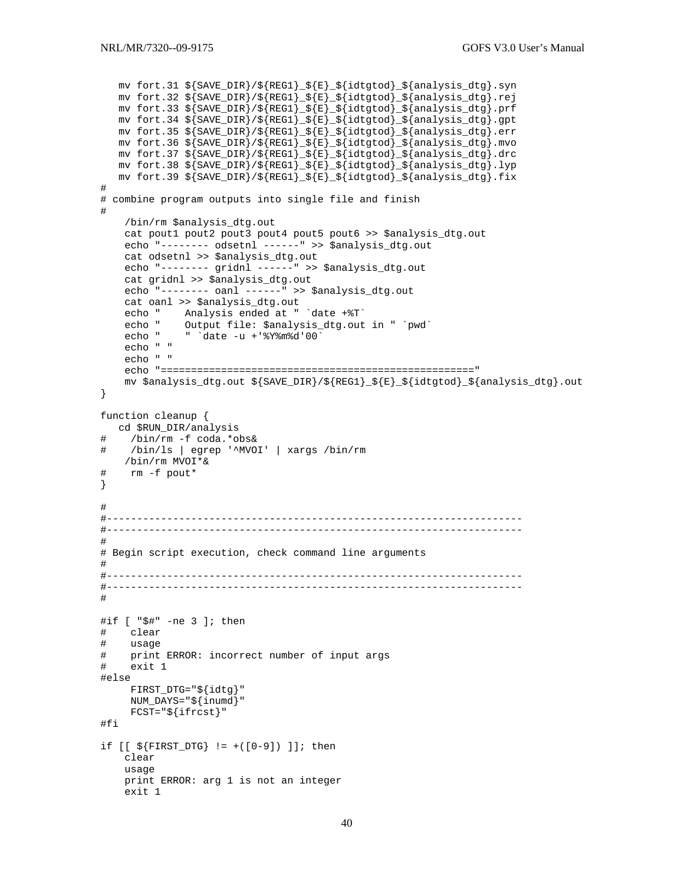```
   mv fort.31 ${SAVE_DIR}/${REG1}_${E}_${idtgtod}_${analysis_dtg}.syn
   mv fort.32 ${SAVE_DIR}/${REG1}_${E}_${idtgtod}_${analysis_dtg}.rej
   mv fort.33 ${SAVE_DIR}/${REG1}_${E}_${idtgtod}_${analysis_dtg}.prf
   mv fort.34 ${SAVE_DIR}/${REG1}_${E}_${idtgtod}_${analysis_dtg}.gpt
   mv fort.35 ${SAVE_DIR}/${REG1}_${E}_${idtgtod}_${analysis_dtg}.err
   mv fort.36 ${SAVE_DIR}/${REG1}_${E}_${idtgtod}_${analysis_dtg}.mvo
   mv fort.37 ${SAVE_DIR}/${REG1}_${E}_${idtgtod}_${analysis_dtg}.drc
   mv fort.38 ${SAVE_DIR}/${REG1}_${E}_${idtgtod}_${analysis_dtg}.lyp
   mv fort.39 ${SAVE_DIR}/${REG1}_${E}_${idtgtod}_${analysis_dtg}.fix
#
# combine program outputs into single file and finish
#
    /bin/rm $analysis_dtg.out
    cat pout1 pout2 pout3 pout4 pout5 pout6 >> $analysis_dtg.out
    echo "-------- odsetnl ------" >> $analysis_dtg.out
    cat odsetnl >> $analysis_dtg.out
    echo "-------- gridnl ------" >> $analysis_dtg.out
    cat gridnl >> $analysis_dtg.out
    echo "-------- oanl ------" >> $analysis_dtg.out
    cat oanl >> $analysis_dtg.out
    echo "    Analysis ended at " `date +%T`
    echo "    Output file: $analysis_dtg.out in " `pwd`
    echo "    " `date -u +'%Y%m%d'00`
    echo " "
    echo " "
    echo "=================================================="
    mv $analysis_dtg.out ${SAVE_DIR}/${REG1}_${E}_${idtgtod}_${analysis_dtg}.out
}

function cleanup {
   cd $RUN_DIR/analysis
#    /bin/rm -f coda.*obs&
#    /bin/ls | egrep '^MVOI' | xargs /bin/rm
    /bin/rm MVOI*&
#    rm -f pout*
}

#
#----------------------------------------------------------------------
#----------------------------------------------------------------------
#
# Begin script execution, check command line arguments
#
#----------------------------------------------------------------------
#----------------------------------------------------------------------
#

#if [ "$#" -ne 3 ]; then
#    clear
#    usage
#    print ERROR: incorrect number of input args
#    exit 1
#else
     FIRST_DTG="${idtg}"
     NUM_DAYS="${inumd}"
     FCST="${ifrcst}"
#fi

if [[ ${FIRST_DTG} != +([0-9]) ]]; then
    clear
    usage
    print ERROR: arg 1 is not an integer
    exit 1
```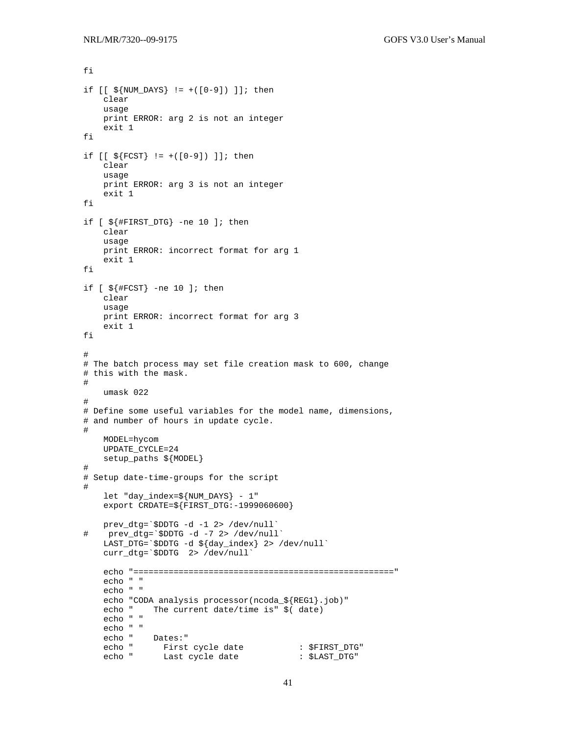```
fi

if [[ ${NUM_DAYS} != +([0-9]) ]]; then
    clear
    usage
    print ERROR: arg 2 is not an integer
    exit 1
fi

if [[ ${FCST} != +([0-9]) ]]; then
    clear
    usage
    print ERROR: arg 3 is not an integer
    exit 1
fi

if [ ${#FIRST_DTG} -ne 10 ]; then
    clear
    usage
    print ERROR: incorrect format for arg 1
    exit 1
fi

if [ ${#FCST} -ne 10 ]; then
    clear
    usage
    print ERROR: incorrect format for arg 3
    exit 1
fi

#
# The batch process may set file creation mask to 600, change
# this with the mask.
#
    umask 022
#
# Define some useful variables for the model name, dimensions,
# and number of hours in update cycle.
#
    MODEL=hycom
    UPDATE_CYCLE=24
    setup_paths ${MODEL}
#
# Setup date-time-groups for the script
#
    let "day_index=${NUM_DAYS} - 1"
    export CRDATE=${FIRST_DTG:-1999060600}

    prev_dtg=`$DDTG -d -1 2> /dev/null`
#    prev_dtg=`$DDTG -d -7 2> /dev/null`
    LAST_DTG=`$DDTG -d ${day_index} 2> /dev/null`
    curr_dtg=`$DDTG  2> /dev/null`

    echo "=================================================="
    echo " "
    echo " "
    echo "CODA analysis processor(ncoda_${REG1}.job)"
    echo "    The current date/time is" $( date)
    echo " "
    echo " "
    echo "    Dates:"
    echo "      First cycle date           : $FIRST_DTG"
    echo "      Last cycle date            : $LAST_DTG"
```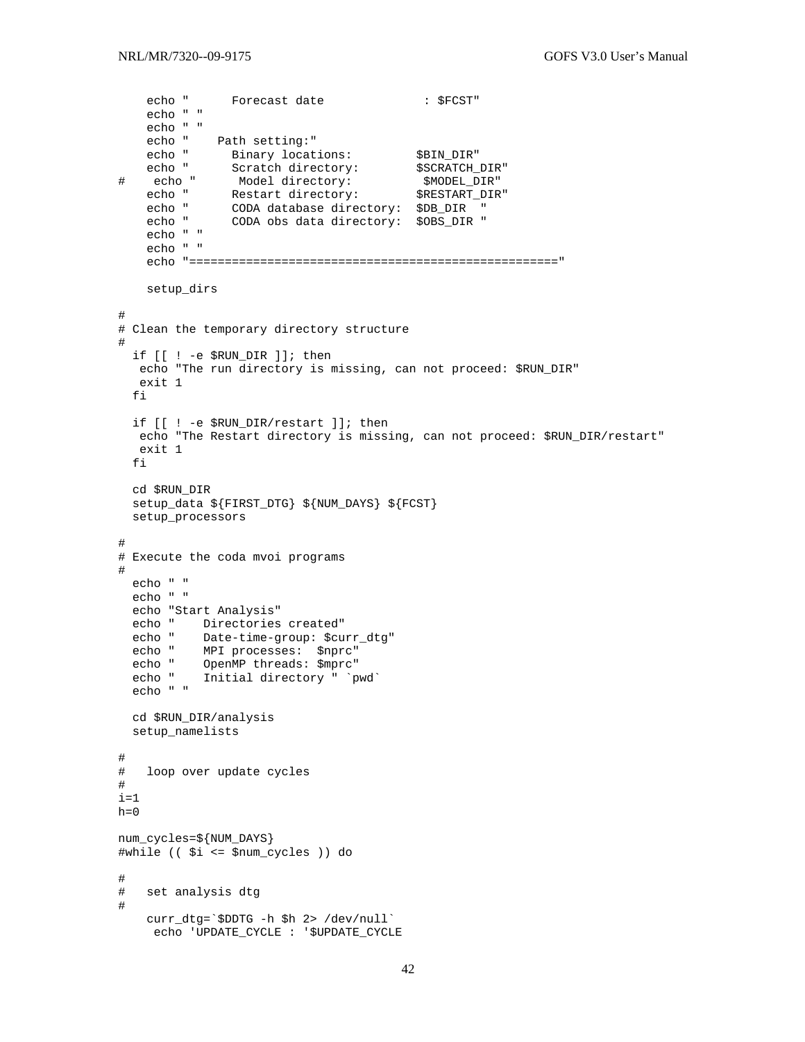```
    echo "      Forecast date              : $FCST"
    echo " "
    echo " "
    echo "    Path setting:"
    echo "      Binary locations:         $BIN_DIR"
    echo "      Scratch directory:        $SCRATCH_DIR"
#    echo "      Model directory:          $MODEL_DIR"
    echo "      Restart directory:        $RESTART_DIR"
    echo "      CODA database directory:  $DB_DIR  "
    echo "      CODA obs data directory:  $OBS_DIR "
    echo " "
    echo " "
    echo "=================================================="

    setup_dirs

#
# Clean the temporary directory structure
#
  if [[ ! -e $RUN_DIR ]]; then
   echo "The run directory is missing, can not proceed: $RUN_DIR"
   exit 1
  fi

  if [[ ! -e $RUN_DIR/restart ]]; then
   echo "The Restart directory is missing, can not proceed: $RUN_DIR/restart"
   exit 1
  fi

  cd $RUN_DIR
  setup_data ${FIRST_DTG} ${NUM_DAYS} ${FCST}
  setup_processors

#
# Execute the coda mvoi programs
#
  echo " "
  echo " "
  echo "Start Analysis"
  echo "    Directories created"
  echo "    Date-time-group: $curr_dtg"
  echo "    MPI processes:  $nprc"
  echo "    OpenMP threads: $mprc"
  echo "    Initial directory " `pwd`
  echo " "

  cd $RUN_DIR/analysis
  setup_namelists

#
#   loop over update cycles
#
i=1
h=0

num_cycles=${NUM_DAYS}
#while (( $i <= $num_cycles )) do

#
#   set analysis dtg
#
    curr_dtg=`$DDTG -h $h 2> /dev/null`
     echo 'UPDATE_CYCLE : '$UPDATE_CYCLE
```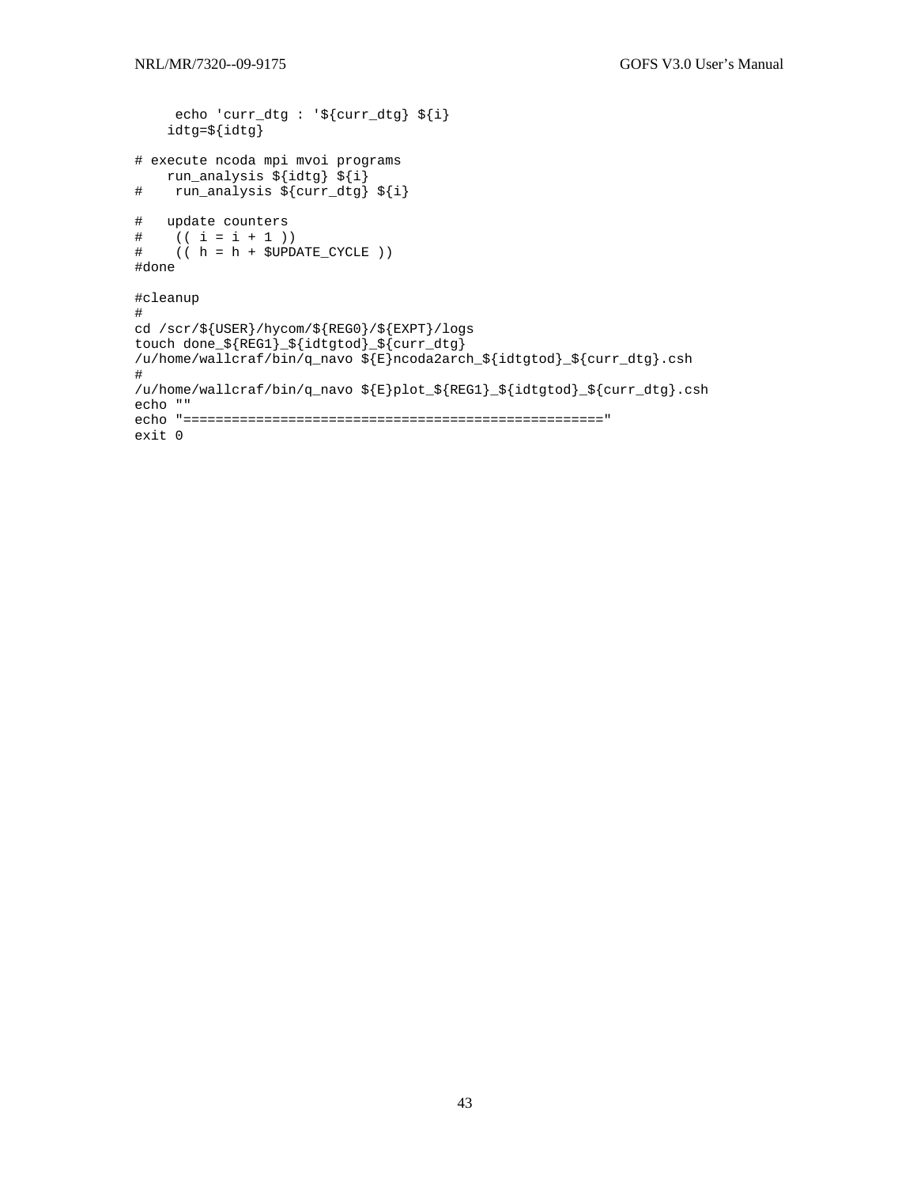```
     echo 'curr_dtg : '${curr_dtg} ${i}
    idtg=${idtg}

# execute ncoda mpi mvoi programs
    run_analysis ${idtg} ${i}
#    run_analysis ${curr_dtg} ${i}

#   update counters
#    (( i = i + 1 ))
#    (( h = h + $UPDATE_CYCLE ))
#done

#cleanup
#
cd /scr/${USER}/hycom/${REG0}/${EXPT}/logs
touch done_${REG1}_${idtgtod}_${curr_dtg}
/u/home/wallcraf/bin/q_navo ${E}ncoda2arch_${idtgtod}_${curr_dtg}.csh
#
/u/home/wallcraf/bin/q_navo ${E}plot_${REG1}_${idtgtod}_${curr_dtg}.csh
echo ""
echo "=================================================="
exit 0
```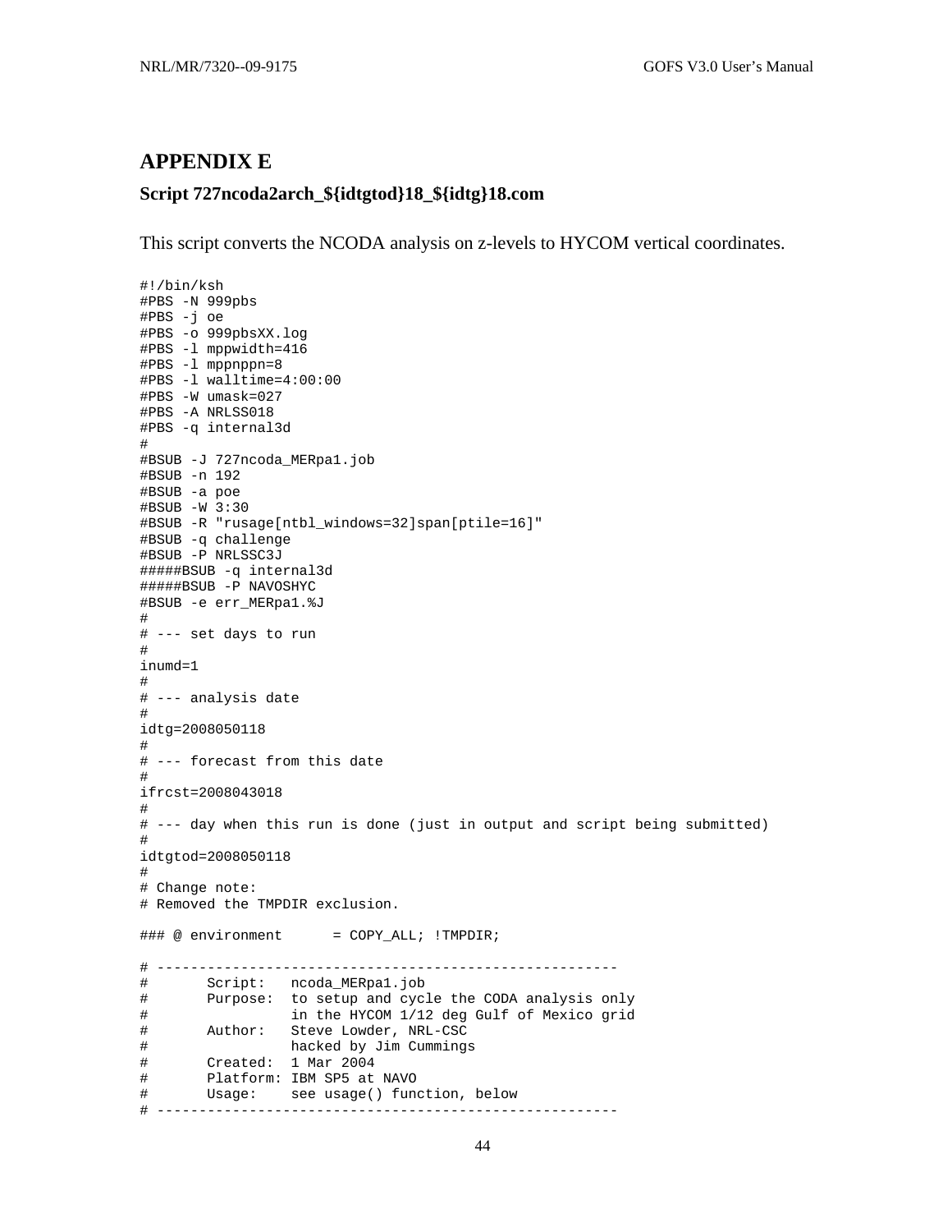## APPENDIX E

### Script 727ncoda2arch_${idtgtod}18_${idtg}18.com

This script converts the NCODA analysis on z-levels to HYCOM vertical coordinates.

```
#!/bin/ksh
#PBS -N 999pbs
#PBS -j oe
#PBS -o 999pbsXX.log
#PBS -l mppwidth=416
#PBS -l mppnppn=8
#PBS -l walltime=4:00:00
#PBS -W umask=027
#PBS -A NRLSS018
#PBS -q internal3d
#
#BSUB -J 727ncoda_MERpa1.job
#BSUB -n 192
#BSUB -a poe
#BSUB -W 3:30
#BSUB -R "rusage[ntbl_windows=32]span[ptile=16]"
#BSUB -q challenge
#BSUB -P NRLSSC3J
#####BSUB -q internal3d
#####BSUB -P NAVOSHYC
#BSUB -e err_MERpa1.%J
#
# --- set days to run
#
inumd=1
#
# --- analysis date
#
idtg=2008050118
#
# --- forecast from this date
#
ifrcst=2008043018
#
# --- day when this run is done (just in output and script being submitted)
#
idtgtod=2008050118
#
# Change note:
# Removed the TMPDIR exclusion.

### @ environment      = COPY_ALL; !TMPDIR;

# -------------------------------------------------------
#       Script:   ncoda_MERpa1.job
#       Purpose:  to setup and cycle the CODA analysis only
#                 in the HYCOM 1/12 deg Gulf of Mexico grid
#       Author:   Steve Lowder, NRL-CSC
#                 hacked by Jim Cummings
#       Created:  1 Mar 2004
#       Platform: IBM SP5 at NAVO
#       Usage:    see usage() function, below
# -------------------------------------------------------
```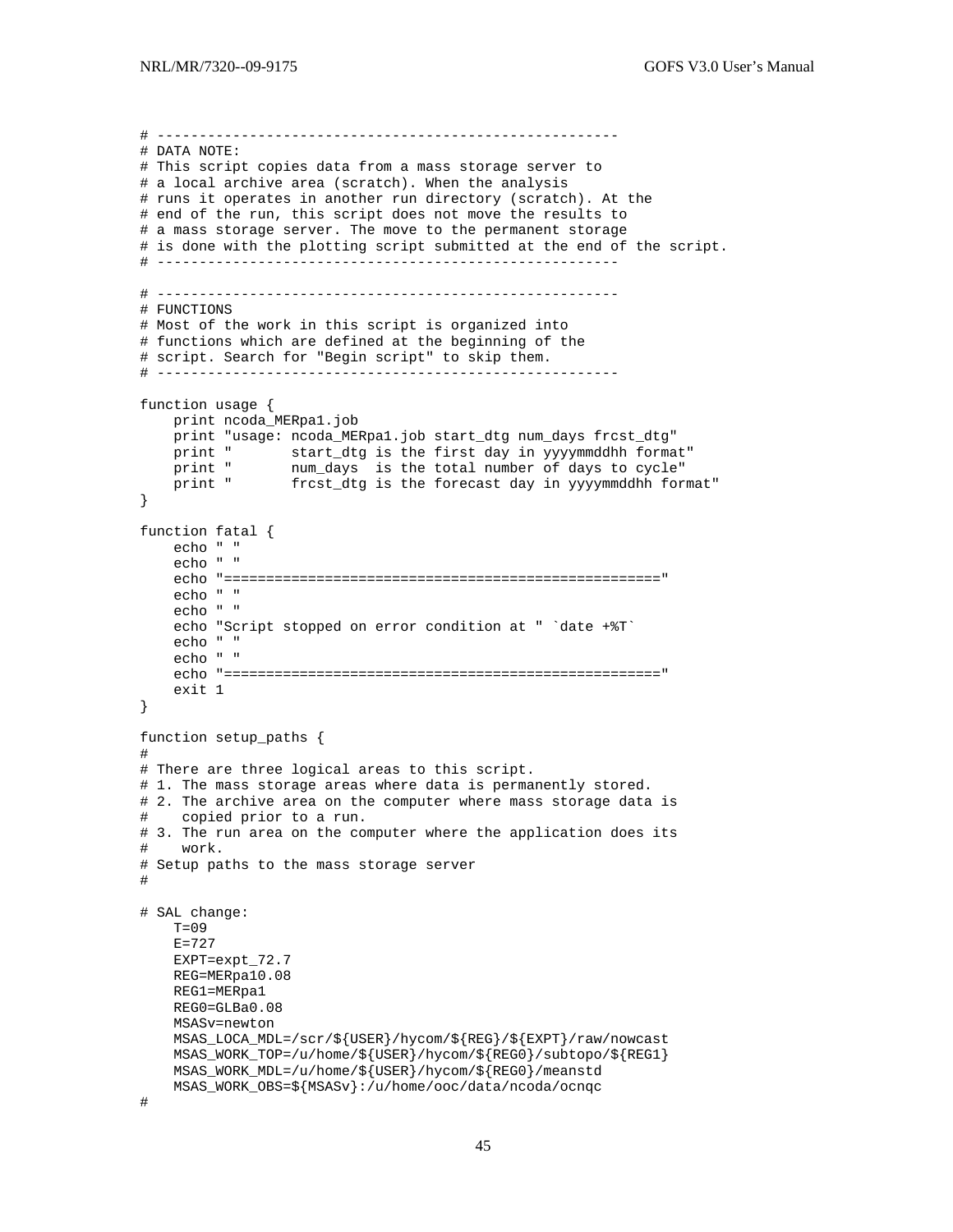```
# -------------------------------------------------------
# DATA NOTE:
# This script copies data from a mass storage server to
# a local archive area (scratch). When the analysis
# runs it operates in another run directory (scratch). At the
# end of the run, this script does not move the results to
# a mass storage server. The move to the permanent storage
# is done with the plotting script submitted at the end of the script.
# -------------------------------------------------------

# -------------------------------------------------------
# FUNCTIONS
# Most of the work in this script is organized into
# functions which are defined at the beginning of the
# script. Search for "Begin script" to skip them.
# -------------------------------------------------------

function usage {
    print ncoda_MERpa1.job
    print "usage: ncoda_MERpa1.job start_dtg num_days frcst_dtg"
    print "       start_dtg is the first day in yyyymmddhh format"
    print "       num_days  is the total number of days to cycle"
    print "       frcst_dtg is the forecast day in yyyymmddhh format"
}

function fatal {
    echo " "
    echo " "
    echo "===================================================="
    echo " "
    echo " "
    echo "Script stopped on error condition at " `date +%T`
    echo " "
    echo " "
    echo "===================================================="
    exit 1
}

function setup_paths {
#
# There are three logical areas to this script.
# 1. The mass storage areas where data is permanently stored.
# 2. The archive area on the computer where mass storage data is
#    copied prior to a run.
# 3. The run area on the computer where the application does its
#    work.
# Setup paths to the mass storage server
#

# SAL change:
    T=09
    E=727
    EXPT=expt_72.7
    REG=MERpa10.08
    REG1=MERpa1
    REG0=GLBa0.08
    MSASv=newton
    MSAS_LOCA_MDL=/scr/${USER}/hycom/${REG}/${EXPT}/raw/nowcast
    MSAS_WORK_TOP=/u/home/${USER}/hycom/${REG0}/subtopo/${REG1}
    MSAS_WORK_MDL=/u/home/${USER}/hycom/${REG0}/meanstd
    MSAS_WORK_OBS=${MSASv}:/u/home/ooc/data/ncoda/ocnqc
#
```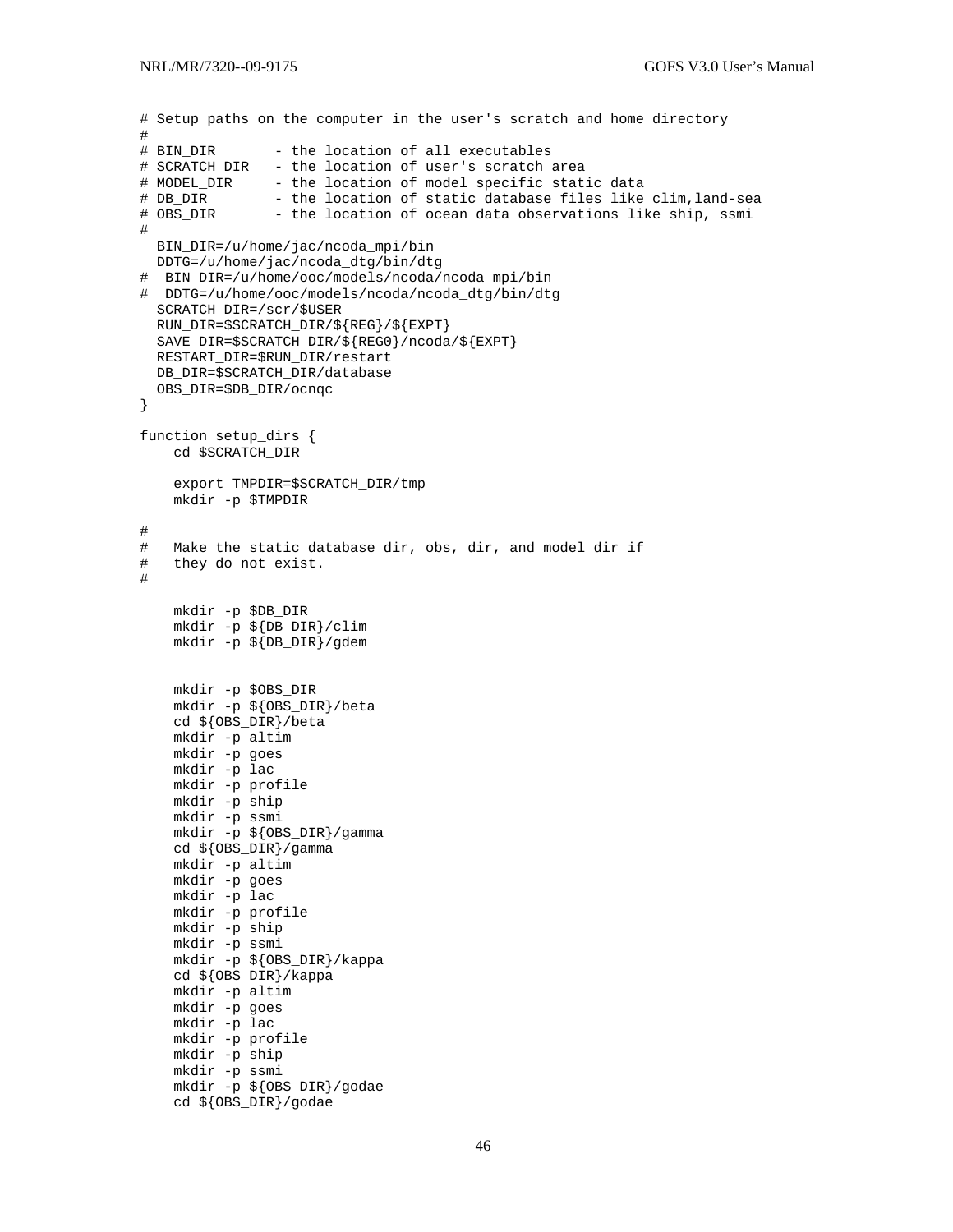```
# Setup paths on the computer in the user's scratch and home directory
#
# BIN_DIR       - the location of all executables
# SCRATCH_DIR   - the location of user's scratch area
# MODEL_DIR     - the location of model specific static data
# DB_DIR        - the location of static database files like clim,land-sea
# OBS_DIR       - the location of ocean data observations like ship, ssmi
#
  BIN_DIR=/u/home/jac/ncoda_mpi/bin
  DDTG=/u/home/jac/ncoda_dtg/bin/dtg
#  BIN_DIR=/u/home/ooc/models/ncoda/ncoda_mpi/bin
#  DDTG=/u/home/ooc/models/ncoda/ncoda_dtg/bin/dtg
  SCRATCH_DIR=/scr/$USER
  RUN_DIR=$SCRATCH_DIR/${REG}/${EXPT}
  SAVE_DIR=$SCRATCH_DIR/${REG0}/ncoda/${EXPT}
  RESTART_DIR=$RUN_DIR/restart
  DB_DIR=$SCRATCH_DIR/database
  OBS_DIR=$DB_DIR/ocnqc
}

function setup_dirs {
    cd $SCRATCH_DIR

    export TMPDIR=$SCRATCH_DIR/tmp
    mkdir -p $TMPDIR

#
#   Make the static database dir, obs, dir, and model dir if
#   they do not exist.
#

    mkdir -p $DB_DIR
    mkdir -p ${DB_DIR}/clim
    mkdir -p ${DB_DIR}/gdem


    mkdir -p $OBS_DIR
    mkdir -p ${OBS_DIR}/beta
    cd ${OBS_DIR}/beta
    mkdir -p altim
    mkdir -p goes
    mkdir -p lac
    mkdir -p profile
    mkdir -p ship
    mkdir -p ssmi
    mkdir -p ${OBS_DIR}/gamma
    cd ${OBS_DIR}/gamma
    mkdir -p altim
    mkdir -p goes
    mkdir -p lac
    mkdir -p profile
    mkdir -p ship
    mkdir -p ssmi
    mkdir -p ${OBS_DIR}/kappa
    cd ${OBS_DIR}/kappa
    mkdir -p altim
    mkdir -p goes
    mkdir -p lac
    mkdir -p profile
    mkdir -p ship
    mkdir -p ssmi
    mkdir -p ${OBS_DIR}/godae
    cd ${OBS_DIR}/godae
```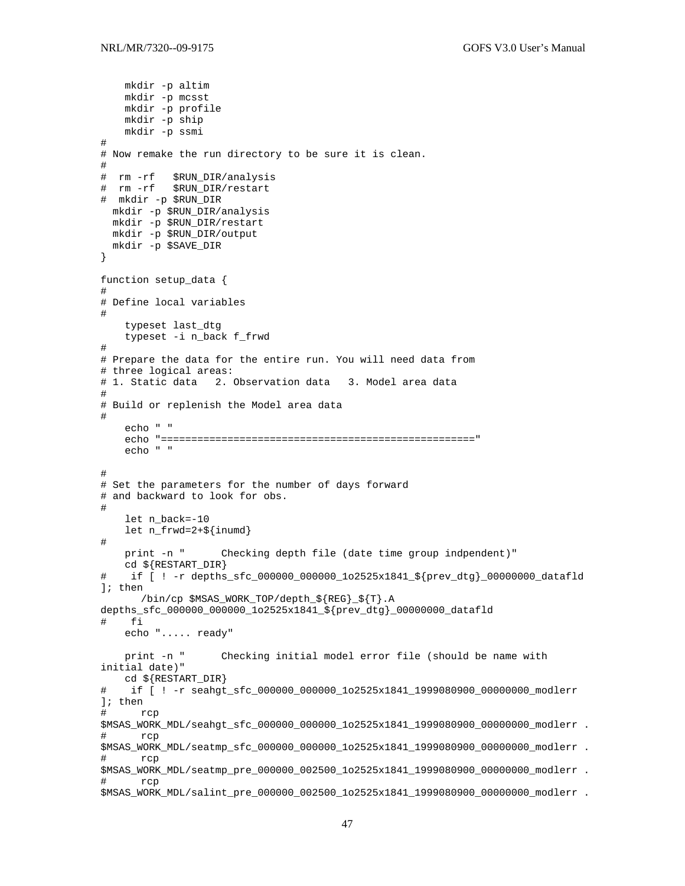```
    mkdir -p altim
    mkdir -p mcsst
    mkdir -p profile
    mkdir -p ship
    mkdir -p ssmi
#
# Now remake the run directory to be sure it is clean.
#
#  rm -rf   $RUN_DIR/analysis
#  rm -rf   $RUN_DIR/restart
#  mkdir -p $RUN_DIR
  mkdir -p $RUN_DIR/analysis
  mkdir -p $RUN_DIR/restart
  mkdir -p $RUN_DIR/output
  mkdir -p $SAVE_DIR
}

function setup_data {
#
# Define local variables
#
    typeset last_dtg
    typeset -i n_back f_frwd
#
# Prepare the data for the entire run. You will need data from
# three logical areas:
# 1. Static data   2. Observation data   3. Model area data
#
# Build or replenish the Model area data
#
    echo " "
    echo "=================================================="
    echo " "

#
# Set the parameters for the number of days forward
# and backward to look for obs.
#
    let n_back=-10
    let n_frwd=2+${inumd}
#
    print -n "      Checking depth file (date time group indpendent)"
    cd ${RESTART_DIR}
#    if [ ! -r depths_sfc_000000_000000_1o2525x1841_${prev_dtg}_00000000_datafld
]; then
       /bin/cp $MSAS_WORK_TOP/depth_${REG}_${T}.A
depths_sfc_000000_000000_1o2525x1841_${prev_dtg}_00000000_datafld
#    fi
    echo "..... ready"

    print -n "      Checking initial model error file (should be name with
initial date)"
    cd ${RESTART_DIR}
#    if [ ! -r seahgt_sfc_000000_000000_1o2525x1841_1999080900_00000000_modlerr
]; then
#      rcp
$MSAS_WORK_MDL/seahgt_sfc_000000_000000_1o2525x1841_1999080900_00000000_modlerr .
#      rcp
$MSAS_WORK_MDL/seatmp_sfc_000000_000000_1o2525x1841_1999080900_00000000_modlerr .
#      rcp
$MSAS_WORK_MDL/seatmp_pre_000000_002500_1o2525x1841_1999080900_00000000_modlerr .
#      rcp
$MSAS_WORK_MDL/salint_pre_000000_002500_1o2525x1841_1999080900_00000000_modlerr .
```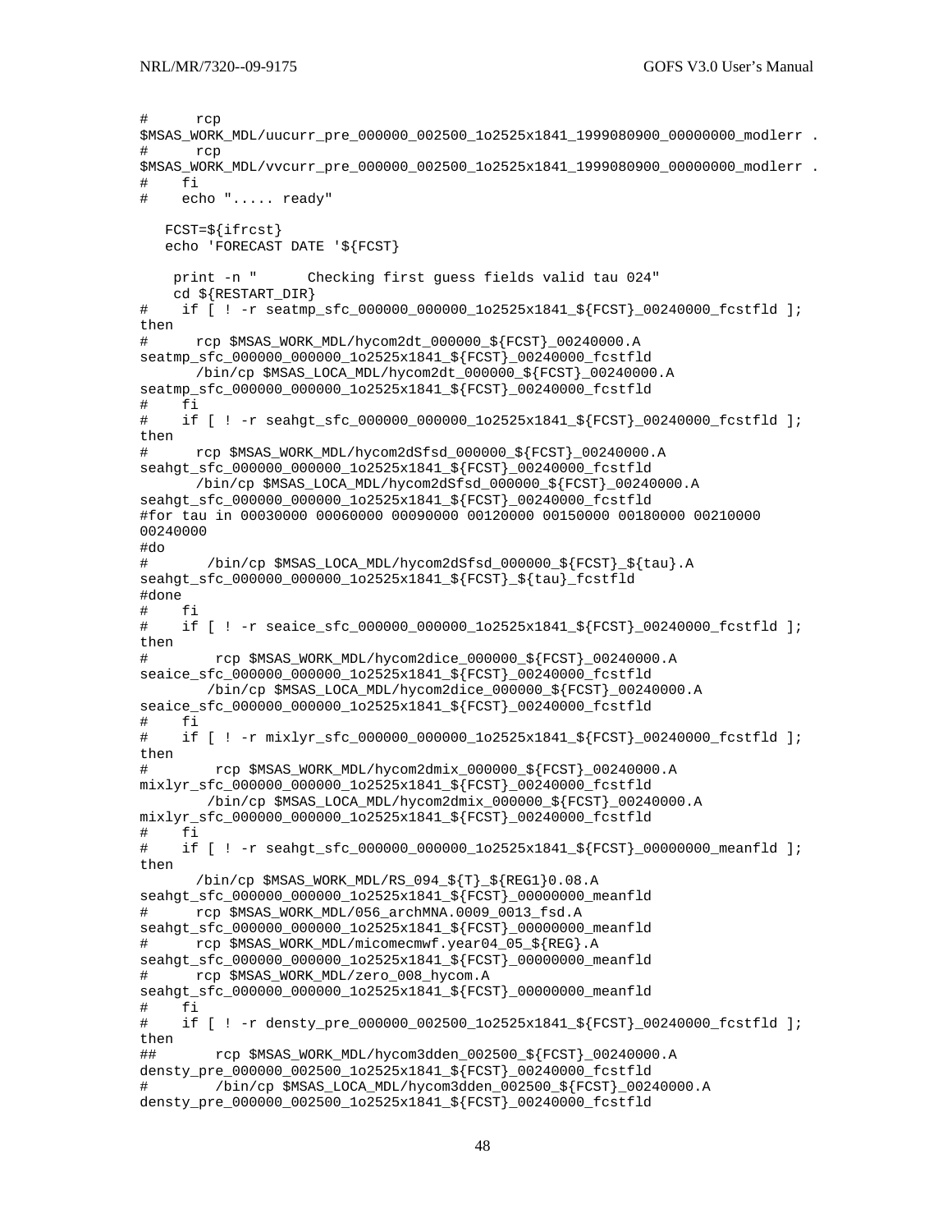```
#      rcp
$MSAS_WORK_MDL/uucurr_pre_000000_002500_1o2525x1841_1999080900_00000000_modlerr .
#      rcp
$MSAS_WORK_MDL/vvcurr_pre_000000_002500_1o2525x1841_1999080900_00000000_modlerr .
#    fi
#    echo "..... ready"

   FCST=${ifrcst}
   echo 'FORECAST DATE '${FCST}

    print -n "      Checking first guess fields valid tau 024"
    cd ${RESTART_DIR}
#    if [ ! -r seatmp_sfc_000000_000000_1o2525x1841_${FCST}_00240000_fcstfld ];
then
#      rcp $MSAS_WORK_MDL/hycom2dt_000000_${FCST}_00240000.A
seatmp_sfc_000000_000000_1o2525x1841_${FCST}_00240000_fcstfld
      /bin/cp $MSAS_LOCA_MDL/hycom2dt_000000_${FCST}_00240000.A
seatmp_sfc_000000_000000_1o2525x1841_${FCST}_00240000_fcstfld
#    fi
#    if [ ! -r seahgt_sfc_000000_000000_1o2525x1841_${FCST}_00240000_fcstfld ];
then
#      rcp $MSAS_WORK_MDL/hycom2dSfsd_000000_${FCST}_00240000.A
seahgt_sfc_000000_000000_1o2525x1841_${FCST}_00240000_fcstfld
      /bin/cp $MSAS_LOCA_MDL/hycom2dSfsd_000000_${FCST}_00240000.A
seahgt_sfc_000000_000000_1o2525x1841_${FCST}_00240000_fcstfld
#for tau in 00030000 00060000 00090000 00120000 00150000 00180000 00210000
00240000
#do
#       /bin/cp $MSAS_LOCA_MDL/hycom2dSfsd_000000_${FCST}_${tau}.A
seahgt_sfc_000000_000000_1o2525x1841_${FCST}_${tau}_fcstfld
#done
#    fi
#    if [ ! -r seaice_sfc_000000_000000_1o2525x1841_${FCST}_00240000_fcstfld ];
then
#        rcp $MSAS_WORK_MDL/hycom2dice_000000_${FCST}_00240000.A
seaice_sfc_000000_000000_1o2525x1841_${FCST}_00240000_fcstfld
       /bin/cp $MSAS_LOCA_MDL/hycom2dice_000000_${FCST}_00240000.A
seaice_sfc_000000_000000_1o2525x1841_${FCST}_00240000_fcstfld
#    fi
#    if [ ! -r mixlyr_sfc_000000_000000_1o2525x1841_${FCST}_00240000_fcstfld ];
then
#        rcp $MSAS_WORK_MDL/hycom2dmix_000000_${FCST}_00240000.A
mixlyr_sfc_000000_000000_1o2525x1841_${FCST}_00240000_fcstfld
       /bin/cp $MSAS_LOCA_MDL/hycom2dmix_000000_${FCST}_00240000.A
mixlyr_sfc_000000_000000_1o2525x1841_${FCST}_00240000_fcstfld
#    fi
#    if [ ! -r seahgt_sfc_000000_000000_1o2525x1841_${FCST}_00000000_meanfld ];
then
      /bin/cp $MSAS_WORK_MDL/RS_094_${T}_${REG1}0.08.A
seahgt_sfc_000000_000000_1o2525x1841_${FCST}_00000000_meanfld
#      rcp $MSAS_WORK_MDL/056_archMNA.0009_0013_fsd.A
seahgt_sfc_000000_000000_1o2525x1841_${FCST}_00000000_meanfld
#      rcp $MSAS_WORK_MDL/micomecmwf.year04_05_${REG}.A
seahgt_sfc_000000_000000_1o2525x1841_${FCST}_00000000_meanfld
#      rcp $MSAS_WORK_MDL/zero_008_hycom.A
seahgt_sfc_000000_000000_1o2525x1841_${FCST}_00000000_meanfld
#    fi
#    if [ ! -r densty_pre_000000_002500_1o2525x1841_${FCST}_00240000_fcstfld ];
then
##       rcp $MSAS_WORK_MDL/hycom3dden_002500_${FCST}_00240000.A
densty_pre_000000_002500_1o2525x1841_${FCST}_00240000_fcstfld
#        /bin/cp $MSAS_LOCA_MDL/hycom3dden_002500_${FCST}_00240000.A
densty_pre_000000_002500_1o2525x1841_${FCST}_00240000_fcstfld
```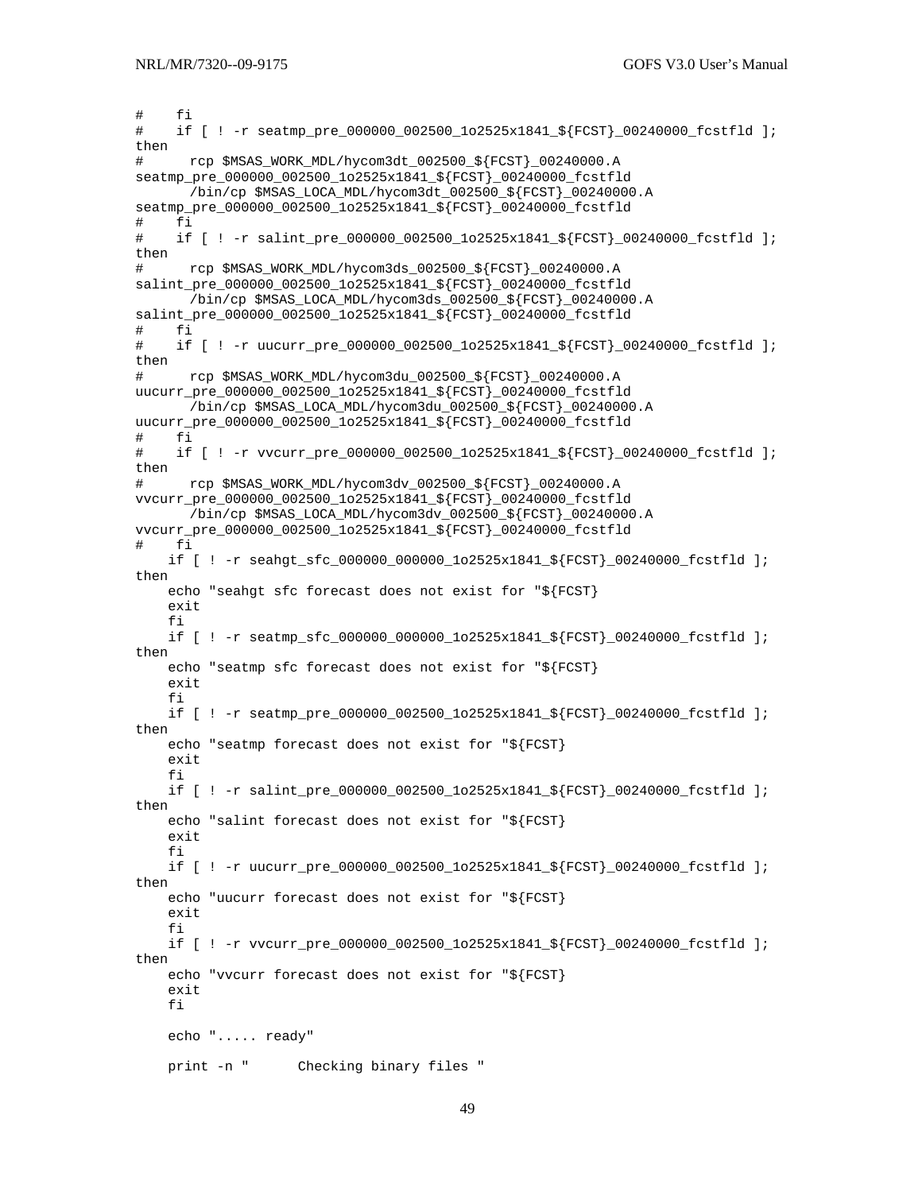```
#    fi
#    if [ ! -r seatmp_pre_000000_002500_1o2525x1841_${FCST}_00240000_fcstfld ];
then
#      rcp $MSAS_WORK_MDL/hycom3dt_002500_${FCST}_00240000.A
seatmp_pre_000000_002500_1o2525x1841_${FCST}_00240000_fcstfld
       /bin/cp $MSAS_LOCA_MDL/hycom3dt_002500_${FCST}_00240000.A
seatmp_pre_000000_002500_1o2525x1841_${FCST}_00240000_fcstfld
#    fi
#    if [ ! -r salint_pre_000000_002500_1o2525x1841_${FCST}_00240000_fcstfld ];
then
#      rcp $MSAS_WORK_MDL/hycom3ds_002500_${FCST}_00240000.A
salint_pre_000000_002500_1o2525x1841_${FCST}_00240000_fcstfld
       /bin/cp $MSAS_LOCA_MDL/hycom3ds_002500_${FCST}_00240000.A
salint_pre_000000_002500_1o2525x1841_${FCST}_00240000_fcstfld
#    fi
#    if [ ! -r uucurr_pre_000000_002500_1o2525x1841_${FCST}_00240000_fcstfld ];
then
#      rcp $MSAS_WORK_MDL/hycom3du_002500_${FCST}_00240000.A
uucurr_pre_000000_002500_1o2525x1841_${FCST}_00240000_fcstfld
       /bin/cp $MSAS_LOCA_MDL/hycom3du_002500_${FCST}_00240000.A
uucurr_pre_000000_002500_1o2525x1841_${FCST}_00240000_fcstfld
#    fi
#    if [ ! -r vvcurr_pre_000000_002500_1o2525x1841_${FCST}_00240000_fcstfld ];
then
#      rcp $MSAS_WORK_MDL/hycom3dv_002500_${FCST}_00240000.A
vvcurr_pre_000000_002500_1o2525x1841_${FCST}_00240000_fcstfld
       /bin/cp $MSAS_LOCA_MDL/hycom3dv_002500_${FCST}_00240000.A
vvcurr_pre_000000_002500_1o2525x1841_${FCST}_00240000_fcstfld
#    fi
    if [ ! -r seahgt_sfc_000000_000000_1o2525x1841_${FCST}_00240000_fcstfld ];
then
    echo "seahgt sfc forecast does not exist for "${FCST}
    exit
    fi
    if [ ! -r seatmp_sfc_000000_000000_1o2525x1841_${FCST}_00240000_fcstfld ];
then
    echo "seatmp sfc forecast does not exist for "${FCST}
    exit
    fi
    if [ ! -r seatmp_pre_000000_002500_1o2525x1841_${FCST}_00240000_fcstfld ];
then
    echo "seatmp forecast does not exist for "${FCST}
    exit
    fi
    if [ ! -r salint_pre_000000_002500_1o2525x1841_${FCST}_00240000_fcstfld ];
then
    echo "salint forecast does not exist for "${FCST}
    exit
    fi
    if [ ! -r uucurr_pre_000000_002500_1o2525x1841_${FCST}_00240000_fcstfld ];
then
    echo "uucurr forecast does not exist for "${FCST}
    exit
    fi
    if [ ! -r vvcurr_pre_000000_002500_1o2525x1841_${FCST}_00240000_fcstfld ];
then
    echo "vvcurr forecast does not exist for "${FCST}
    exit
    fi

    echo "..... ready"

    print -n "      Checking binary files "
```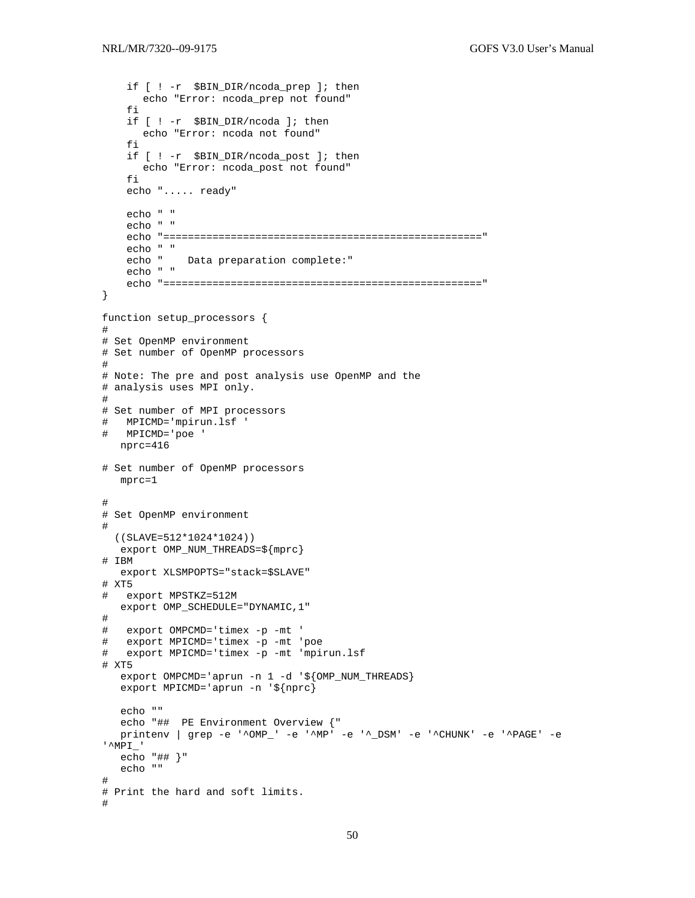```
    if [ ! -r  $BIN_DIR/ncoda_prep ]; then
       echo "Error: ncoda_prep not found"
    fi
    if [ ! -r  $BIN_DIR/ncoda ]; then
       echo "Error: ncoda not found"
    fi
    if [ ! -r  $BIN_DIR/ncoda_post ]; then
       echo "Error: ncoda_post not found"
    fi
    echo "..... ready"

    echo " "
    echo " "
    echo "=================================================="
    echo " "
    echo "    Data preparation complete:"
    echo " "
    echo "=================================================="
}

function setup_processors {
#
# Set OpenMP environment
# Set number of OpenMP processors
#
# Note: The pre and post analysis use OpenMP and the
# analysis uses MPI only.
#
# Set number of MPI processors
#   MPICMD='mpirun.lsf '
#   MPICMD='poe '
   nprc=416

# Set number of OpenMP processors
   mprc=1

#
# Set OpenMP environment
#
  ((SLAVE=512*1024*1024))
   export OMP_NUM_THREADS=${mprc}
# IBM
   export XLSMPOPTS="stack=$SLAVE"
# XT5
#   export MPSTKZ=512M
   export OMP_SCHEDULE="DYNAMIC,1"
#
#   export OMPCMD='timex -p -mt '
#   export MPICMD='timex -p -mt 'poe
#   export MPICMD='timex -p -mt 'mpirun.lsf
# XT5
   export OMPCMD='aprun -n 1 -d '${OMP_NUM_THREADS}
   export MPICMD='aprun -n '${nprc}

   echo ""
   echo "##  PE Environment Overview {"
   printenv | grep -e '^OMP_' -e '^MP' -e '^_DSM' -e '^CHUNK' -e '^PAGE' -e
'^MPI_'
   echo "## }"
   echo ""
#
# Print the hard and soft limits.
#
```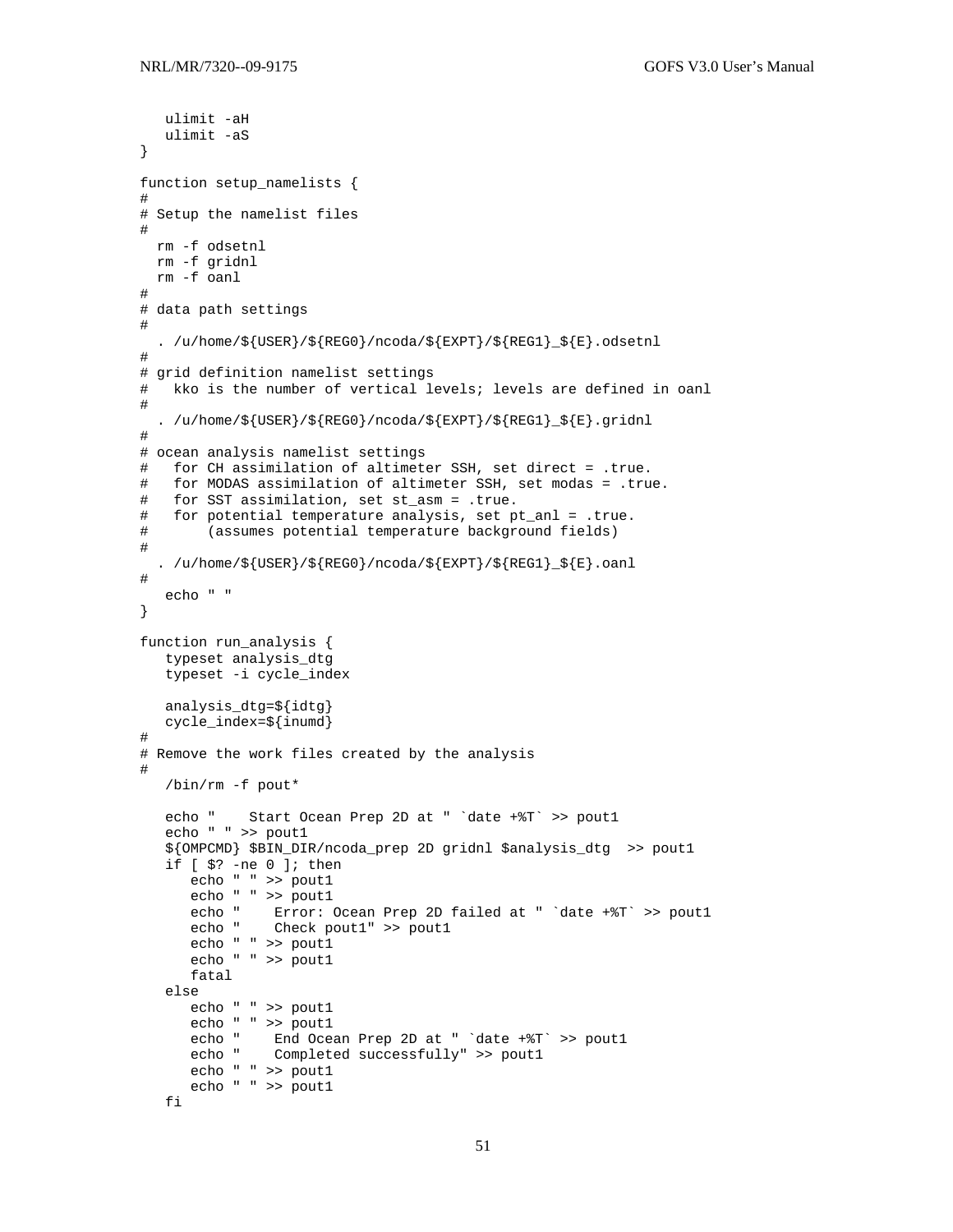```
   ulimit -aH
   ulimit -aS
}

function setup_namelists {
#
# Setup the namelist files
#
  rm -f odsetnl
  rm -f gridnl
  rm -f oanl
#
# data path settings
#
  . /u/home/${USER}/${REG0}/ncoda/${EXPT}/${REG1}_${E}.odsetnl
#
# grid definition namelist settings
#   kko is the number of vertical levels; levels are defined in oanl
#
  . /u/home/${USER}/${REG0}/ncoda/${EXPT}/${REG1}_${E}.gridnl
#
# ocean analysis namelist settings
#   for CH assimilation of altimeter SSH, set direct = .true.
#   for MODAS assimilation of altimeter SSH, set modas = .true.
#   for SST assimilation, set st_asm = .true.
#   for potential temperature analysis, set pt_anl = .true.
#       (assumes potential temperature background fields)
#
  . /u/home/${USER}/${REG0}/ncoda/${EXPT}/${REG1}_${E}.oanl
#
   echo " "
}

function run_analysis {
   typeset analysis_dtg
   typeset -i cycle_index

   analysis_dtg=${idtg}
   cycle_index=${inumd}
#
# Remove the work files created by the analysis
#
   /bin/rm -f pout*

   echo "    Start Ocean Prep 2D at " `date +%T` >> pout1
   echo " " >> pout1
   ${OMPCMD} $BIN_DIR/ncoda_prep 2D gridnl $analysis_dtg  >> pout1
   if [ $? -ne 0 ]; then
      echo " " >> pout1
      echo " " >> pout1
      echo "    Error: Ocean Prep 2D failed at " `date +%T` >> pout1
      echo "    Check pout1" >> pout1
      echo " " >> pout1
      echo " " >> pout1
      fatal
   else
      echo " " >> pout1
      echo " " >> pout1
      echo "    End Ocean Prep 2D at " `date +%T` >> pout1
      echo "    Completed successfully" >> pout1
      echo " " >> pout1
      echo " " >> pout1
   fi
```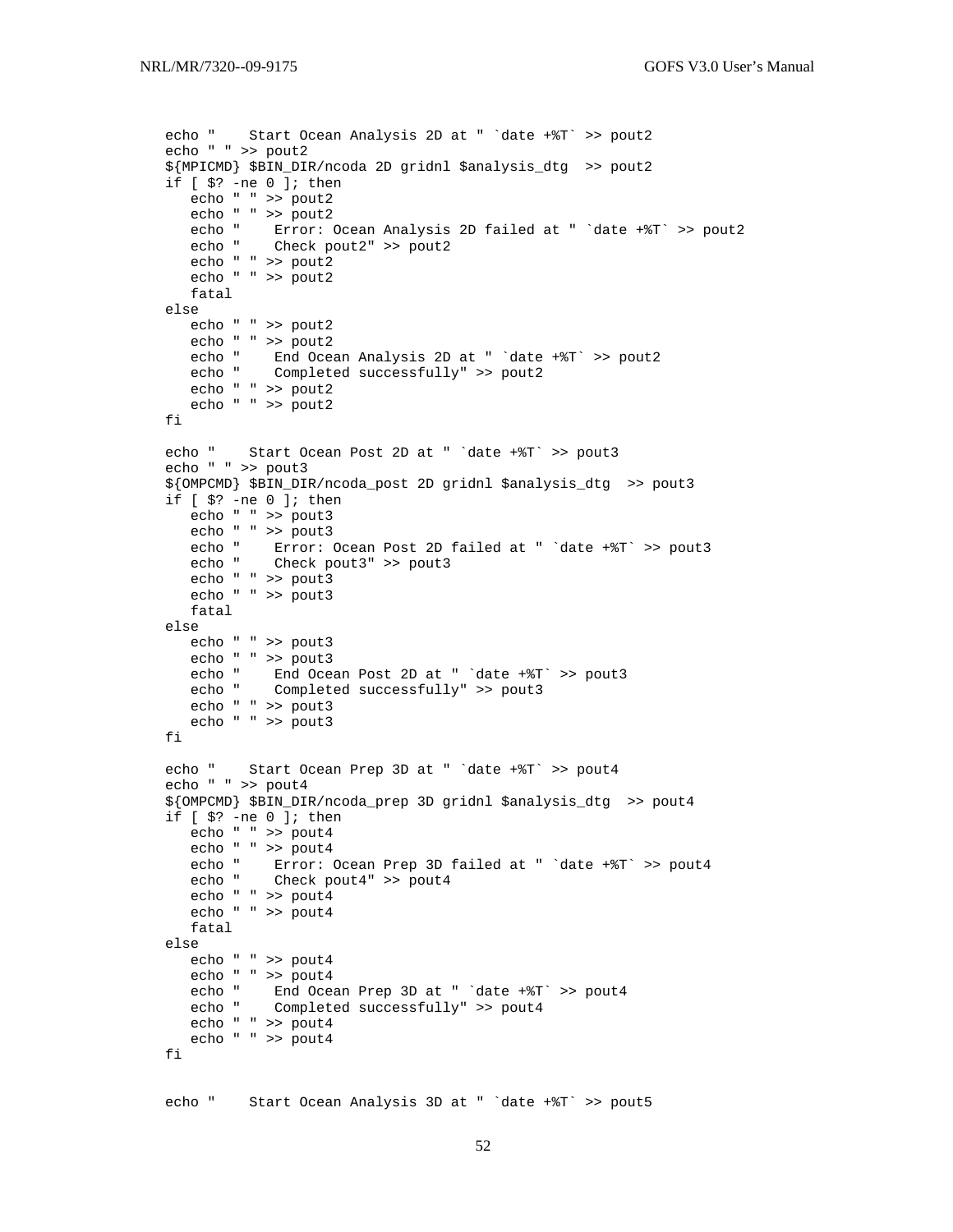```
echo "    Start Ocean Analysis 2D at " `date +%T` >> pout2
echo " " >> pout2
${MPICMD} $BIN_DIR/ncoda 2D gridnl $analysis_dtg  >> pout2
if [ $? -ne 0 ]; then
   echo " " >> pout2
   echo " " >> pout2
   echo "    Error: Ocean Analysis 2D failed at " `date +%T` >> pout2
   echo "    Check pout2" >> pout2
   echo " " >> pout2
   echo " " >> pout2
   fatal
else
   echo " " >> pout2
   echo " " >> pout2
   echo "    End Ocean Analysis 2D at " `date +%T` >> pout2
   echo "    Completed successfully" >> pout2
   echo " " >> pout2
   echo " " >> pout2
fi

echo "    Start Ocean Post 2D at " `date +%T` >> pout3
echo " " >> pout3
${OMPCMD} $BIN_DIR/ncoda_post 2D gridnl $analysis_dtg  >> pout3
if [ $? -ne 0 ]; then
   echo " " >> pout3
   echo " " >> pout3
   echo "    Error: Ocean Post 2D failed at " `date +%T` >> pout3
   echo "    Check pout3" >> pout3
   echo " " >> pout3
   echo " " >> pout3
   fatal
else
   echo " " >> pout3
   echo " " >> pout3
   echo "    End Ocean Post 2D at " `date +%T` >> pout3
   echo "    Completed successfully" >> pout3
   echo " " >> pout3
   echo " " >> pout3
fi

echo "    Start Ocean Prep 3D at " `date +%T` >> pout4
echo " " >> pout4
${OMPCMD} $BIN_DIR/ncoda_prep 3D gridnl $analysis_dtg  >> pout4
if [ $? -ne 0 ]; then
   echo " " >> pout4
   echo " " >> pout4
   echo "    Error: Ocean Prep 3D failed at " `date +%T` >> pout4
   echo "    Check pout4" >> pout4
   echo " " >> pout4
   echo " " >> pout4
   fatal
else
   echo " " >> pout4
   echo " " >> pout4
   echo "    End Ocean Prep 3D at " `date +%T` >> pout4
   echo "    Completed successfully" >> pout4
   echo " " >> pout4
   echo " " >> pout4
fi


echo "    Start Ocean Analysis 3D at " `date +%T` >> pout5
```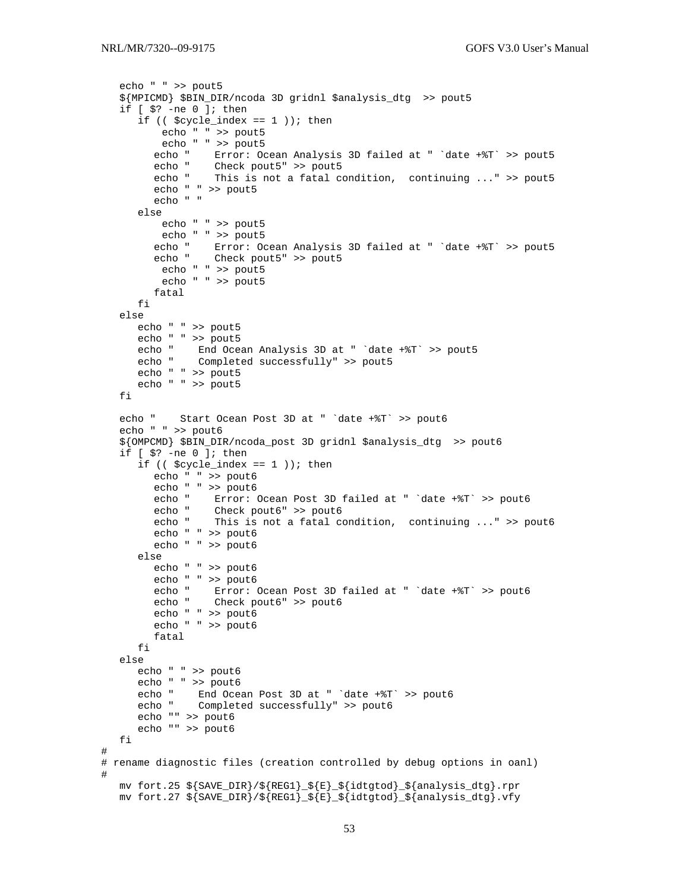```
   echo " " >> pout5
   ${MPICMD} $BIN_DIR/ncoda 3D gridnl $analysis_dtg  >> pout5
   if [ $? -ne 0 ]; then
      if (( $cycle_index == 1 )); then
          echo " " >> pout5
          echo " " >> pout5
         echo "    Error: Ocean Analysis 3D failed at " `date +%T` >> pout5
         echo "    Check pout5" >> pout5
         echo "    This is not a fatal condition,  continuing ..." >> pout5
         echo " " >> pout5
         echo " "
      else
          echo " " >> pout5
          echo " " >> pout5
         echo "    Error: Ocean Analysis 3D failed at " `date +%T` >> pout5
         echo "    Check pout5" >> pout5
          echo " " >> pout5
          echo " " >> pout5
         fatal
      fi
   else
      echo " " >> pout5
      echo " " >> pout5
      echo "    End Ocean Analysis 3D at " `date +%T` >> pout5
      echo "    Completed successfully" >> pout5
      echo " " >> pout5
      echo " " >> pout5
   fi

   echo "    Start Ocean Post 3D at " `date +%T` >> pout6
   echo " " >> pout6
   ${OMPCMD} $BIN_DIR/ncoda_post 3D gridnl $analysis_dtg  >> pout6
   if [ $? -ne 0 ]; then
      if (( $cycle_index == 1 )); then
         echo " " >> pout6
         echo " " >> pout6
         echo "    Error: Ocean Post 3D failed at " `date +%T` >> pout6
         echo "    Check pout6" >> pout6
         echo "    This is not a fatal condition,  continuing ..." >> pout6
         echo " " >> pout6
         echo " " >> pout6
      else
         echo " " >> pout6
         echo " " >> pout6
         echo "    Error: Ocean Post 3D failed at " `date +%T` >> pout6
         echo "    Check pout6" >> pout6
         echo " " >> pout6
         echo " " >> pout6
         fatal
      fi
   else
      echo " " >> pout6
      echo " " >> pout6
      echo "    End Ocean Post 3D at " `date +%T` >> pout6
      echo "    Completed successfully" >> pout6
      echo "" >> pout6
      echo "" >> pout6
   fi
#
# rename diagnostic files (creation controlled by debug options in oanl)
#
   mv fort.25 ${SAVE_DIR}/${REG1}_${E}_${idtgtod}_${analysis_dtg}.rpr
   mv fort.27 ${SAVE_DIR}/${REG1}_${E}_${idtgtod}_${analysis_dtg}.vfy
```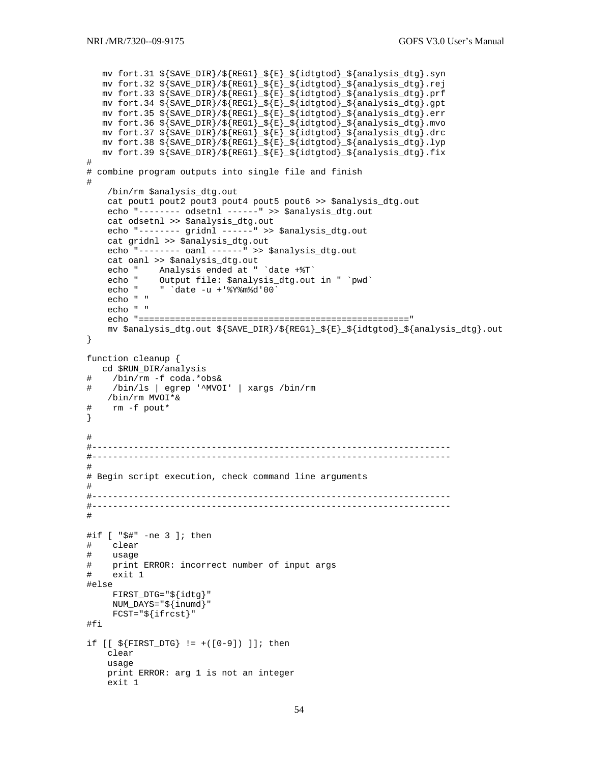```
   mv fort.31 ${SAVE_DIR}/${REG1}_${E}_${idtgtod}_${analysis_dtg}.syn
   mv fort.32 ${SAVE_DIR}/${REG1}_${E}_${idtgtod}_${analysis_dtg}.rej
   mv fort.33 ${SAVE_DIR}/${REG1}_${E}_${idtgtod}_${analysis_dtg}.prf
   mv fort.34 ${SAVE_DIR}/${REG1}_${E}_${idtgtod}_${analysis_dtg}.gpt
   mv fort.35 ${SAVE_DIR}/${REG1}_${E}_${idtgtod}_${analysis_dtg}.err
   mv fort.36 ${SAVE_DIR}/${REG1}_${E}_${idtgtod}_${analysis_dtg}.mvo
   mv fort.37 ${SAVE_DIR}/${REG1}_${E}_${idtgtod}_${analysis_dtg}.drc
   mv fort.38 ${SAVE_DIR}/${REG1}_${E}_${idtgtod}_${analysis_dtg}.lyp
   mv fort.39 ${SAVE_DIR}/${REG1}_${E}_${idtgtod}_${analysis_dtg}.fix
#
# combine program outputs into single file and finish
#
    /bin/rm $analysis_dtg.out
    cat pout1 pout2 pout3 pout4 pout5 pout6 >> $analysis_dtg.out
    echo "-------- odsetnl ------" >> $analysis_dtg.out
    cat odsetnl >> $analysis_dtg.out
    echo "-------- gridnl ------" >> $analysis_dtg.out
    cat gridnl >> $analysis_dtg.out
    echo "-------- oanl ------" >> $analysis_dtg.out
    cat oanl >> $analysis_dtg.out
    echo "    Analysis ended at " `date +%T`
    echo "    Output file: $analysis_dtg.out in " `pwd`
    echo "    " `date -u +'%Y%m%d'00`
    echo " "
    echo " "
    echo "=================================================="
    mv $analysis_dtg.out ${SAVE_DIR}/${REG1}_${E}_${idtgtod}_${analysis_dtg}.out
}

function cleanup {
   cd $RUN_DIR/analysis
#    /bin/rm -f coda.*obs&
#    /bin/ls | egrep '^MVOI' | xargs /bin/rm
    /bin/rm MVOI*&
#    rm -f pout*
}

#
#----------------------------------------------------------------------
#----------------------------------------------------------------------
#
# Begin script execution, check command line arguments
#
#----------------------------------------------------------------------
#----------------------------------------------------------------------
#

#if [ "$#" -ne 3 ]; then
#    clear
#    usage
#    print ERROR: incorrect number of input args
#    exit 1
#else
     FIRST_DTG="${idtg}"
     NUM_DAYS="${inumd}"
     FCST="${ifrcst}"
#fi

if [[ ${FIRST_DTG} != +([0-9]) ]]; then
    clear
    usage
    print ERROR: arg 1 is not an integer
    exit 1
```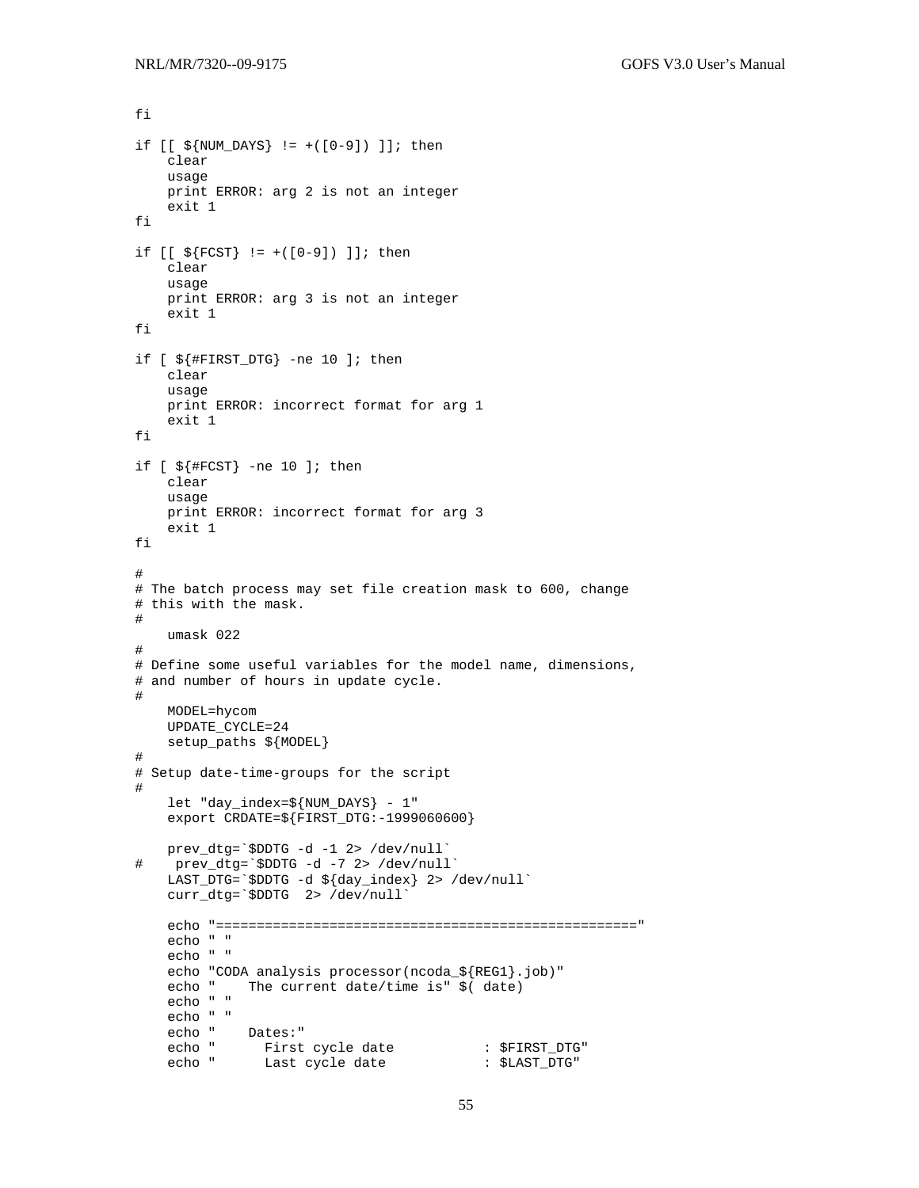```
fi

if [[ ${NUM_DAYS} != +([0-9]) ]]; then
    clear
    usage
    print ERROR: arg 2 is not an integer
    exit 1
fi

if [[ ${FCST} != +([0-9]) ]]; then
    clear
    usage
    print ERROR: arg 3 is not an integer
    exit 1
fi

if [ ${#FIRST_DTG} -ne 10 ]; then
    clear
    usage
    print ERROR: incorrect format for arg 1
    exit 1
fi

if [ ${#FCST} -ne 10 ]; then
    clear
    usage
    print ERROR: incorrect format for arg 3
    exit 1
fi

#
# The batch process may set file creation mask to 600, change
# this with the mask.
#
    umask 022
#
# Define some useful variables for the model name, dimensions,
# and number of hours in update cycle.
#
    MODEL=hycom
    UPDATE_CYCLE=24
    setup_paths ${MODEL}
#
# Setup date-time-groups for the script
#
    let "day_index=${NUM_DAYS} - 1"
    export CRDATE=${FIRST_DTG:-1999060600}

    prev_dtg=`$DDTG -d -1 2> /dev/null`
#    prev_dtg=`$DDTG -d -7 2> /dev/null`
    LAST_DTG=`$DDTG -d ${day_index} 2> /dev/null`
    curr_dtg=`$DDTG  2> /dev/null`

    echo "=================================================="
    echo " "
    echo " "
    echo "CODA analysis processor(ncoda_${REG1}.job)"
    echo "    The current date/time is" $( date)
    echo " "
    echo " "
    echo "    Dates:"
    echo "      First cycle date           : $FIRST_DTG"
    echo "      Last cycle date            : $LAST_DTG"
```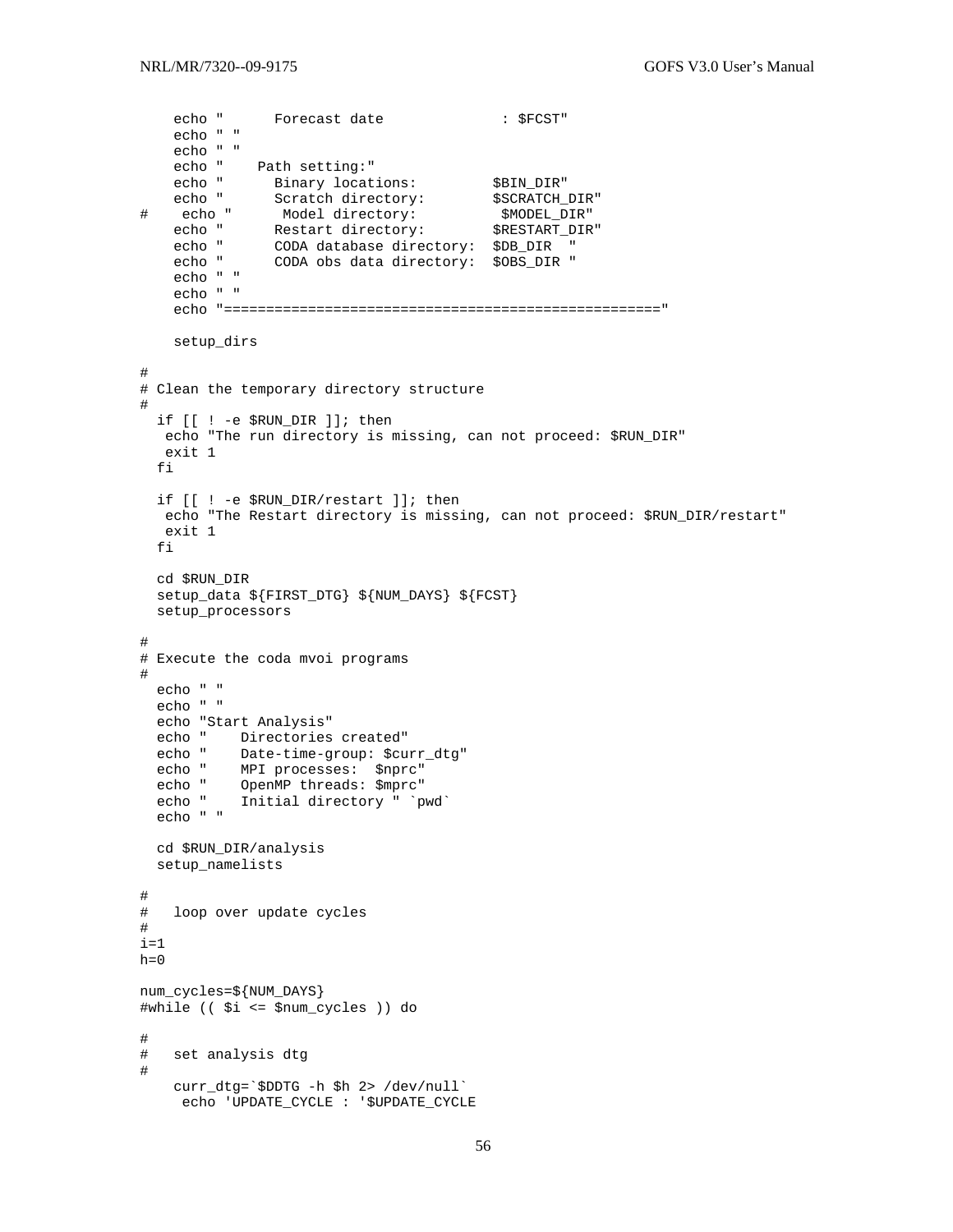```
    echo "      Forecast date              : $FCST"
    echo " "
    echo " "
    echo "    Path setting:"
    echo "      Binary locations:         $BIN_DIR"
    echo "      Scratch directory:        $SCRATCH_DIR"
#    echo "      Model directory:          $MODEL_DIR"
    echo "      Restart directory:        $RESTART_DIR"
    echo "      CODA database directory:  $DB_DIR  "
    echo "      CODA obs data directory:  $OBS_DIR "
    echo " "
    echo " "
    echo "=================================================="

    setup_dirs

#
# Clean the temporary directory structure
#
  if [[ ! -e $RUN_DIR ]]; then
   echo "The run directory is missing, can not proceed: $RUN_DIR"
   exit 1
  fi

  if [[ ! -e $RUN_DIR/restart ]]; then
   echo "The Restart directory is missing, can not proceed: $RUN_DIR/restart"
   exit 1
  fi

  cd $RUN_DIR
  setup_data ${FIRST_DTG} ${NUM_DAYS} ${FCST}
  setup_processors

#
# Execute the coda mvoi programs
#
  echo " "
  echo " "
  echo "Start Analysis"
  echo "    Directories created"
  echo "    Date-time-group: $curr_dtg"
  echo "    MPI processes:  $nprc"
  echo "    OpenMP threads: $mprc"
  echo "    Initial directory " `pwd`
  echo " "

  cd $RUN_DIR/analysis
  setup_namelists

#
#   loop over update cycles
#
i=1
h=0

num_cycles=${NUM_DAYS}
#while (( $i <= $num_cycles )) do

#
#   set analysis dtg
#
    curr_dtg=`$DDTG -h $h 2> /dev/null`
     echo 'UPDATE_CYCLE : '$UPDATE_CYCLE
```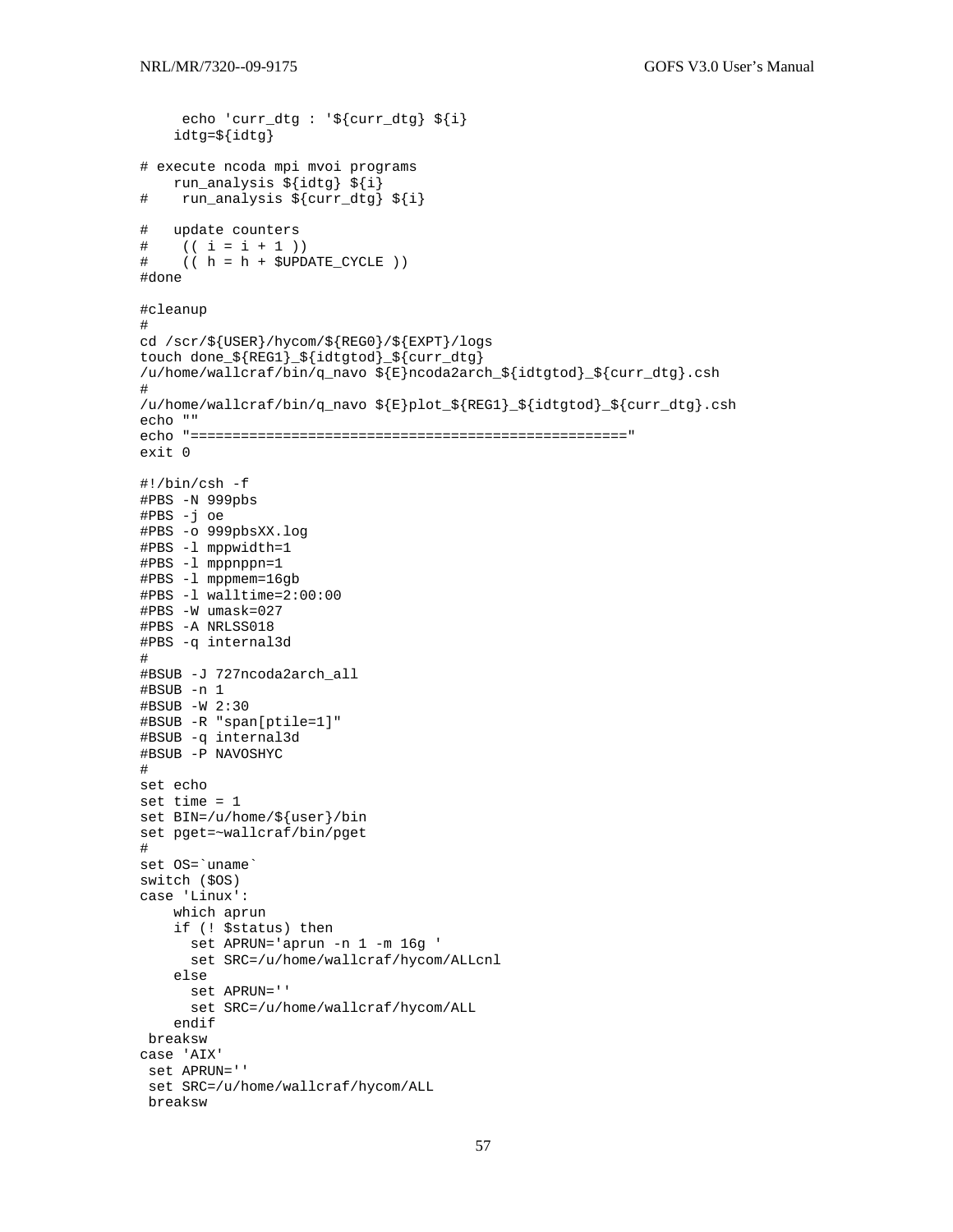```
     echo 'curr_dtg : '${curr_dtg} ${i}
    idtg=${idtg}

# execute ncoda mpi mvoi programs
    run_analysis ${idtg} ${i}
#    run_analysis ${curr_dtg} ${i}

#   update counters
#    (( i = i + 1 ))
#    (( h = h + $UPDATE_CYCLE ))
#done

#cleanup
#
cd /scr/${USER}/hycom/${REG0}/${EXPT}/logs
touch done_${REG1}_${idtgtod}_${curr_dtg}
/u/home/wallcraf/bin/q_navo ${E}ncoda2arch_${idtgtod}_${curr_dtg}.csh
#
/u/home/wallcraf/bin/q_navo ${E}plot_${REG1}_${idtgtod}_${curr_dtg}.csh
echo ""
echo "=================================================="
exit 0

#!/bin/csh -f
#PBS -N 999pbs
#PBS -j oe
#PBS -o 999pbsXX.log
#PBS -l mppwidth=1
#PBS -l mppnppn=1
#PBS -l mppmem=16gb
#PBS -l walltime=2:00:00
#PBS -W umask=027
#PBS -A NRLSS018
#PBS -q internal3d
#
#BSUB -J 727ncoda2arch_all
#BSUB -n 1
#BSUB -W 2:30
#BSUB -R "span[ptile=1]"
#BSUB -q internal3d
#BSUB -P NAVOSHYC
#
set echo
set time = 1
set BIN=/u/home/${user}/bin
set pget=~wallcraf/bin/pget
#
set OS=`uname`
switch ($OS)
case 'Linux':
    which aprun
    if (! $status) then
      set APRUN='aprun -n 1 -m 16g '
      set SRC=/u/home/wallcraf/hycom/ALLcnl
    else
      set APRUN=''
      set SRC=/u/home/wallcraf/hycom/ALL
    endif
 breaksw
case 'AIX'
 set APRUN=''
 set SRC=/u/home/wallcraf/hycom/ALL
 breaksw
```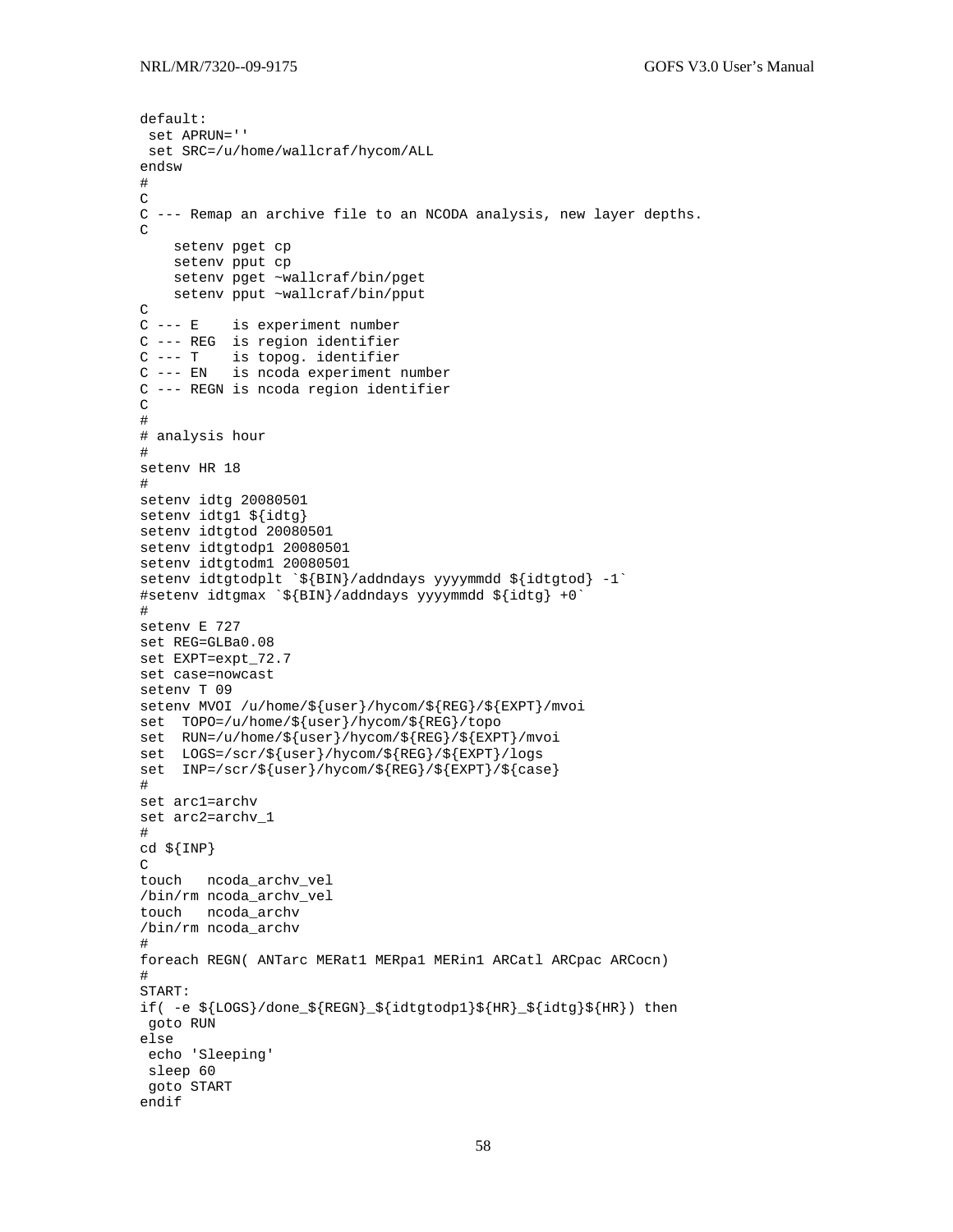```
default:
 set APRUN=''
 set SRC=/u/home/wallcraf/hycom/ALL
endsw
#
C
C --- Remap an archive file to an NCODA analysis, new layer depths.
C
    setenv pget cp
    setenv pput cp
    setenv pget ~wallcraf/bin/pget
    setenv pput ~wallcraf/bin/pput
C
C --- E    is experiment number
C --- REG  is region identifier
C --- T    is topog. identifier
C --- EN   is ncoda experiment number
C --- REGN is ncoda region identifier
C
#
# analysis hour
#
setenv HR 18
#
setenv idtg 20080501
setenv idtg1 ${idtg}
setenv idtgtod 20080501
setenv idtgtodp1 20080501
setenv idtgtodm1 20080501
setenv idtgtodplt `${BIN}/addndays yyyymmdd ${idtgtod} -1`
#setenv idtgmax `${BIN}/addndays yyyymmdd ${idtg} +0`
#
setenv E 727
set REG=GLBa0.08
set EXPT=expt_72.7
set case=nowcast
setenv T 09
setenv MVOI /u/home/${user}/hycom/${REG}/${EXPT}/mvoi
set  TOPO=/u/home/${user}/hycom/${REG}/topo
set  RUN=/u/home/${user}/hycom/${REG}/${EXPT}/mvoi
set  LOGS=/scr/${user}/hycom/${REG}/${EXPT}/logs
set  INP=/scr/${user}/hycom/${REG}/${EXPT}/${case}
#
set arc1=archv
set arc2=archv_1
#
cd ${INP}
C
touch   ncoda_archv_vel
/bin/rm ncoda_archv_vel
touch   ncoda_archv
/bin/rm ncoda_archv
#
foreach REGN( ANTarc MERat1 MERpa1 MERin1 ARCatl ARCpac ARCocn)
#
START:
if( -e ${LOGS}/done_${REGN}_${idtgtodp1}${HR}_${idtg}${HR}) then
 goto RUN
else
 echo 'Sleeping'
 sleep 60
 goto START
endif
```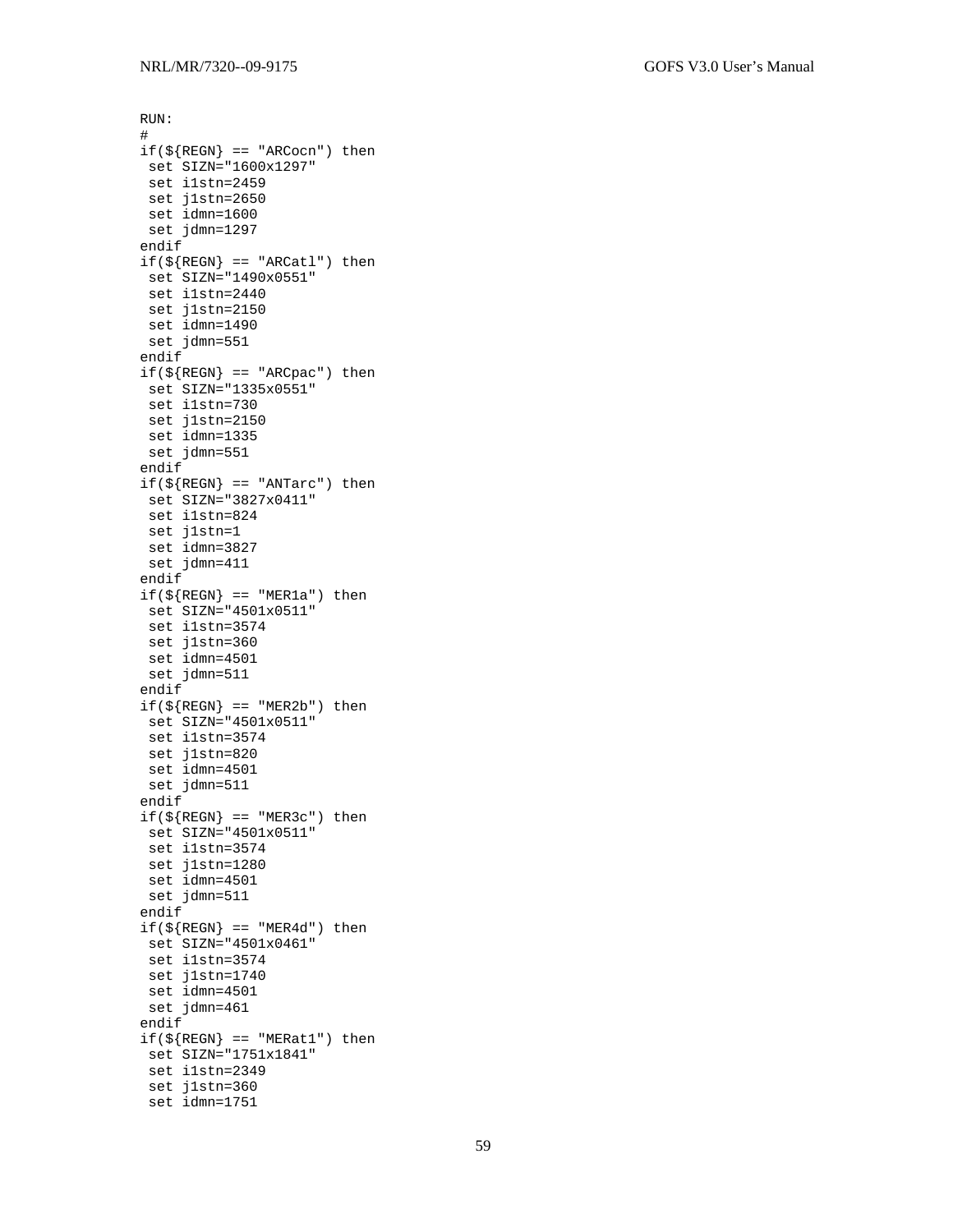```
RUN:
#
if(${REGN} == "ARCocn") then
 set SIZN="1600x1297"
 set i1stn=2459
 set j1stn=2650
 set idmn=1600
 set jdmn=1297
endif
if(${REGN} == "ARCatl") then
 set SIZN="1490x0551"
 set i1stn=2440
 set j1stn=2150
 set idmn=1490
 set jdmn=551
endif
if(${REGN} == "ARCpac") then
 set SIZN="1335x0551"
 set i1stn=730
 set j1stn=2150
 set idmn=1335
 set jdmn=551
endif
if(${REGN} == "ANTarc") then
 set SIZN="3827x0411"
 set i1stn=824
 set j1stn=1
 set idmn=3827
 set jdmn=411
endif
if(${REGN} == "MER1a") then
 set SIZN="4501x0511"
 set i1stn=3574
 set j1stn=360
 set idmn=4501
 set jdmn=511
endif
if(${REGN} == "MER2b") then
 set SIZN="4501x0511"
 set i1stn=3574
 set j1stn=820
 set idmn=4501
 set jdmn=511
endif
if(${REGN} == "MER3c") then
 set SIZN="4501x0511"
 set i1stn=3574
 set j1stn=1280
 set idmn=4501
 set jdmn=511
endif
if(${REGN} == "MER4d") then
 set SIZN="4501x0461"
 set i1stn=3574
 set j1stn=1740
 set idmn=4501
 set jdmn=461
endif
if(${REGN} == "MERat1") then
 set SIZN="1751x1841"
 set i1stn=2349
 set j1stn=360
 set idmn=1751
```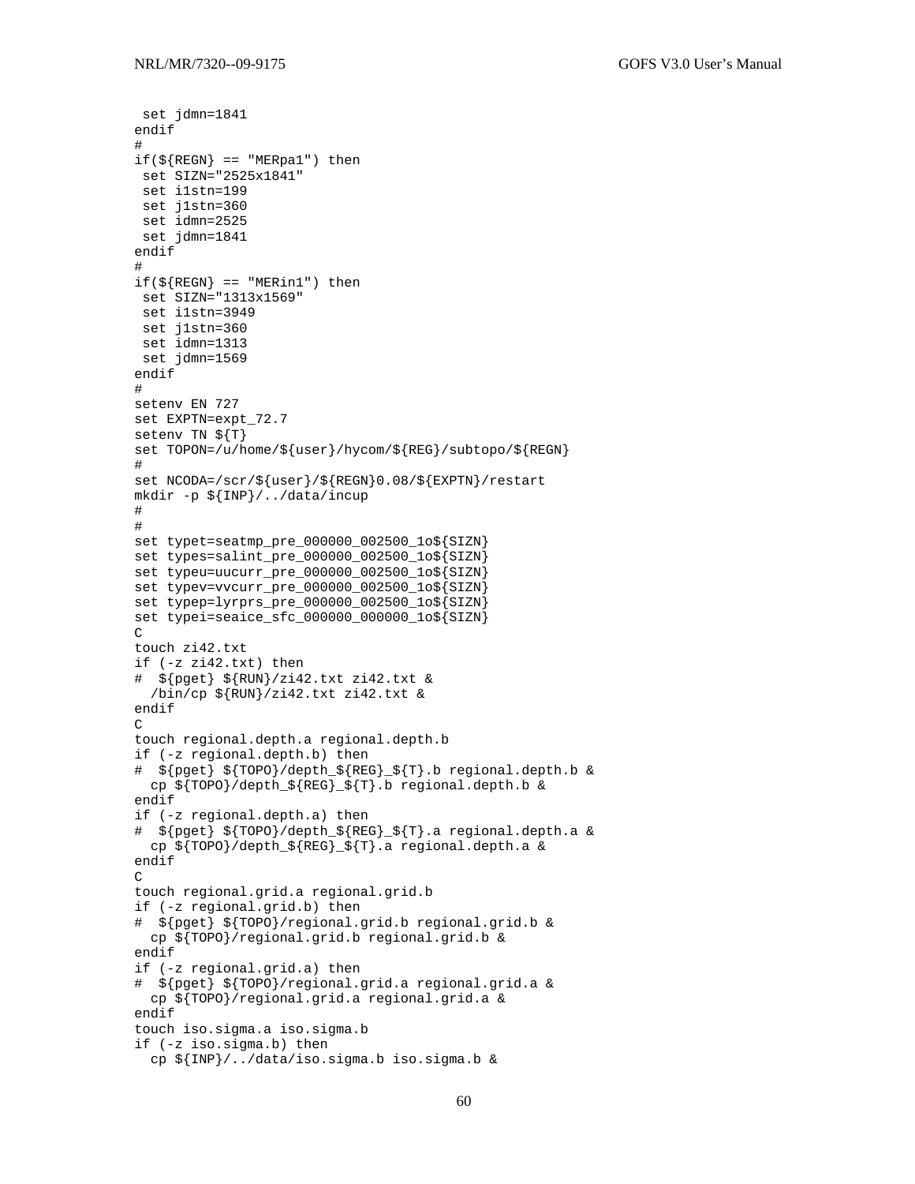```
 set jdmn=1841
endif
#
if(${REGN} == "MERpa1") then
 set SIZN="2525x1841"
 set i1stn=199
 set j1stn=360
 set idmn=2525
 set jdmn=1841
endif
#
if(${REGN} == "MERin1") then
 set SIZN="1313x1569"
 set i1stn=3949
 set j1stn=360
 set idmn=1313
 set jdmn=1569
endif
#
setenv EN 727
set EXPTN=expt_72.7
setenv TN ${T}
set TOPON=/u/home/${user}/hycom/${REG}/subtopo/${REGN}
#
set NCODA=/scr/${user}/${REGN}0.08/${EXPTN}/restart
mkdir -p ${INP}/../data/incup
#
#
set typet=seatmp_pre_000000_002500_1o${SIZN}
set types=salint_pre_000000_002500_1o${SIZN}
set typeu=uucurr_pre_000000_002500_1o${SIZN}
set typev=vvcurr_pre_000000_002500_1o${SIZN}
set typep=lyrprs_pre_000000_002500_1o${SIZN}
set typei=seaice_sfc_000000_000000_1o${SIZN}
C
touch zi42.txt
if (-z zi42.txt) then
#  ${pget} ${RUN}/zi42.txt zi42.txt &
  /bin/cp ${RUN}/zi42.txt zi42.txt &
endif
C
touch regional.depth.a regional.depth.b
if (-z regional.depth.b) then
#  ${pget} ${TOPO}/depth_${REG}_${T}.b regional.depth.b &
  cp ${TOPO}/depth_${REG}_${T}.b regional.depth.b &
endif
if (-z regional.depth.a) then
#  ${pget} ${TOPO}/depth_${REG}_${T}.a regional.depth.a &
  cp ${TOPO}/depth_${REG}_${T}.a regional.depth.a &
endif
C
touch regional.grid.a regional.grid.b
if (-z regional.grid.b) then
#  ${pget} ${TOPO}/regional.grid.b regional.grid.b &
  cp ${TOPO}/regional.grid.b regional.grid.b &
endif
if (-z regional.grid.a) then
#  ${pget} ${TOPO}/regional.grid.a regional.grid.a &
  cp ${TOPO}/regional.grid.a regional.grid.a &
endif
touch iso.sigma.a iso.sigma.b
if (-z iso.sigma.b) then
  cp ${INP}/../data/iso.sigma.b iso.sigma.b &
```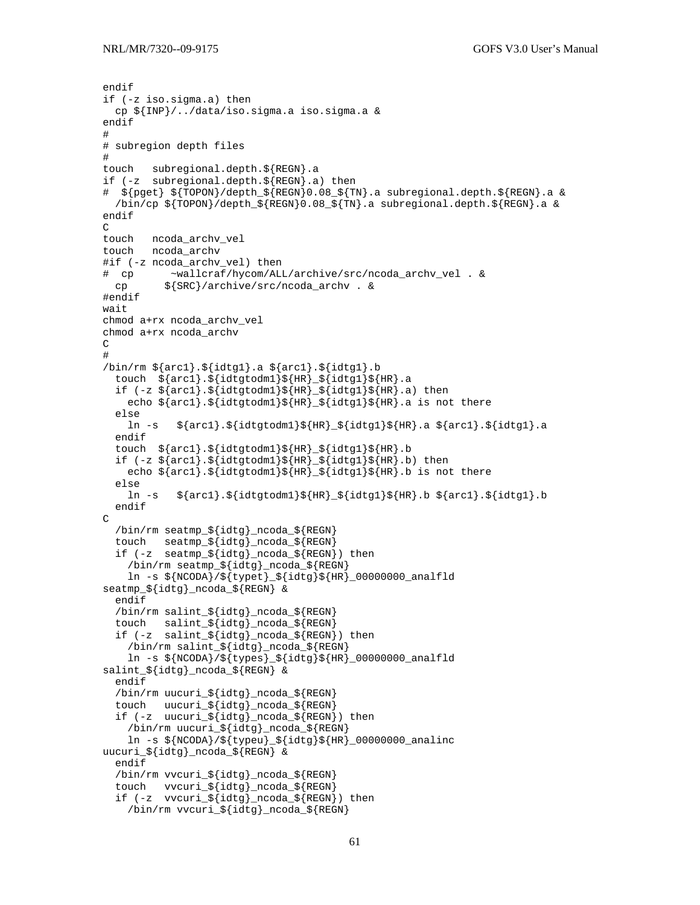```
endif
if (-z iso.sigma.a) then
  cp ${INP}/../data/iso.sigma.a iso.sigma.a &
endif
#
# subregion depth files
#
touch   subregional.depth.${REGN}.a
if (-z  subregional.depth.${REGN}.a) then
#  ${pget} ${TOPON}/depth_${REGN}0.08_${TN}.a subregional.depth.${REGN}.a &
  /bin/cp ${TOPON}/depth_${REGN}0.08_${TN}.a subregional.depth.${REGN}.a &
endif
C
touch   ncoda_archv_vel
touch   ncoda_archv
#if (-z ncoda_archv_vel) then
#  cp      ~wallcraf/hycom/ALL/archive/src/ncoda_archv_vel . &
  cp      ${SRC}/archive/src/ncoda_archv . &
#endif
wait
chmod a+rx ncoda_archv_vel
chmod a+rx ncoda_archv
C
#
/bin/rm ${arc1}.${idtg1}.a ${arc1}.${idtg1}.b
  touch  ${arc1}.${idtgtodm1}${HR}_${idtg1}${HR}.a
  if (-z ${arc1}.${idtgtodm1}${HR}_${idtg1}${HR}.a) then
    echo ${arc1}.${idtgtodm1}${HR}_${idtg1}${HR}.a is not there
  else
    ln -s   ${arc1}.${idtgtodm1}${HR}_${idtg1}${HR}.a ${arc1}.${idtg1}.a
  endif
  touch  ${arc1}.${idtgtodm1}${HR}_${idtg1}${HR}.b
  if (-z ${arc1}.${idtgtodm1}${HR}_${idtg1}${HR}.b) then
    echo ${arc1}.${idtgtodm1}${HR}_${idtg1}${HR}.b is not there
  else
    ln -s   ${arc1}.${idtgtodm1}${HR}_${idtg1}${HR}.b ${arc1}.${idtg1}.b
  endif
C
  /bin/rm seatmp_${idtg}_ncoda_${REGN}
  touch   seatmp_${idtg}_ncoda_${REGN}
  if (-z  seatmp_${idtg}_ncoda_${REGN}) then
    /bin/rm seatmp_${idtg}_ncoda_${REGN}
    ln -s ${NCODA}/${typet}_${idtg}${HR}_00000000_analfld
seatmp_${idtg}_ncoda_${REGN} &
  endif
  /bin/rm salint_${idtg}_ncoda_${REGN}
  touch   salint_${idtg}_ncoda_${REGN}
  if (-z  salint_${idtg}_ncoda_${REGN}) then
    /bin/rm salint_${idtg}_ncoda_${REGN}
    ln -s ${NCODA}/${types}_${idtg}${HR}_00000000_analfld
salint_${idtg}_ncoda_${REGN} &
  endif
  /bin/rm uucuri_${idtg}_ncoda_${REGN}
  touch   uucuri_${idtg}_ncoda_${REGN}
  if (-z  uucuri_${idtg}_ncoda_${REGN}) then
    /bin/rm uucuri_${idtg}_ncoda_${REGN}
    ln -s ${NCODA}/${typeu}_${idtg}${HR}_00000000_analinc
uucuri_${idtg}_ncoda_${REGN} &
  endif
  /bin/rm vvcuri_${idtg}_ncoda_${REGN}
  touch   vvcuri_${idtg}_ncoda_${REGN}
  if (-z  vvcuri_${idtg}_ncoda_${REGN}) then
    /bin/rm vvcuri_${idtg}_ncoda_${REGN}
```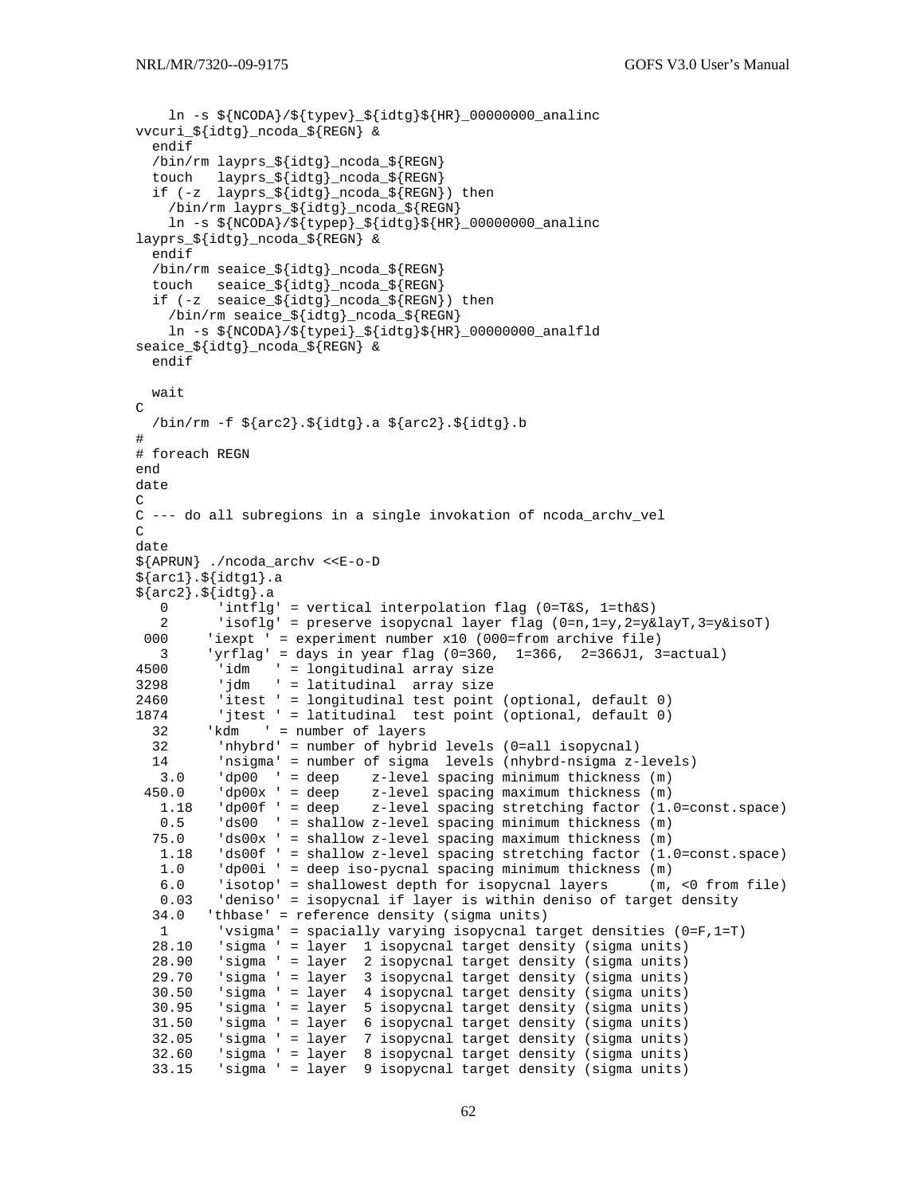```
    ln -s ${NCODA}/${typev}_${idtg}${HR}_00000000_analinc
vvcuri_${idtg}_ncoda_${REGN} &
  endif
  /bin/rm layprs_${idtg}_ncoda_${REGN}
  touch   layprs_${idtg}_ncoda_${REGN}
  if (-z  layprs_${idtg}_ncoda_${REGN}) then
    /bin/rm layprs_${idtg}_ncoda_${REGN}
    ln -s ${NCODA}/${typep}_${idtg}${HR}_00000000_analinc
layprs_${idtg}_ncoda_${REGN} &
  endif
  /bin/rm seaice_${idtg}_ncoda_${REGN}
  touch   seaice_${idtg}_ncoda_${REGN}
  if (-z  seaice_${idtg}_ncoda_${REGN}) then
    /bin/rm seaice_${idtg}_ncoda_${REGN}
    ln -s ${NCODA}/${typei}_${idtg}${HR}_00000000_analfld
seaice_${idtg}_ncoda_${REGN} &
  endif

  wait
C
  /bin/rm -f ${arc2}.${idtg}.a ${arc2}.${idtg}.b
#
# foreach REGN
end
date
C
C --- do all subregions in a single invokation of ncoda_archv_vel
C
date
${APRUN} ./ncoda_archv <<E-o-D
${arc1}.${idtg1}.a
${arc2}.${idtg}.a
   0      'intflg' = vertical interpolation flag (0=T&S, 1=th&S)
   2      'isoflg' = preserve isopycnal layer flag (0=n,1=y,2=y&layT,3=y&isoT)
 000     'iexpt ' = experiment number x10 (000=from archive file)
   3     'yrflag' = days in year flag (0=360,  1=366,  2=366J1, 3=actual)
4500      'idm   ' = longitudinal array size
3298      'jdm   ' = latitudinal  array size
2460      'itest ' = longitudinal test point (optional, default 0)
1874      'jtest ' = latitudinal  test point (optional, default 0)
  32     'kdm   ' = number of layers
  32      'nhybrd' = number of hybrid levels (0=all isopycnal)
  14      'nsigma' = number of sigma  levels (nhybrd-nsigma z-levels)
   3.0    'dp00  ' = deep    z-level spacing minimum thickness (m)
 450.0    'dp00x ' = deep    z-level spacing maximum thickness (m)
   1.18   'dp00f ' = deep    z-level spacing stretching factor (1.0=const.space)
   0.5    'ds00  ' = shallow z-level spacing minimum thickness (m)
  75.0    'ds00x ' = shallow z-level spacing maximum thickness (m)
   1.18   'ds00f ' = shallow z-level spacing stretching factor (1.0=const.space)
   1.0    'dp00i ' = deep iso-pycnal spacing minimum thickness (m)
   6.0    'isotop' = shallowest depth for isopycnal layers     (m, <0 from file)
   0.03   'deniso' = isopycnal if layer is within deniso of target density
  34.0   'thbase' = reference density (sigma units)
   1      'vsigma' = spacially varying isopycnal target densities (0=F,1=T)
  28.10   'sigma ' = layer  1 isopycnal target density (sigma units)
  28.90   'sigma ' = layer  2 isopycnal target density (sigma units)
  29.70   'sigma ' = layer  3 isopycnal target density (sigma units)
  30.50   'sigma ' = layer  4 isopycnal target density (sigma units)
  30.95   'sigma ' = layer  5 isopycnal target density (sigma units)
  31.50   'sigma ' = layer  6 isopycnal target density (sigma units)
  32.05   'sigma ' = layer  7 isopycnal target density (sigma units)
  32.60   'sigma ' = layer  8 isopycnal target density (sigma units)
  33.15   'sigma ' = layer  9 isopycnal target density (sigma units)
```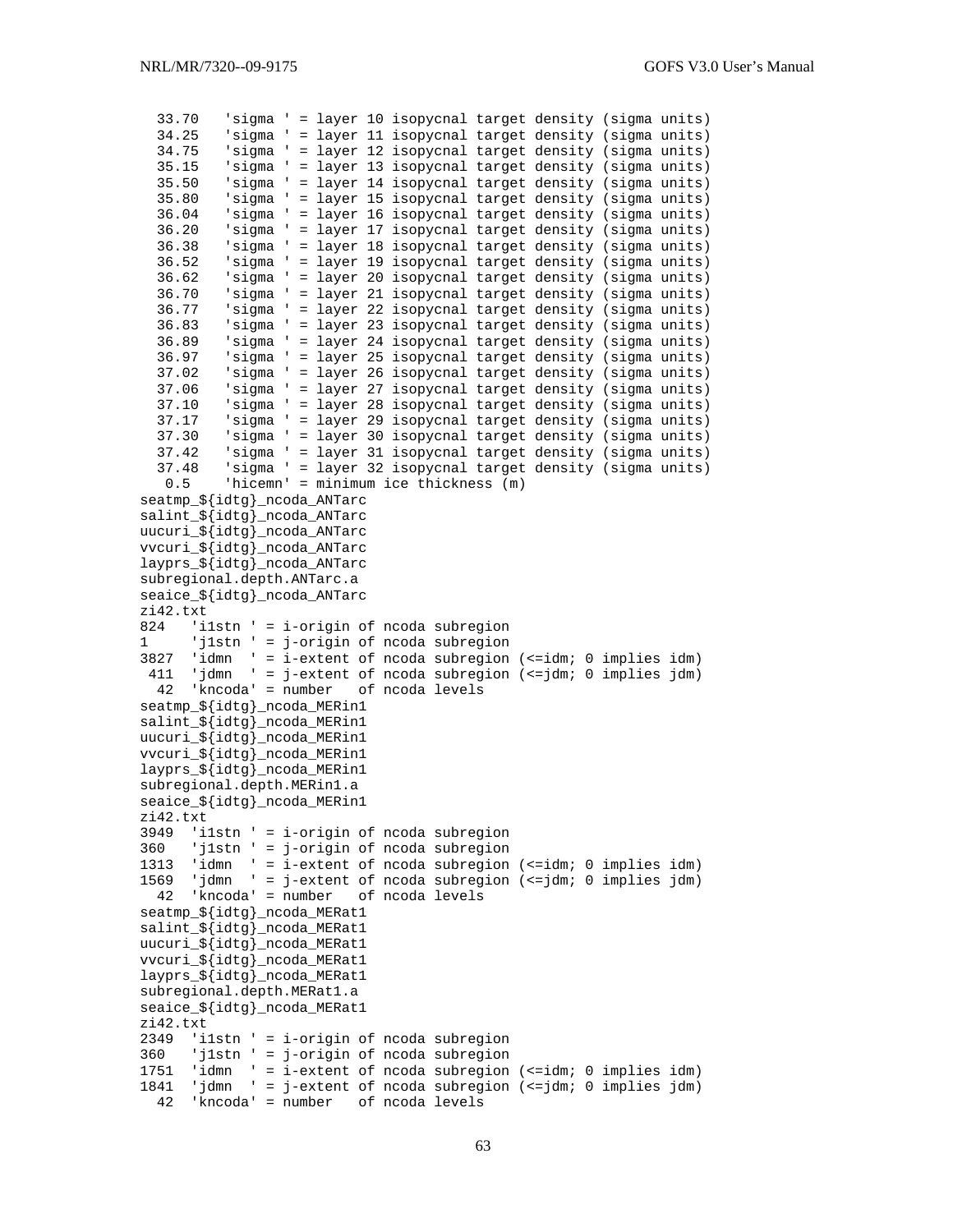```
  33.70   'sigma ' = layer 10 isopycnal target density (sigma units)
  34.25   'sigma ' = layer 11 isopycnal target density (sigma units)
  34.75   'sigma ' = layer 12 isopycnal target density (sigma units)
  35.15   'sigma ' = layer 13 isopycnal target density (sigma units)
  35.50   'sigma ' = layer 14 isopycnal target density (sigma units)
  35.80   'sigma ' = layer 15 isopycnal target density (sigma units)
  36.04   'sigma ' = layer 16 isopycnal target density (sigma units)
  36.20   'sigma ' = layer 17 isopycnal target density (sigma units)
  36.38   'sigma ' = layer 18 isopycnal target density (sigma units)
  36.52   'sigma ' = layer 19 isopycnal target density (sigma units)
  36.62   'sigma ' = layer 20 isopycnal target density (sigma units)
  36.70   'sigma ' = layer 21 isopycnal target density (sigma units)
  36.77   'sigma ' = layer 22 isopycnal target density (sigma units)
  36.83   'sigma ' = layer 23 isopycnal target density (sigma units)
  36.89   'sigma ' = layer 24 isopycnal target density (sigma units)
  36.97   'sigma ' = layer 25 isopycnal target density (sigma units)
  37.02   'sigma ' = layer 26 isopycnal target density (sigma units)
  37.06   'sigma ' = layer 27 isopycnal target density (sigma units)
  37.10   'sigma ' = layer 28 isopycnal target density (sigma units)
  37.17   'sigma ' = layer 29 isopycnal target density (sigma units)
  37.30   'sigma ' = layer 30 isopycnal target density (sigma units)
  37.42   'sigma ' = layer 31 isopycnal target density (sigma units)
  37.48   'sigma ' = layer 32 isopycnal target density (sigma units)
   0.5    'hicemn' = minimum ice thickness (m)
seatmp_${idtg}_ncoda_ANTarc
salint_${idtg}_ncoda_ANTarc
uucuri_${idtg}_ncoda_ANTarc
vvcuri_${idtg}_ncoda_ANTarc
layprs_${idtg}_ncoda_ANTarc
subregional.depth.ANTarc.a
seaice_${idtg}_ncoda_ANTarc
zi42.txt
824   'i1stn ' = i-origin of ncoda subregion
1     'j1stn ' = j-origin of ncoda subregion
3827  'idmn  ' = i-extent of ncoda subregion (<=idm; 0 implies idm)
 411  'jdmn  ' = j-extent of ncoda subregion (<=jdm; 0 implies jdm)
  42  'kncoda' = number   of ncoda levels
seatmp_${idtg}_ncoda_MERin1
salint_${idtg}_ncoda_MERin1
uucuri_${idtg}_ncoda_MERin1
vvcuri_${idtg}_ncoda_MERin1
layprs_${idtg}_ncoda_MERin1
subregional.depth.MERin1.a
seaice_${idtg}_ncoda_MERin1
zi42.txt
3949  'i1stn ' = i-origin of ncoda subregion
360   'j1stn ' = j-origin of ncoda subregion
1313  'idmn  ' = i-extent of ncoda subregion (<=idm; 0 implies idm)
1569  'jdmn  ' = j-extent of ncoda subregion (<=jdm; 0 implies jdm)
  42  'kncoda' = number   of ncoda levels
seatmp_${idtg}_ncoda_MERat1
salint_${idtg}_ncoda_MERat1
uucuri_${idtg}_ncoda_MERat1
vvcuri_${idtg}_ncoda_MERat1
layprs_${idtg}_ncoda_MERat1
subregional.depth.MERat1.a
seaice_${idtg}_ncoda_MERat1
zi42.txt
2349  'i1stn ' = i-origin of ncoda subregion
360   'j1stn ' = j-origin of ncoda subregion
1751  'idmn  ' = i-extent of ncoda subregion (<=idm; 0 implies idm)
1841  'jdmn  ' = j-extent of ncoda subregion (<=jdm; 0 implies jdm)
  42  'kncoda' = number   of ncoda levels
```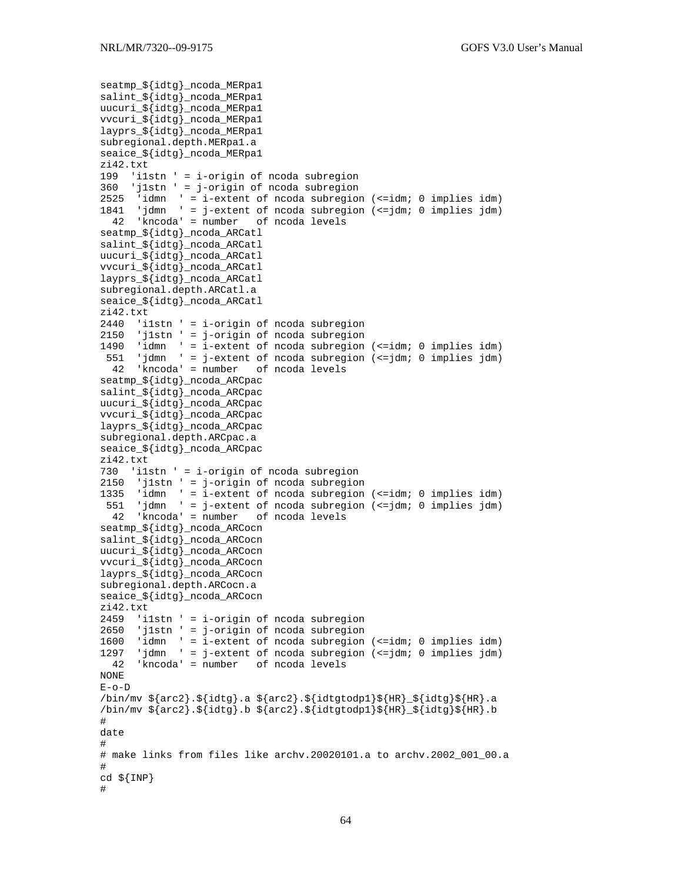```
seatmp_${idtg}_ncoda_MERpa1
salint_${idtg}_ncoda_MERpa1
uucuri_${idtg}_ncoda_MERpa1
vvcuri_${idtg}_ncoda_MERpa1
layprs_${idtg}_ncoda_MERpa1
subregional.depth.MERpa1.a
seaice_${idtg}_ncoda_MERpa1
zi42.txt
199  'i1stn ' = i-origin of ncoda subregion
360  'j1stn ' = j-origin of ncoda subregion
2525  'idmn  ' = i-extent of ncoda subregion (<=idm; 0 implies idm)
1841  'jdmn  ' = j-extent of ncoda subregion (<=jdm; 0 implies jdm)
  42  'kncoda' = number   of ncoda levels
seatmp_${idtg}_ncoda_ARCatl
salint_${idtg}_ncoda_ARCatl
uucuri_${idtg}_ncoda_ARCatl
vvcuri_${idtg}_ncoda_ARCatl
layprs_${idtg}_ncoda_ARCatl
subregional.depth.ARCatl.a
seaice_${idtg}_ncoda_ARCatl
zi42.txt
2440  'i1stn ' = i-origin of ncoda subregion
2150  'j1stn ' = j-origin of ncoda subregion
1490  'idmn  ' = i-extent of ncoda subregion (<=idm; 0 implies idm)
 551  'jdmn  ' = j-extent of ncoda subregion (<=jdm; 0 implies jdm)
  42  'kncoda' = number   of ncoda levels
seatmp_${idtg}_ncoda_ARCpac
salint_${idtg}_ncoda_ARCpac
uucuri_${idtg}_ncoda_ARCpac
vvcuri_${idtg}_ncoda_ARCpac
layprs_${idtg}_ncoda_ARCpac
subregional.depth.ARCpac.a
seaice_${idtg}_ncoda_ARCpac
zi42.txt
730  'i1stn ' = i-origin of ncoda subregion
2150  'j1stn ' = j-origin of ncoda subregion
1335  'idmn  ' = i-extent of ncoda subregion (<=idm; 0 implies idm)
 551  'jdmn  ' = j-extent of ncoda subregion (<=jdm; 0 implies jdm)
  42  'kncoda' = number   of ncoda levels
seatmp_${idtg}_ncoda_ARCocn
salint_${idtg}_ncoda_ARCocn
uucuri_${idtg}_ncoda_ARCocn
vvcuri_${idtg}_ncoda_ARCocn
layprs_${idtg}_ncoda_ARCocn
subregional.depth.ARCocn.a
seaice_${idtg}_ncoda_ARCocn
zi42.txt
2459  'i1stn ' = i-origin of ncoda subregion
2650  'j1stn ' = j-origin of ncoda subregion
1600  'idmn  ' = i-extent of ncoda subregion (<=idm; 0 implies idm)
1297  'jdmn  ' = j-extent of ncoda subregion (<=jdm; 0 implies jdm)
  42  'kncoda' = number   of ncoda levels
NONE
E-o-D
/bin/mv ${arc2}.${idtg}.a ${arc2}.${idtgtodp1}${HR}_${idtg}${HR}.a
/bin/mv ${arc2}.${idtg}.b ${arc2}.${idtgtodp1}${HR}_${idtg}${HR}.b
#
date
#
# make links from files like archv.20020101.a to archv.2002_001_00.a
#
cd ${INP}
#
```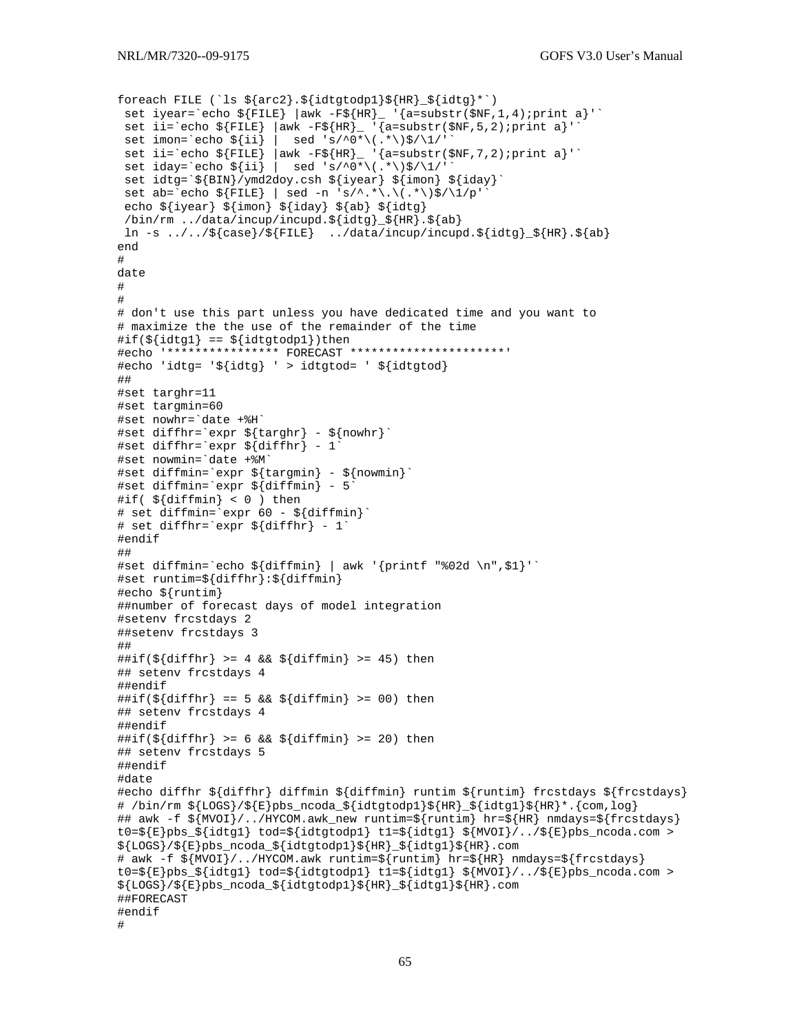```
foreach FILE (`ls ${arc2}.${idtgtodp1}${HR}_${idtg}*`)
 set iyear=`echo ${FILE} |awk -F${HR}_ '{a=substr($NF,1,4);print a}'`
 set ii=`echo ${FILE} |awk -F${HR}_ '{a=substr($NF,5,2);print a}'`
 set imon=`echo ${ii} |  sed 's/^0*\(.*\)$/\1/'`
 set ii=`echo ${FILE} |awk -F${HR}_ '{a=substr($NF,7,2);print a}'`
 set iday=`echo ${ii} |  sed 's/^0*\(.*\)$/\1/'`
 set idtg=`${BIN}/ymd2doy.csh ${iyear} ${imon} ${iday}`
 set ab=`echo ${FILE} | sed -n 's/^.*\.\(.*\)$/\1/p'`
 echo ${iyear} ${imon} ${iday} ${ab} ${idtg}
 /bin/rm ../data/incup/incupd.${idtg}_${HR}.${ab}
 ln -s ../../${case}/${FILE}  ../data/incup/incupd.${idtg}_${HR}.${ab}
end
#
date
#
#
# don't use this part unless you have dedicated time and you want to
# maximize the the use of the remainder of the time
#if(${idtg1} == ${idtgtodp1})then
#echo '**************** FORECAST **********************'
#echo 'idtg= '${idtg} ' > idtgtod= ' ${idtgtod}
##
#set targhr=11
#set targmin=60
#set nowhr=`date +%H`
#set diffhr=`expr ${targhr} - ${nowhr}`
#set diffhr=`expr ${diffhr} - 1`
#set nowmin=`date +%M`
#set diffmin=`expr ${targmin} - ${nowmin}`
#set diffmin=`expr ${diffmin} - 5`
#if( ${diffmin} < 0 ) then
# set diffmin=`expr 60 - ${diffmin}`
# set diffhr=`expr ${diffhr} - 1`
#endif
##
#set diffmin=`echo ${diffmin} | awk '{printf "%02d \n",$1}'`
#set runtim=${diffhr}:${diffmin}
#echo ${runtim}
##number of forecast days of model integration
#setenv frcstdays 2
##setenv frcstdays 3
##
##if(${diffhr} >= 4 && ${diffmin} >= 45) then
## setenv frcstdays 4
##endif
##if(${diffhr} == 5 && ${diffmin} >= 00) then
## setenv frcstdays 4
##endif
##if(${diffhr} >= 6 && ${diffmin} >= 20) then
## setenv frcstdays 5
##endif
#date
#echo diffhr ${diffhr} diffmin ${diffmin} runtim ${runtim} frcstdays ${frcstdays}
# /bin/rm ${LOGS}/${E}pbs_ncoda_${idtgtodp1}${HR}_${idtg1}${HR}*.{com,log}
## awk -f ${MVOI}/../HYCOM.awk_new runtim=${runtim} hr=${HR} nmdays=${frcstdays}
t0=${E}pbs_${idtg1} tod=${idtgtodp1} t1=${idtg1} ${MVOI}/../${E}pbs_ncoda.com >
${LOGS}/${E}pbs_ncoda_${idtgtodp1}${HR}_${idtg1}${HR}.com
# awk -f ${MVOI}/../HYCOM.awk runtim=${runtim} hr=${HR} nmdays=${frcstdays}
t0=${E}pbs_${idtg1} tod=${idtgtodp1} t1=${idtg1} ${MVOI}/../${E}pbs_ncoda.com >
${LOGS}/${E}pbs_ncoda_${idtgtodp1}${HR}_${idtg1}${HR}.com
##FORECAST
#endif
#
```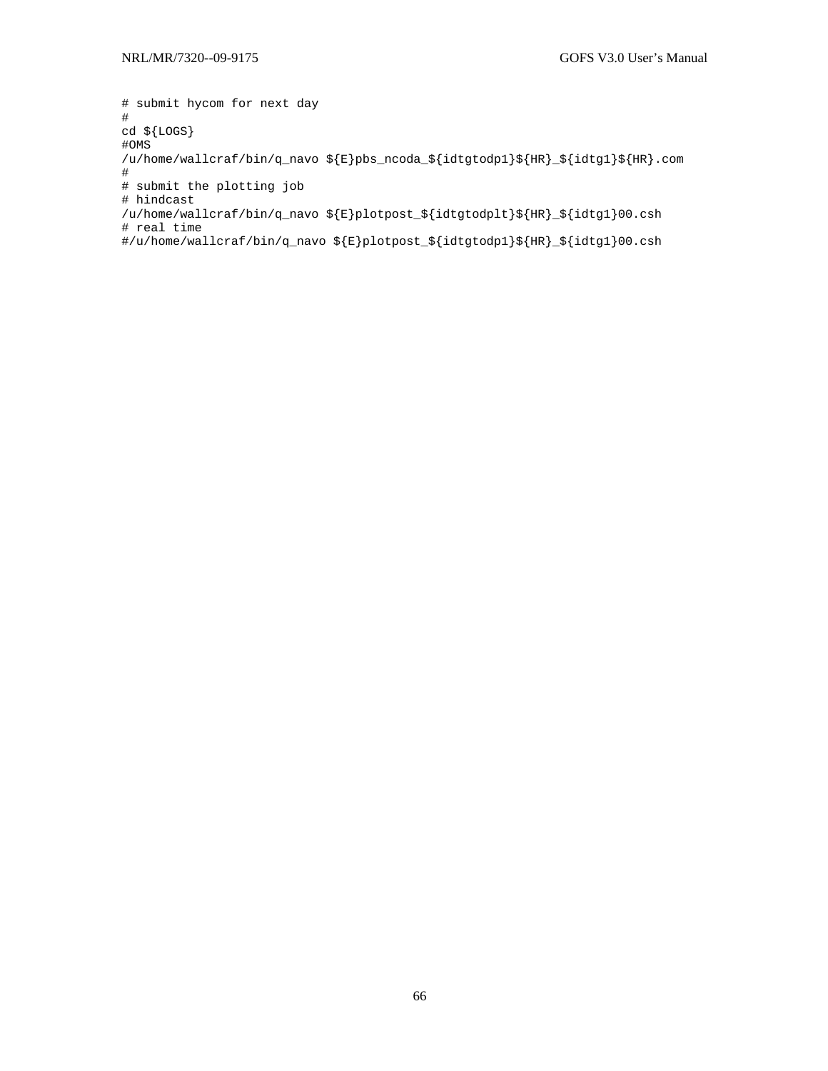```
# submit hycom for next day
#
cd ${LOGS}
#OMS
/u/home/wallcraf/bin/q_navo ${E}pbs_ncoda_${idtgtodp1}${HR}_${idtg1}${HR}.com
#
# submit the plotting job
# hindcast
/u/home/wallcraf/bin/q_navo ${E}plotpost_${idtgtodplt}${HR}_${idtg1}00.csh
# real time
#/u/home/wallcraf/bin/q_navo ${E}plotpost_${idtgtodp1}${HR}_${idtg1}00.csh
```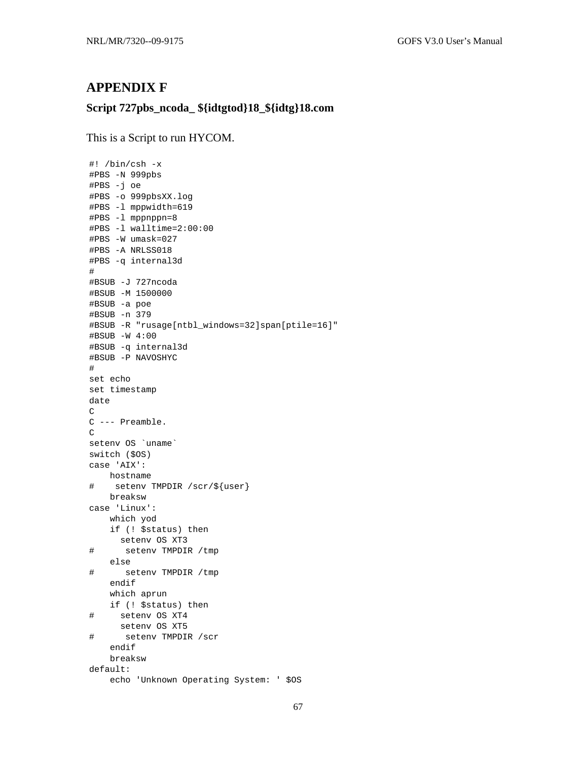# APPENDIX F

### Script 727pbs_ncoda_ ${idtgtod}18_${idtg}18.com

This is a Script to run HYCOM.

```
#! /bin/csh -x
#PBS -N 999pbs
#PBS -j oe
#PBS -o 999pbsXX.log
#PBS -l mppwidth=619
#PBS -l mppnppn=8
#PBS -l walltime=2:00:00
#PBS -W umask=027
#PBS -A NRLSS018
#PBS -q internal3d
#
#BSUB -J 727ncoda
#BSUB -M 1500000
#BSUB -a poe
#BSUB -n 379
#BSUB -R "rusage[ntbl_windows=32]span[ptile=16]"
#BSUB -W 4:00
#BSUB -q internal3d
#BSUB -P NAVOSHYC
#
set echo
set timestamp
date
C
C --- Preamble.
C
setenv OS `uname`
switch ($OS)
case 'AIX':
    hostname
#    setenv TMPDIR /scr/${user}
    breaksw
case 'Linux':
    which yod
    if (! $status) then
      setenv OS XT3
#      setenv TMPDIR /tmp
    else
#      setenv TMPDIR /tmp
    endif
    which aprun
    if (! $status) then
#     setenv OS XT4
      setenv OS XT5
#      setenv TMPDIR /scr
    endif
    breaksw
default:
    echo 'Unknown Operating System: ' $OS
```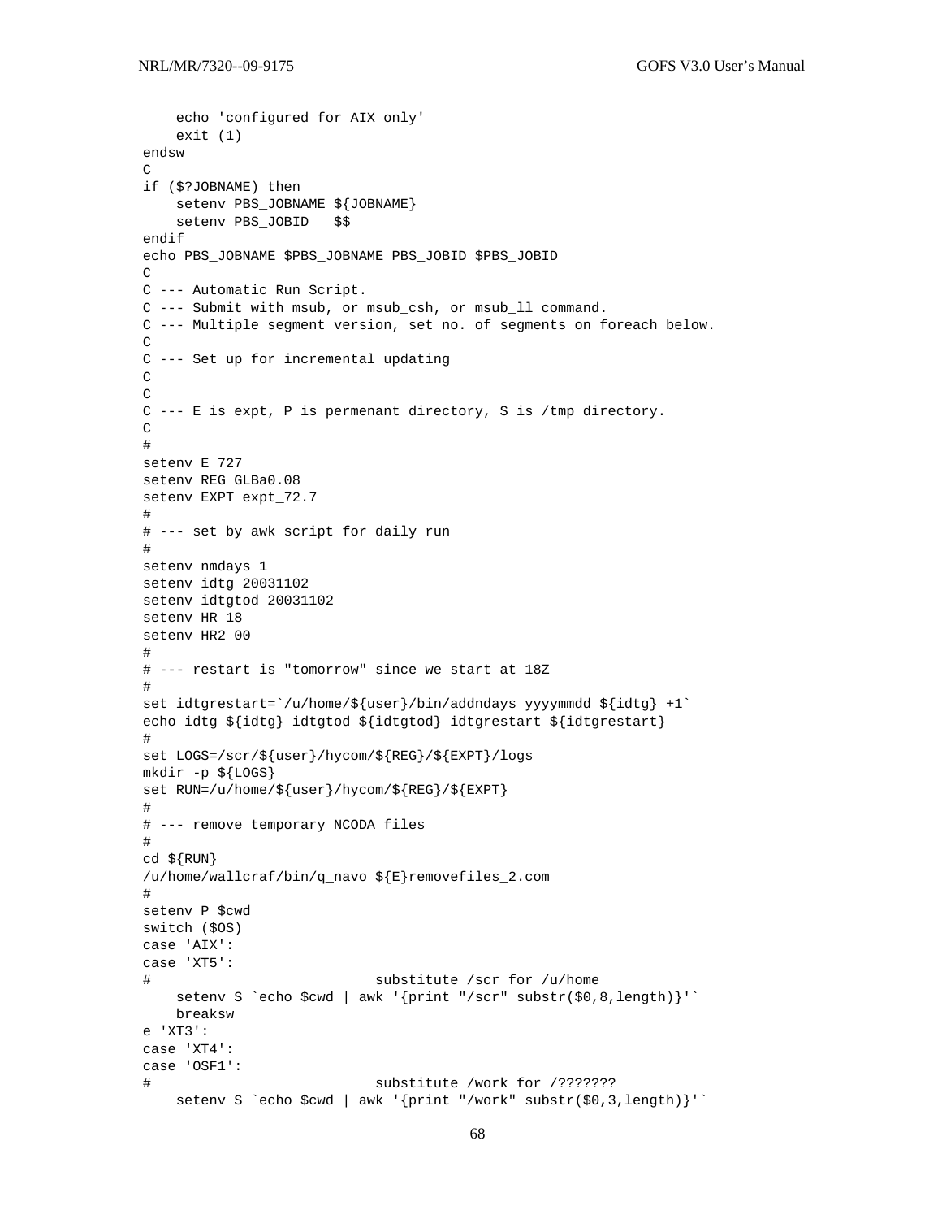```
    echo 'configured for AIX only'
    exit (1)
endsw
C
if ($?JOBNAME) then
    setenv PBS_JOBNAME ${JOBNAME}
    setenv PBS_JOBID   $$
endif
echo PBS_JOBNAME $PBS_JOBNAME PBS_JOBID $PBS_JOBID
C
C --- Automatic Run Script.
C --- Submit with msub, or msub_csh, or msub_ll command.
C --- Multiple segment version, set no. of segments on foreach below.
C
C --- Set up for incremental updating
C
C
C --- E is expt, P is permenant directory, S is /tmp directory.
C
#
setenv E 727
setenv REG GLBa0.08
setenv EXPT expt_72.7
#
# --- set by awk script for daily run
#
setenv nmdays 1
setenv idtg 20031102
setenv idtgtod 20031102
setenv HR 18
setenv HR2 00
#
# --- restart is "tomorrow" since we start at 18Z
#
set idtgrestart=`/u/home/${user}/bin/addndays yyyymmdd ${idtg} +1`
echo idtg ${idtg} idtgtod ${idtgtod} idtgrestart ${idtgrestart}
#
set LOGS=/scr/${user}/hycom/${REG}/${EXPT}/logs
mkdir -p ${LOGS}
set RUN=/u/home/${user}/hycom/${REG}/${EXPT}
#
# --- remove temporary NCODA files
#
cd ${RUN}
/u/home/wallcraf/bin/q_navo ${E}removefiles_2.com
#
setenv P $cwd
switch ($OS)
case 'AIX':
case 'XT5':
#                          substitute /scr for /u/home
    setenv S `echo $cwd | awk '{print "/scr" substr($0,8,length)}'`
    breaksw
e 'XT3':
case 'XT4':
case 'OSF1':
#                          substitute /work for /???????
    setenv S `echo $cwd | awk '{print "/work" substr($0,3,length)}'`
```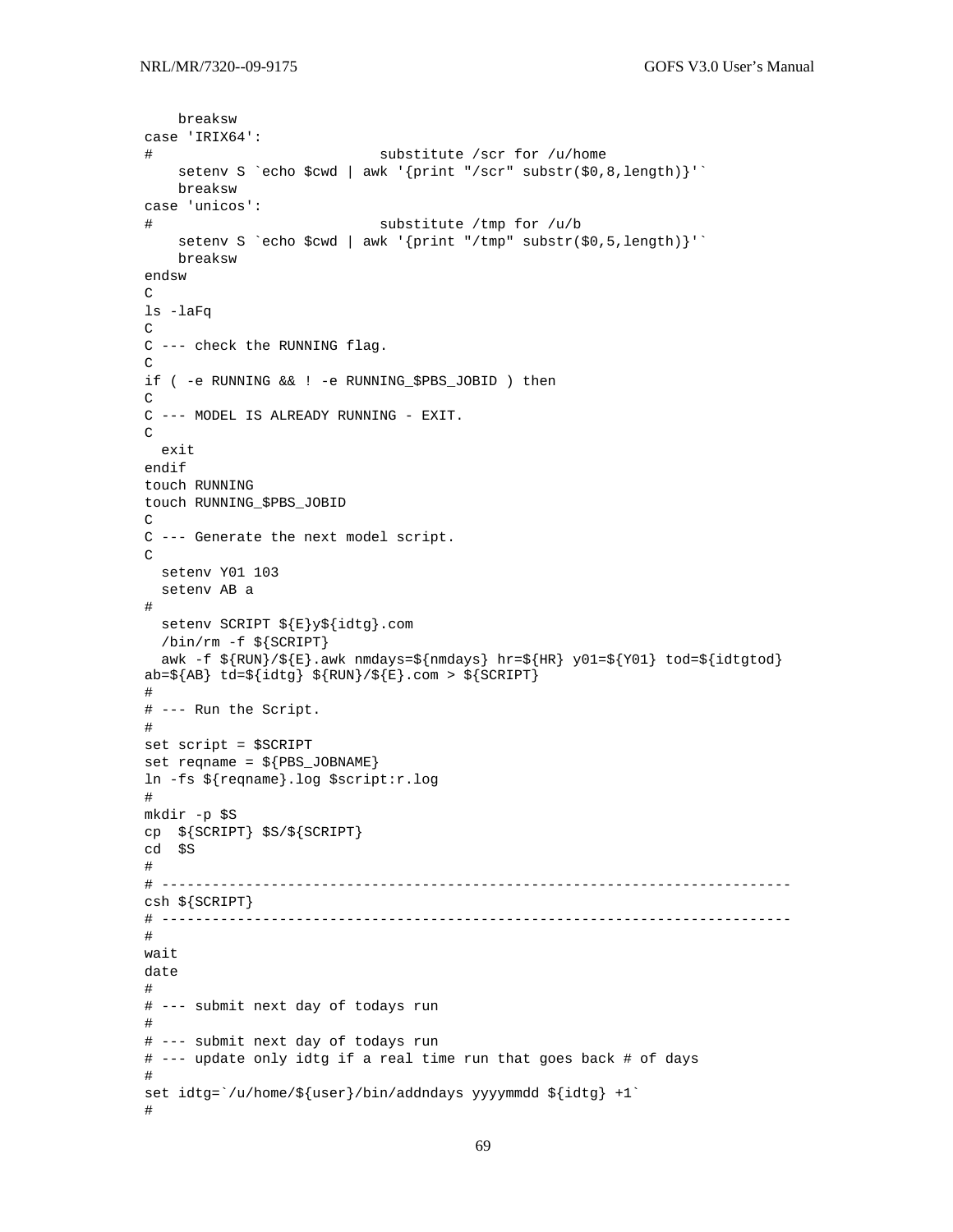```
    breaksw
case 'IRIX64':
#                         substitute /scr for /u/home
    setenv S `echo $cwd | awk '{print "/scr" substr($0,8,length)}'`
    breaksw
case 'unicos':
#                         substitute /tmp for /u/b
    setenv S `echo $cwd | awk '{print "/tmp" substr($0,5,length)}'`
    breaksw
endsw
C
ls -laFq
C
C --- check the RUNNING flag.
C
if ( -e RUNNING && ! -e RUNNING_$PBS_JOBID ) then
C
C --- MODEL IS ALREADY RUNNING - EXIT.
C
  exit
endif
touch RUNNING
touch RUNNING_$PBS_JOBID
C
C --- Generate the next model script.
C
  setenv Y01 103
  setenv AB a
#
  setenv SCRIPT ${E}y${idtg}.com
  /bin/rm -f ${SCRIPT}
  awk -f ${RUN}/${E}.awk nmdays=${nmdays} hr=${HR} y01=${Y01} tod=${idtgtod}
ab=${AB} td=${idtg} ${RUN}/${E}.com > ${SCRIPT}
#
# --- Run the Script.
#
set script = $SCRIPT
set reqname = ${PBS_JOBNAME}
ln -fs ${reqname}.log $script:r.log
#
mkdir -p $S
cp  ${SCRIPT} $S/${SCRIPT}
cd  $S
#
# --------------------------------------------------------------------------
csh ${SCRIPT}
# --------------------------------------------------------------------------
#
wait
date
#
# --- submit next day of todays run
#
# --- submit next day of todays run
# --- update only idtg if a real time run that goes back # of days
#
set idtg=`/u/home/${user}/bin/addndays yyyymmdd ${idtg} +1`
#
```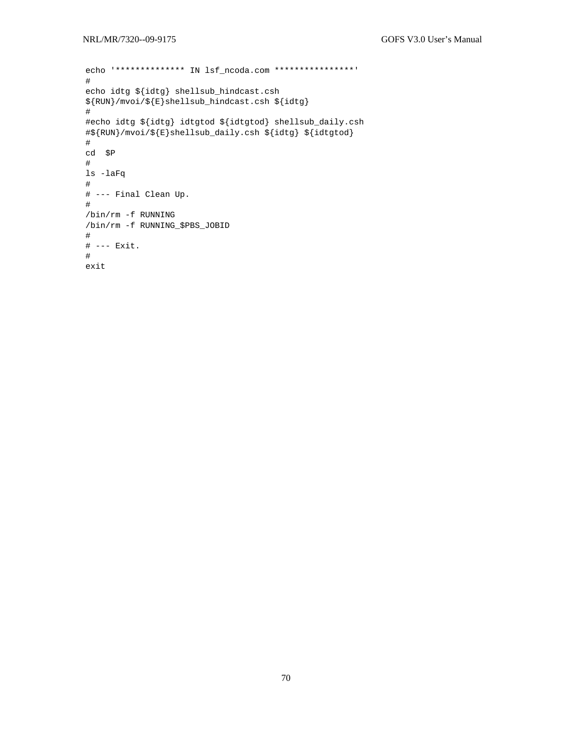```
echo '************** IN lsf_ncoda.com ****************'
#
echo idtg ${idtg} shellsub_hindcast.csh
${RUN}/mvoi/${E}shellsub_hindcast.csh ${idtg}
#
#echo idtg ${idtg} idtgtod ${idtgtod} shellsub_daily.csh
#${RUN}/mvoi/${E}shellsub_daily.csh ${idtg} ${idtgtod}
#
cd  $P
#
ls -laFq
#
# --- Final Clean Up.
#
/bin/rm -f RUNNING
/bin/rm -f RUNNING_$PBS_JOBID
#
# --- Exit.
#
exit
```